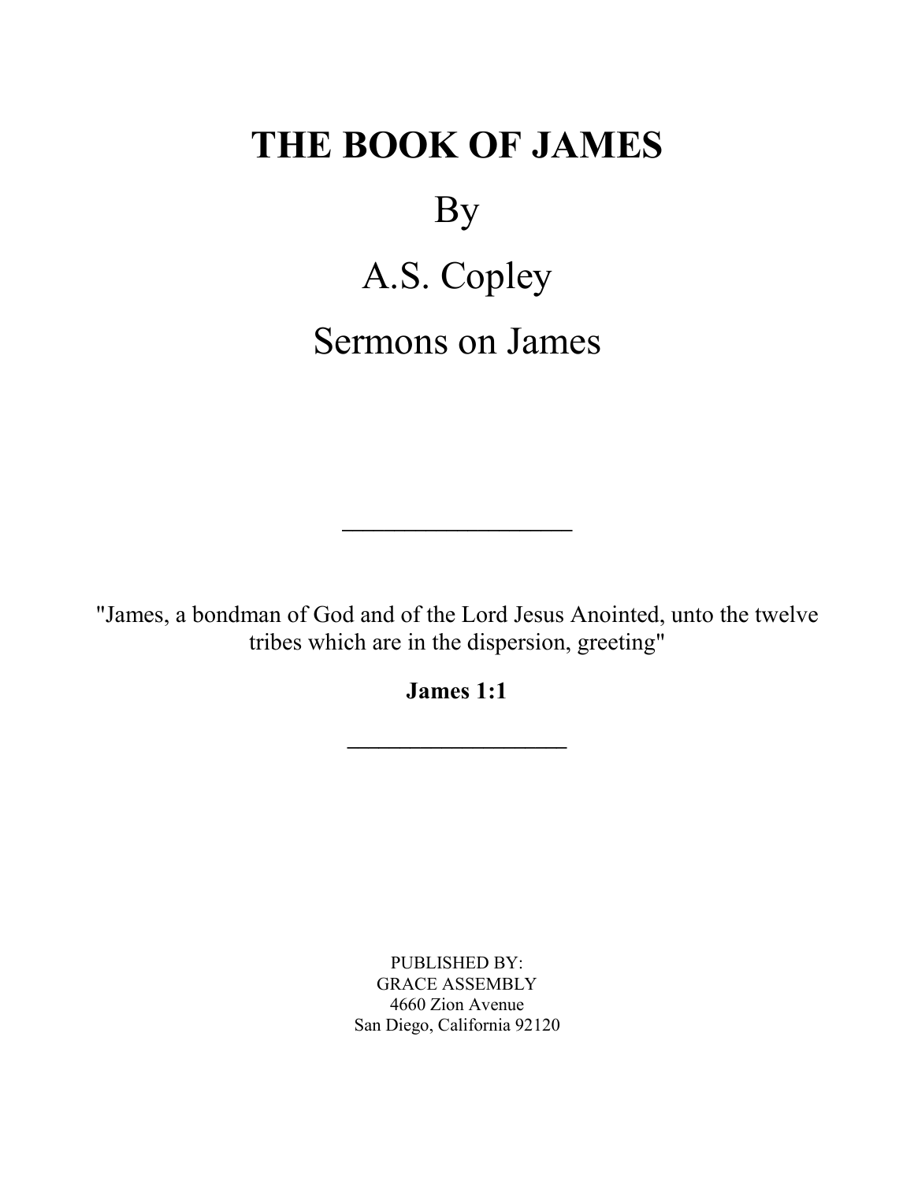# THE BOOK OF JAMES

By

A.S. Copley

Sermons on James

---

"James, a bondman of God and of the Lord Jesus Anointed, unto the twelve tribes which are in the dispersion, greeting"

**James 1:1**

---

PUBLISHED BY:
GRACE ASSEMBLY
4660 Zion Avenue
San Diego, California 92120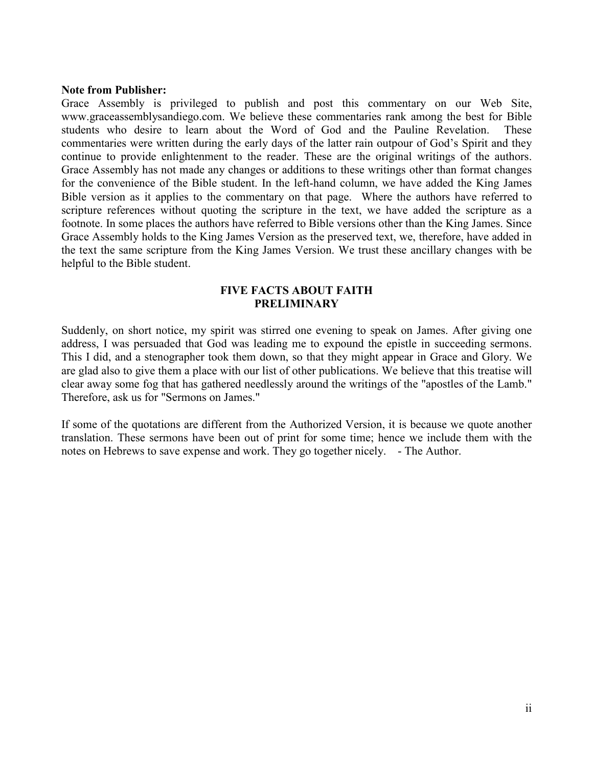**Note from Publisher:**
Grace Assembly is privileged to publish and post this commentary on our Web Site, www.graceassemblysandiego.com. We believe these commentaries rank among the best for Bible students who desire to learn about the Word of God and the Pauline Revelation. These commentaries were written during the early days of the latter rain outpour of God's Spirit and they continue to provide enlightenment to the reader. These are the original writings of the authors. Grace Assembly has not made any changes or additions to these writings other than format changes for the convenience of the Bible student. In the left-hand column, we have added the King James Bible version as it applies to the commentary on that page. Where the authors have referred to scripture references without quoting the scripture in the text, we have added the scripture as a footnote. In some places the authors have referred to Bible versions other than the King James. Since Grace Assembly holds to the King James Version as the preserved text, we, therefore, have added in the text the same scripture from the King James Version. We trust these ancillary changes with be helpful to the Bible student.

## FIVE FACTS ABOUT FAITH
## PRELIMINARY

Suddenly, on short notice, my spirit was stirred one evening to speak on James. After giving one address, I was persuaded that God was leading me to expound the epistle in succeeding sermons. This I did, and a stenographer took them down, so that they might appear in Grace and Glory. We are glad also to give them a place with our list of other publications. We believe that this treatise will clear away some fog that has gathered needlessly around the writings of the "apostles of the Lamb." Therefore, ask us for "Sermons on James."

If some of the quotations are different from the Authorized Version, it is because we quote another translation. These sermons have been out of print for some time; hence we include them with the notes on Hebrews to save expense and work. They go together nicely. - The Author.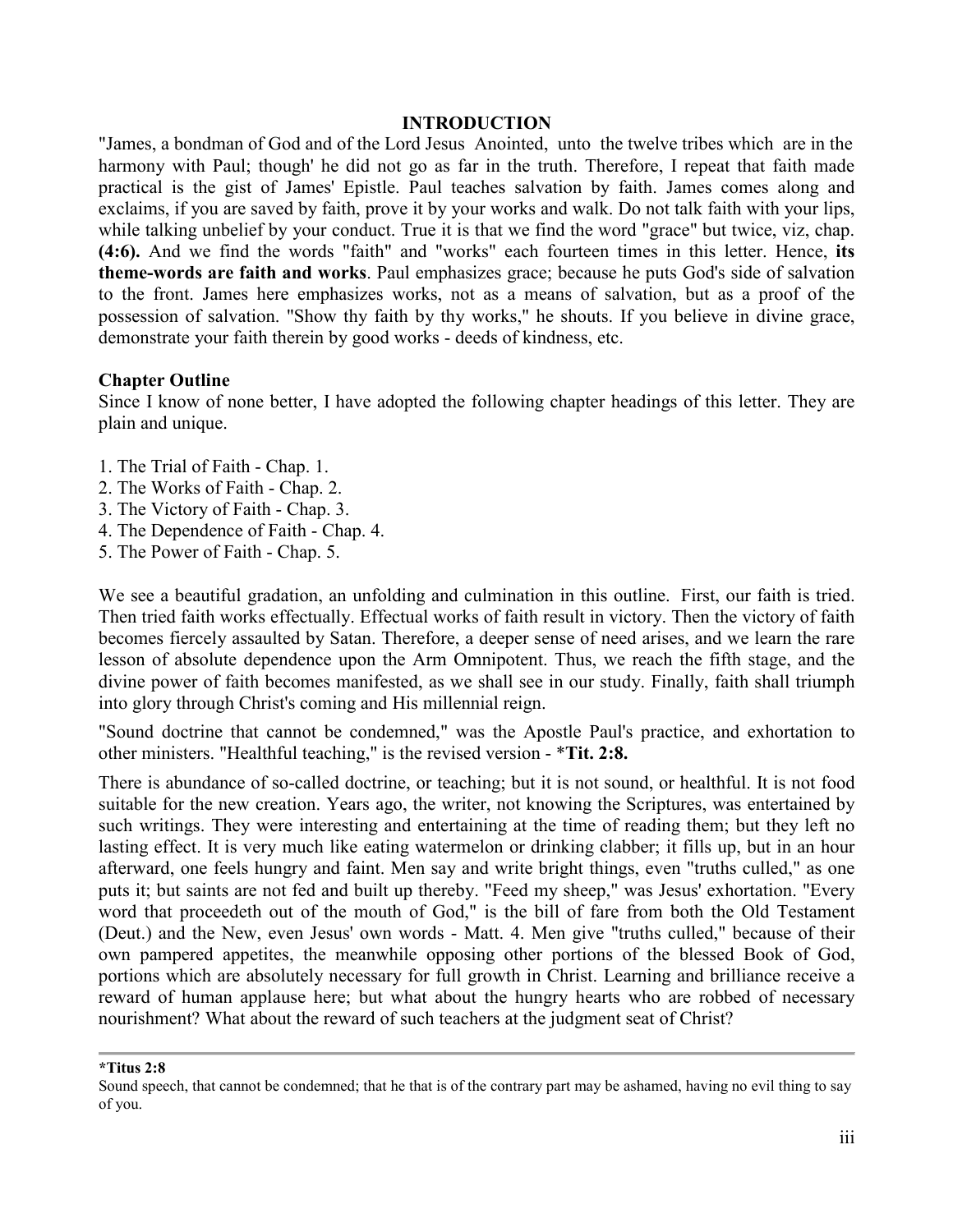# INTRODUCTION

"James, a bondman of God and of the Lord Jesus Anointed, unto the twelve tribes which are in the harmony with Paul; though' he did not go as far in the truth. Therefore, I repeat that faith made practical is the gist of James' Epistle. Paul teaches salvation by faith. James comes along and exclaims, if you are saved by faith, prove it by your works and walk. Do not talk faith with your lips, while talking unbelief by your conduct. True it is that we find the word "grace" but twice, viz, chap. **(4:6).** And we find the words "faith" and "works" each fourteen times in this letter. Hence, **its theme-words are faith and works**. Paul emphasizes grace; because he puts God's side of salvation to the front. James here emphasizes works, not as a means of salvation, but as a proof of the possession of salvation. "Show thy faith by thy works," he shouts. If you believe in divine grace, demonstrate your faith therein by good works - deeds of kindness, etc.

## Chapter Outline

Since I know of none better, I have adopted the following chapter headings of this letter. They are plain and unique.

1. The Trial of Faith - Chap. 1.
2. The Works of Faith - Chap. 2.
3. The Victory of Faith - Chap. 3.
4. The Dependence of Faith - Chap. 4.
5. The Power of Faith - Chap. 5.

We see a beautiful gradation, an unfolding and culmination in this outline. First, our faith is tried. Then tried faith works effectually. Effectual works of faith result in victory. Then the victory of faith becomes fiercely assaulted by Satan. Therefore, a deeper sense of need arises, and we learn the rare lesson of absolute dependence upon the Arm Omnipotent. Thus, we reach the fifth stage, and the divine power of faith becomes manifested, as we shall see in our study. Finally, faith shall triumph into glory through Christ's coming and His millennial reign.

"Sound doctrine that cannot be condemned," was the Apostle Paul's practice, and exhortation to other ministers. "Healthful teaching," is the revised version - ***Tit. 2:8.**

There is abundance of so-called doctrine, or teaching; but it is not sound, or healthful. It is not food suitable for the new creation. Years ago, the writer, not knowing the Scriptures, was entertained by such writings. They were interesting and entertaining at the time of reading them; but they left no lasting effect. It is very much like eating watermelon or drinking clabber; it fills up, but in an hour afterward, one feels hungry and faint. Men say and write bright things, even "truths culled," as one puts it; but saints are not fed and built up thereby. "Feed my sheep," was Jesus' exhortation. "Every word that proceedeth out of the mouth of God," is the bill of fare from both the Old Testament (Deut.) and the New, even Jesus' own words - Matt. 4. Men give "truths culled," because of their own pampered appetites, the meanwhile opposing other portions of the blessed Book of God, portions which are absolutely necessary for full growth in Christ. Learning and brilliance receive a reward of human applause here; but what about the hungry hearts who are robbed of necessary nourishment? What about the reward of such teachers at the judgment seat of Christ?

---

***Titus 2:8**

Sound speech, that cannot be condemned; that he that is of the contrary part may be ashamed, having no evil thing to say of you.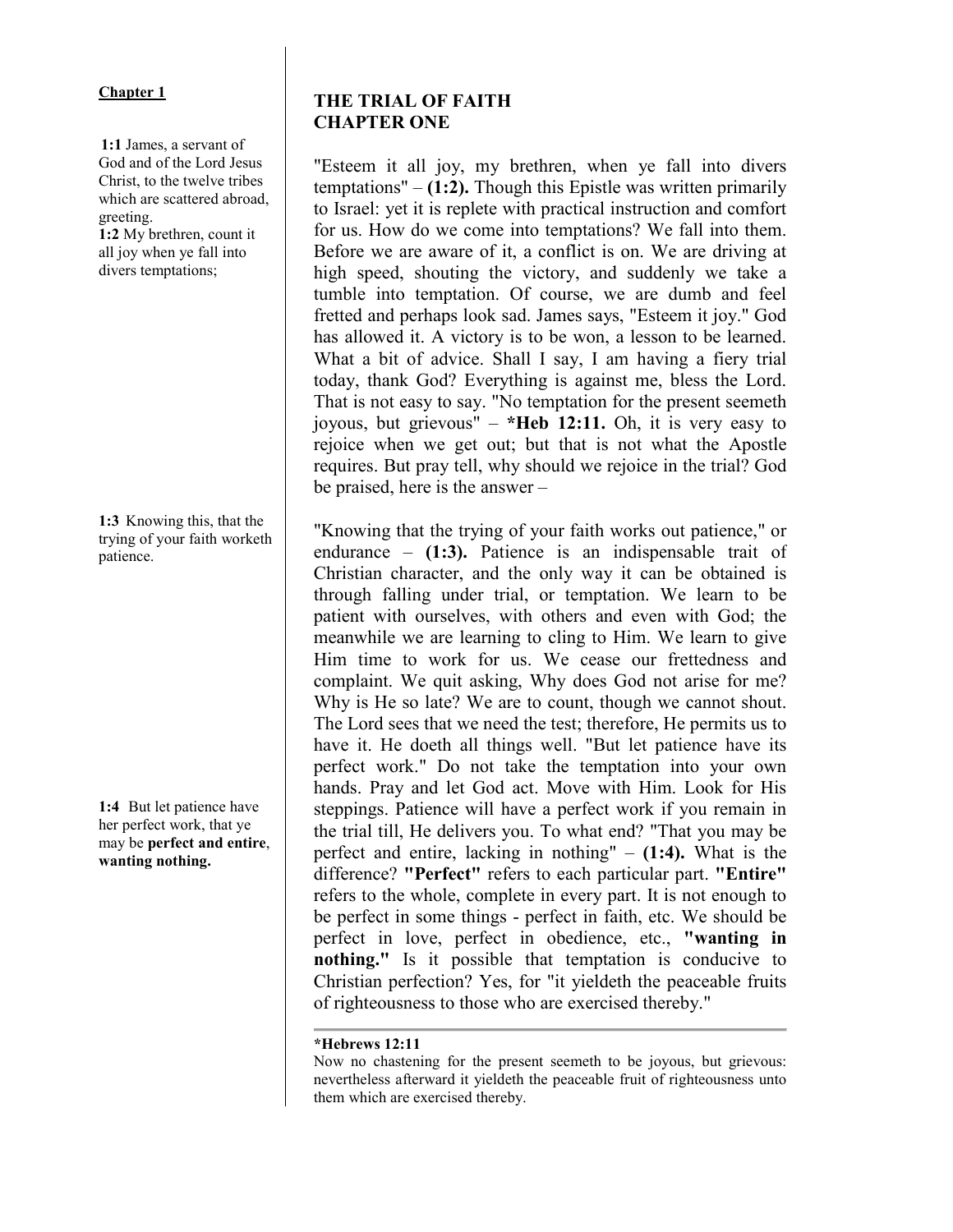**Chapter 1**

**1:1** James, a servant of God and of the Lord Jesus Christ, to the twelve tribes which are scattered abroad, greeting.
**1:2** My brethren, count it all joy when ye fall into divers temptations;

## THE TRIAL OF FAITH
## CHAPTER ONE

"Esteem it all joy, my brethren, when ye fall into divers temptations" – **(1:2).** Though this Epistle was written primarily to Israel: yet it is replete with practical instruction and comfort for us. How do we come into temptations? We fall into them. Before we are aware of it, a conflict is on. We are driving at high speed, shouting the victory, and suddenly we take a tumble into temptation. Of course, we are dumb and feel fretted and perhaps look sad. James says, "Esteem it joy." God has allowed it. A victory is to be won, a lesson to be learned. What a bit of advice. Shall I say, I am having a fiery trial today, thank God? Everything is against me, bless the Lord. That is not easy to say. "No temptation for the present seemeth joyous, but grievous" – ***Heb 12:11.** Oh, it is very easy to rejoice when we get out; but that is not what the Apostle requires. But pray tell, why should we rejoice in the trial? God be praised, here is the answer –

**1:3** Knowing this, that the trying of your faith worketh patience.

"Knowing that the trying of your faith works out patience," or endurance – **(1:3).** Patience is an indispensable trait of Christian character, and the only way it can be obtained is through falling under trial, or temptation. We learn to be patient with ourselves, with others and even with God; the meanwhile we are learning to cling to Him. We learn to give Him time to work for us. We cease our frettedness and complaint. We quit asking, Why does God not arise for me? Why is He so late? We are to count, though we cannot shout. The Lord sees that we need the test; therefore, He permits us to have it. He doeth all things well. "But let patience have its perfect work." Do not take the temptation into your own hands. Pray and let God act. Move with Him. Look for His steppings. Patience will have a perfect work if you remain in the trial till, He delivers you. To what end? "That you may be perfect and entire, lacking in nothing" – **(1:4).** What is the difference? **"Perfect"** refers to each particular part. **"Entire"** refers to the whole, complete in every part. It is not enough to be perfect in some things - perfect in faith, etc. We should be perfect in love, perfect in obedience, etc., **"wanting in nothing."** Is it possible that temptation is conducive to Christian perfection? Yes, for "it yieldeth the peaceable fruits of righteousness to those who are exercised thereby."

**1:4** But let patience have her perfect work, that ye may be **perfect and entire**, **wanting nothing.**

---

***Hebrews 12:11**
Now no chastening for the present seemeth to be joyous, but grievous: nevertheless afterward it yieldeth the peaceable fruit of righteousness unto them which are exercised thereby.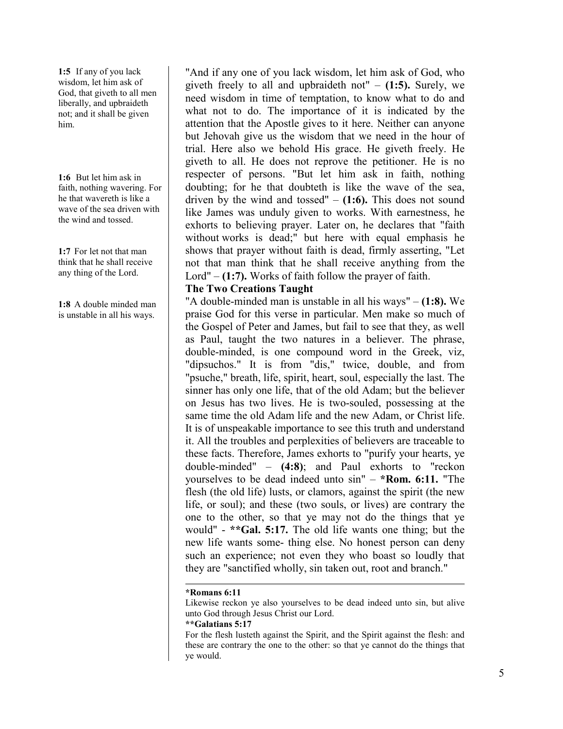**1:5** If any of you lack wisdom, let him ask of God, that giveth to all men liberally, and upbraideth not; and it shall be given him.

**1:6** But let him ask in faith, nothing wavering. For he that wavereth is like a wave of the sea driven with the wind and tossed.

**1:7** For let not that man think that he shall receive any thing of the Lord.

**1:8** A double minded man is unstable in all his ways.

"And if any one of you lack wisdom, let him ask of God, who giveth freely to all and upbraideth not" – **(1:5).** Surely, we need wisdom in time of temptation, to know what to do and what not to do. The importance of it is indicated by the attention that the Apostle gives to it here. Neither can anyone but Jehovah give us the wisdom that we need in the hour of trial. Here also we behold His grace. He giveth freely. He giveth to all. He does not reprove the petitioner. He is no respecter of persons. "But let him ask in faith, nothing doubting; for he that doubteth is like the wave of the sea, driven by the wind and tossed" – **(1:6).** This does not sound like James was unduly given to works. With earnestness, he exhorts to believing prayer. Later on, he declares that "faith without works is dead;" but here with equal emphasis he shows that prayer without faith is dead, firmly asserting, "Let not that man think that he shall receive anything from the Lord" – **(1:7).** Works of faith follow the prayer of faith.

**The Two Creations Taught**

"A double-minded man is unstable in all his ways" – **(1:8).** We praise God for this verse in particular. Men make so much of the Gospel of Peter and James, but fail to see that they, as well as Paul, taught the two natures in a believer. The phrase, double-minded, is one compound word in the Greek, viz, "dipsuchos." It is from "dis," twice, double, and from "psuche," breath, life, spirit, heart, soul, especially the last. The sinner has only one life, that of the old Adam; but the believer on Jesus has two lives. He is two-souled, possessing at the same time the old Adam life and the new Adam, or Christ life. It is of unspeakable importance to see this truth and understand it. All the troubles and perplexities of believers are traceable to these facts. Therefore, James exhorts to "purify your hearts, ye double-minded" – **(4:8)**; and Paul exhorts to "reckon yourselves to be dead indeed unto sin" – **\*Rom. 6:11.** "The flesh (the old life) lusts, or clamors, against the spirit (the new life, or soul); and these (two souls, or lives) are contrary the one to the other, so that ye may not do the things that ye would" - **\*\*Gal. 5:17.** The old life wants one thing; but the new life wants some- thing else. No honest person can deny such an experience; not even they who boast so loudly that they are "sanctified wholly, sin taken out, root and branch."

---

**\*Romans 6:11**

Likewise reckon ye also yourselves to be dead indeed unto sin, but alive unto God through Jesus Christ our Lord.

**\*\*Galatians 5:17**

For the flesh lusteth against the Spirit, and the Spirit against the flesh: and these are contrary the one to the other: so that ye cannot do the things that ye would.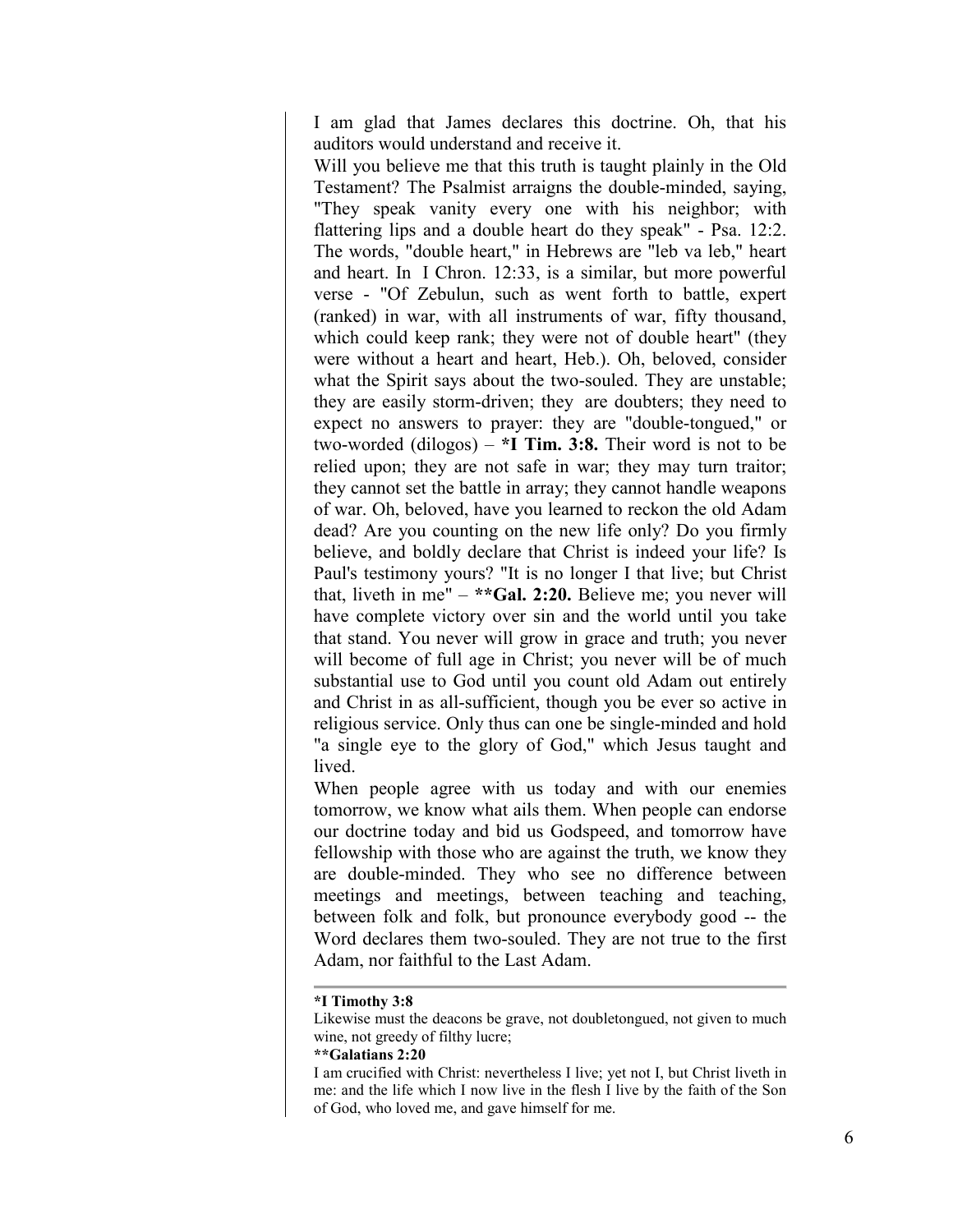I am glad that James declares this doctrine. Oh, that his auditors would understand and receive it.

Will you believe me that this truth is taught plainly in the Old Testament? The Psalmist arraigns the double-minded, saying, "They speak vanity every one with his neighbor; with flattering lips and a double heart do they speak" - Psa. 12:2. The words, "double heart," in Hebrews are "leb va leb," heart and heart. In I Chron. 12:33, is a similar, but more powerful verse - "Of Zebulun, such as went forth to battle, expert (ranked) in war, with all instruments of war, fifty thousand, which could keep rank; they were not of double heart" (they were without a heart and heart, Heb.). Oh, beloved, consider what the Spirit says about the two-souled. They are unstable; they are easily storm-driven; they are doubters; they need to expect no answers to prayer: they are "double-tongued," or two-worded (dilogos) – ***I Tim. 3:8.** Their word is not to be relied upon; they are not safe in war; they may turn traitor; they cannot set the battle in array; they cannot handle weapons of war. Oh, beloved, have you learned to reckon the old Adam dead? Are you counting on the new life only? Do you firmly believe, and boldly declare that Christ is indeed your life? Is Paul's testimony yours? "It is no longer I that live; but Christ that, liveth in me" – ****Gal. 2:20.** Believe me; you never will have complete victory over sin and the world until you take that stand. You never will grow in grace and truth; you never will become of full age in Christ; you never will be of much substantial use to God until you count old Adam out entirely and Christ in as all-sufficient, though you be ever so active in religious service. Only thus can one be single-minded and hold "a single eye to the glory of God," which Jesus taught and lived.

When people agree with us today and with our enemies tomorrow, we know what ails them. When people can endorse our doctrine today and bid us Godspeed, and tomorrow have fellowship with those who are against the truth, we know they are double-minded. They who see no difference between meetings and meetings, between teaching and teaching, between folk and folk, but pronounce everybody good -- the Word declares them two-souled. They are not true to the first Adam, nor faithful to the Last Adam.

---

***I Timothy 3:8**

Likewise must the deacons be grave, not doubletongued, not given to much wine, not greedy of filthy lucre;

****Galatians 2:20**

I am crucified with Christ: nevertheless I live; yet not I, but Christ liveth in me: and the life which I now live in the flesh I live by the faith of the Son of God, who loved me, and gave himself for me.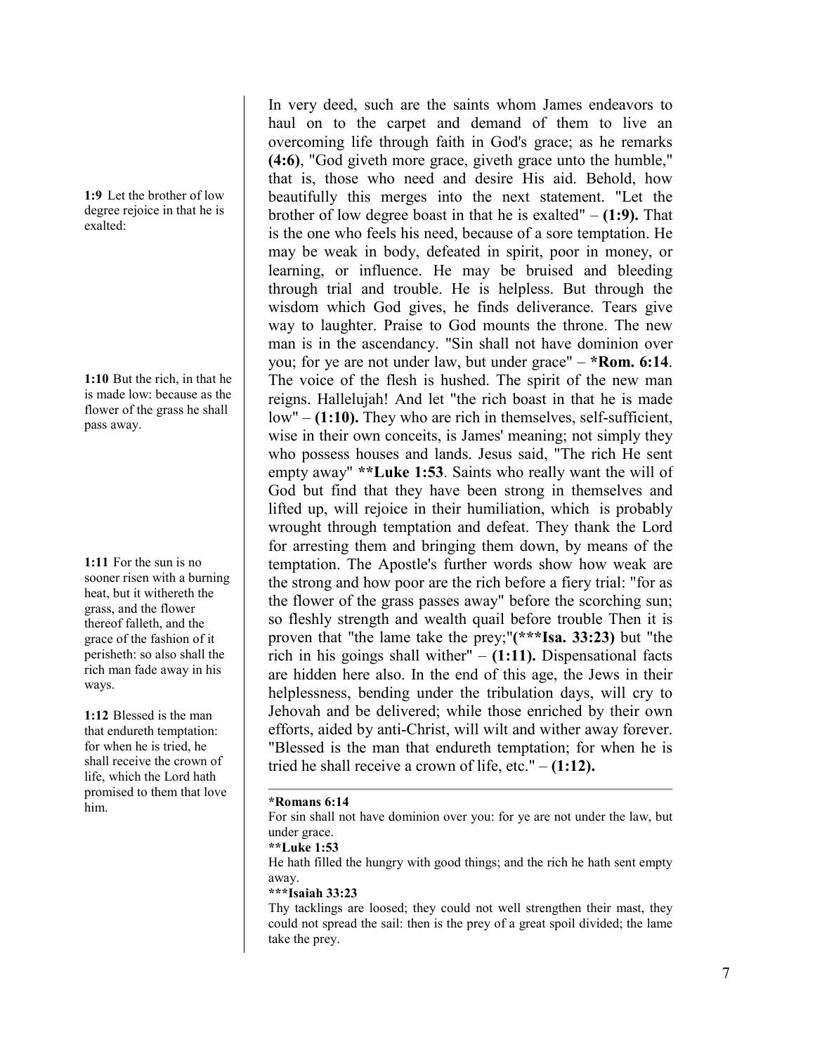**1:9** Let the brother of low degree rejoice in that he is exalted:

**1:10** But the rich, in that he is made low: because as the flower of the grass he shall pass away.

**1:11** For the sun is no sooner risen with a burning heat, but it withereth the grass, and the flower thereof falleth, and the grace of the fashion of it perisheth: so also shall the rich man fade away in his ways.

**1:12** Blessed is the man that endureth temptation: for when he is tried, he shall receive the crown of life, which the Lord hath promised to them that love him.

In very deed, such are the saints whom James endeavors to haul on to the carpet and demand of them to live an overcoming life through faith in God's grace; as he remarks **(4:6)**, "God giveth more grace, giveth grace unto the humble," that is, those who need and desire His aid. Behold, how beautifully this merges into the next statement. "Let the brother of low degree boast in that he is exalted" – **(1:9).** That is the one who feels his need, because of a sore temptation. He may be weak in body, defeated in spirit, poor in money, or learning, or influence. He may be bruised and bleeding through trial and trouble. He is helpless. But through the wisdom which God gives, he finds deliverance. Tears give way to laughter. Praise to God mounts the throne. The new man is in the ascendancy. "Sin shall not have dominion over you; for ye are not under law, but under grace" – ***Rom. 6:14**. The voice of the flesh is hushed. The spirit of the new man reigns. Hallelujah! And let "the rich boast in that he is made low" – **(1:10).** They who are rich in themselves, self-sufficient, wise in their own conceits, is James' meaning; not simply they who possess houses and lands. Jesus said, "The rich He sent empty away" ****Luke 1:53**. Saints who really want the will of God but find that they have been strong in themselves and lifted up, will rejoice in their humiliation, which is probably wrought through temptation and defeat. They thank the Lord for arresting them and bringing them down, by means of the temptation. The Apostle's further words show how weak are the strong and how poor are the rich before a fiery trial: "for as the flower of the grass passes away" before the scorching sun; so fleshly strength and wealth quail before trouble Then it is proven that "the lame take the prey;"**(***Isa. 33:23)** but "the rich in his goings shall wither" – **(1:11).** Dispensational facts are hidden here also. In the end of this age, the Jews in their helplessness, bending under the tribulation days, will cry to Jehovah and be delivered; while those enriched by their own efforts, aided by anti-Christ, will wilt and wither away forever. "Blessed is the man that endureth temptation; for when he is tried he shall receive a crown of life, etc." – **(1:12).**

---

***Romans 6:14**
For sin shall not have dominion over you: for ye are not under the law, but under grace.

****Luke 1:53**
He hath filled the hungry with good things; and the rich he hath sent empty away.

*****Isaiah 33:23**
Thy tacklings are loosed; they could not well strengthen their mast, they could not spread the sail: then is the prey of a great spoil divided; the lame take the prey.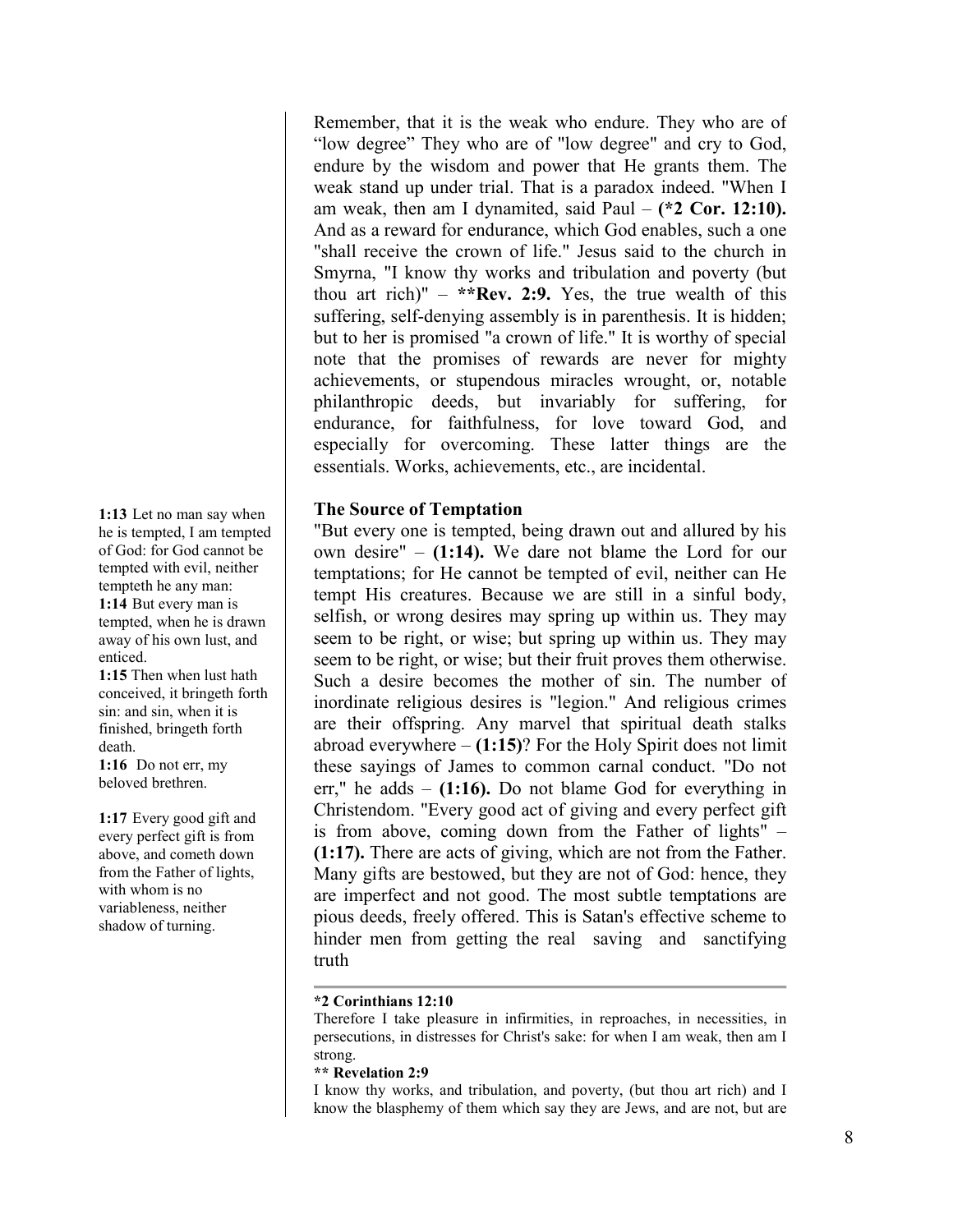Remember, that it is the weak who endure. They who are of "low degree" They who are of "low degree" and cry to God, endure by the wisdom and power that He grants them. The weak stand up under trial. That is a paradox indeed. "When I am weak, then am I dynamited, said Paul – **(*2 Cor. 12:10).** And as a reward for endurance, which God enables, such a one "shall receive the crown of life." Jesus said to the church in Smyrna, "I know thy works and tribulation and poverty (but thou art rich)" – **\*\*Rev. 2:9.** Yes, the true wealth of this suffering, self-denying assembly is in parenthesis. It is hidden; but to her is promised "a crown of life." It is worthy of special note that the promises of rewards are never for mighty achievements, or stupendous miracles wrought, or, notable philanthropic deeds, but invariably for suffering, for endurance, for faithfulness, for love toward God, and especially for overcoming. These latter things are the essentials. Works, achievements, etc., are incidental.

**1:13** Let no man say when he is tempted, I am tempted of God: for God cannot be tempted with evil, neither tempteth he any man:
**1:14** But every man is tempted, when he is drawn away of his own lust, and enticed.
**1:15** Then when lust hath conceived, it bringeth forth sin: and sin, when it is finished, bringeth forth death.
**1:16** Do not err, my beloved brethren.

**1:17** Every good gift and every perfect gift is from above, and cometh down from the Father of lights, with whom is no variableness, neither shadow of turning.

### The Source of Temptation

"But every one is tempted, being drawn out and allured by his own desire" – **(1:14).** We dare not blame the Lord for our temptations; for He cannot be tempted of evil, neither can He tempt His creatures. Because we are still in a sinful body, selfish, or wrong desires may spring up within us. They may seem to be right, or wise; but spring up within us. They may seem to be right, or wise; but their fruit proves them otherwise. Such a desire becomes the mother of sin. The number of inordinate religious desires is "legion." And religious crimes are their offspring. Any marvel that spiritual death stalks abroad everywhere – **(1:15)**? For the Holy Spirit does not limit these sayings of James to common carnal conduct. "Do not err," he adds – **(1:16).** Do not blame God for everything in Christendom. "Every good act of giving and every perfect gift is from above, coming down from the Father of lights" – **(1:17).** There are acts of giving, which are not from the Father. Many gifts are bestowed, but they are not of God: hence, they are imperfect and not good. The most subtle temptations are pious deeds, freely offered. This is Satan's effective scheme to hinder men from getting the real saving and sanctifying truth

---

**\*2 Corinthians 12:10**

Therefore I take pleasure in infirmities, in reproaches, in necessities, in persecutions, in distresses for Christ's sake: for when I am weak, then am I strong.

**\*\* Revelation 2:9**

I know thy works, and tribulation, and poverty, (but thou art rich) and I know the blasphemy of them which say they are Jews, and are not, but are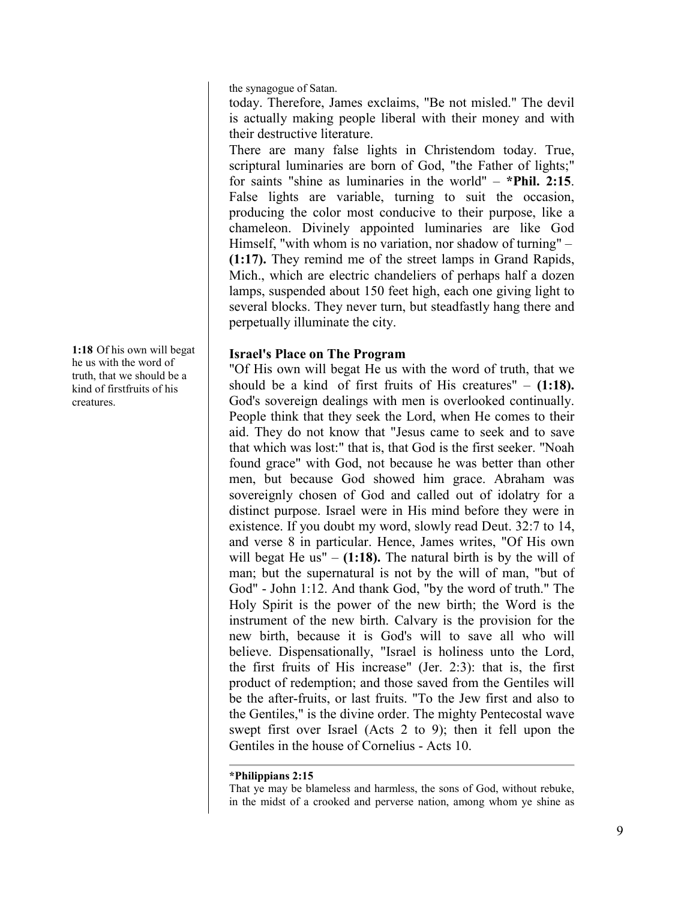the synagogue of Satan.

today. Therefore, James exclaims, "Be not misled." The devil is actually making people liberal with their money and with their destructive literature.

There are many false lights in Christendom today. True, scriptural luminaries are born of God, "the Father of lights;" for saints "shine as luminaries in the world" – ***Phil. 2:15**. False lights are variable, turning to suit the occasion, producing the color most conducive to their purpose, like a chameleon. Divinely appointed luminaries are like God Himself, "with whom is no variation, nor shadow of turning" – **(1:17).** They remind me of the street lamps in Grand Rapids, Mich., which are electric chandeliers of perhaps half a dozen lamps, suspended about 150 feet high, each one giving light to several blocks. They never turn, but steadfastly hang there and perpetually illuminate the city.

**1:18** Of his own will begat he us with the word of truth, that we should be a kind of firstfruits of his creatures.

### Israel's Place on The Program

"Of His own will begat He us with the word of truth, that we should be a kind of first fruits of His creatures" – **(1:18).** God's sovereign dealings with men is overlooked continually. People think that they seek the Lord, when He comes to their aid. They do not know that "Jesus came to seek and to save that which was lost:" that is, that God is the first seeker. "Noah found grace" with God, not because he was better than other men, but because God showed him grace. Abraham was sovereignly chosen of God and called out of idolatry for a distinct purpose. Israel were in His mind before they were in existence. If you doubt my word, slowly read Deut. 32:7 to 14, and verse 8 in particular. Hence, James writes, "Of His own will begat He us" – **(1:18).** The natural birth is by the will of man; but the supernatural is not by the will of man, "but of God" - John 1:12. And thank God, "by the word of truth." The Holy Spirit is the power of the new birth; the Word is the instrument of the new birth. Calvary is the provision for the new birth, because it is God's will to save all who will believe. Dispensationally, "Israel is holiness unto the Lord, the first fruits of His increase" (Jer. 2:3): that is, the first product of redemption; and those saved from the Gentiles will be the after-fruits, or last fruits. "To the Jew first and also to the Gentiles," is the divine order. The mighty Pentecostal wave swept first over Israel (Acts 2 to 9); then it fell upon the Gentiles in the house of Cornelius - Acts 10.

---

***Philippians 2:15**

That ye may be blameless and harmless, the sons of God, without rebuke, in the midst of a crooked and perverse nation, among whom ye shine as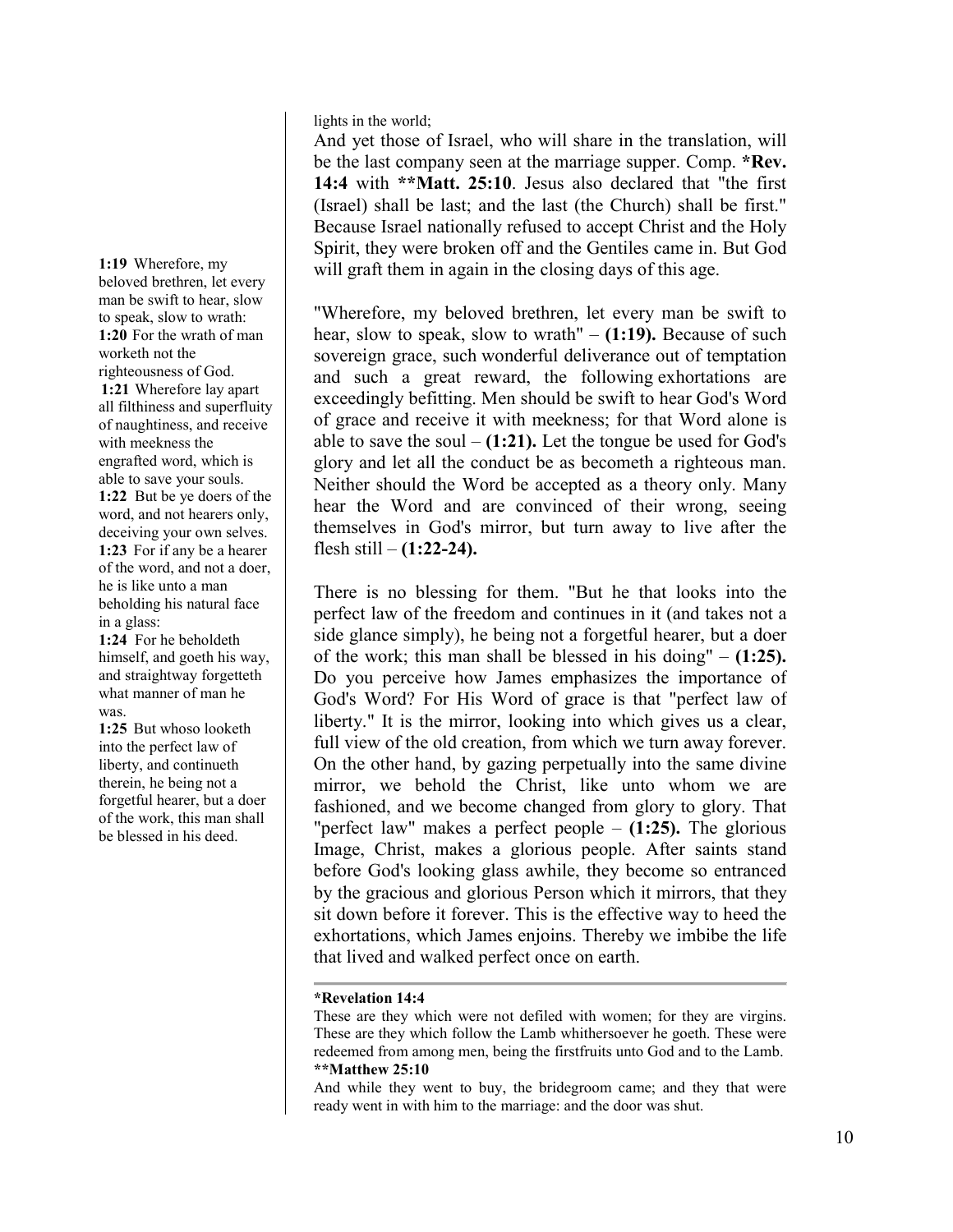**1:19** Wherefore, my beloved brethren, let every man be swift to hear, slow to speak, slow to wrath:
**1:20** For the wrath of man worketh not the righteousness of God.
**1:21** Wherefore lay apart all filthiness and superfluity of naughtiness, and receive with meekness the engrafted word, which is able to save your souls.
**1:22** But be ye doers of the word, and not hearers only, deceiving your own selves.
**1:23** For if any be a hearer of the word, and not a doer, he is like unto a man beholding his natural face in a glass:
**1:24** For he beholdeth himself, and goeth his way, and straightway forgetteth what manner of man he was.
**1:25** But whoso looketh into the perfect law of liberty, and continueth therein, he being not a forgetful hearer, but a doer of the work, this man shall be blessed in his deed.

lights in the world;

And yet those of Israel, who will share in the translation, will be the last company seen at the marriage supper. Comp. ***Rev. 14:4** with ****Matt. 25:10**. Jesus also declared that "the first (Israel) shall be last; and the last (the Church) shall be first." Because Israel nationally refused to accept Christ and the Holy Spirit, they were broken off and the Gentiles came in. But God will graft them in again in the closing days of this age.

"Wherefore, my beloved brethren, let every man be swift to hear, slow to speak, slow to wrath" – **(1:19).** Because of such sovereign grace, such wonderful deliverance out of temptation and such a great reward, the following exhortations are exceedingly befitting. Men should be swift to hear God's Word of grace and receive it with meekness; for that Word alone is able to save the soul – **(1:21).** Let the tongue be used for God's glory and let all the conduct be as becometh a righteous man. Neither should the Word be accepted as a theory only. Many hear the Word and are convinced of their wrong, seeing themselves in God's mirror, but turn away to live after the flesh still – **(1:22-24).**

There is no blessing for them. "But he that looks into the perfect law of the freedom and continues in it (and takes not a side glance simply), he being not a forgetful hearer, but a doer of the work; this man shall be blessed in his doing" – **(1:25).** Do you perceive how James emphasizes the importance of God's Word? For His Word of grace is that "perfect law of liberty." It is the mirror, looking into which gives us a clear, full view of the old creation, from which we turn away forever. On the other hand, by gazing perpetually into the same divine mirror, we behold the Christ, like unto whom we are fashioned, and we become changed from glory to glory. That "perfect law" makes a perfect people – **(1:25).** The glorious Image, Christ, makes a glorious people. After saints stand before God's looking glass awhile, they become so entranced by the gracious and glorious Person which it mirrors, that they sit down before it forever. This is the effective way to heed the exhortations, which James enjoins. Thereby we imbibe the life that lived and walked perfect once on earth.

---

***Revelation 14:4**

These are they which were not defiled with women; for they are virgins. These are they which follow the Lamb whithersoever he goeth. These were redeemed from among men, being the firstfruits unto God and to the Lamb.

****Matthew 25:10**

And while they went to buy, the bridegroom came; and they that were ready went in with him to the marriage: and the door was shut.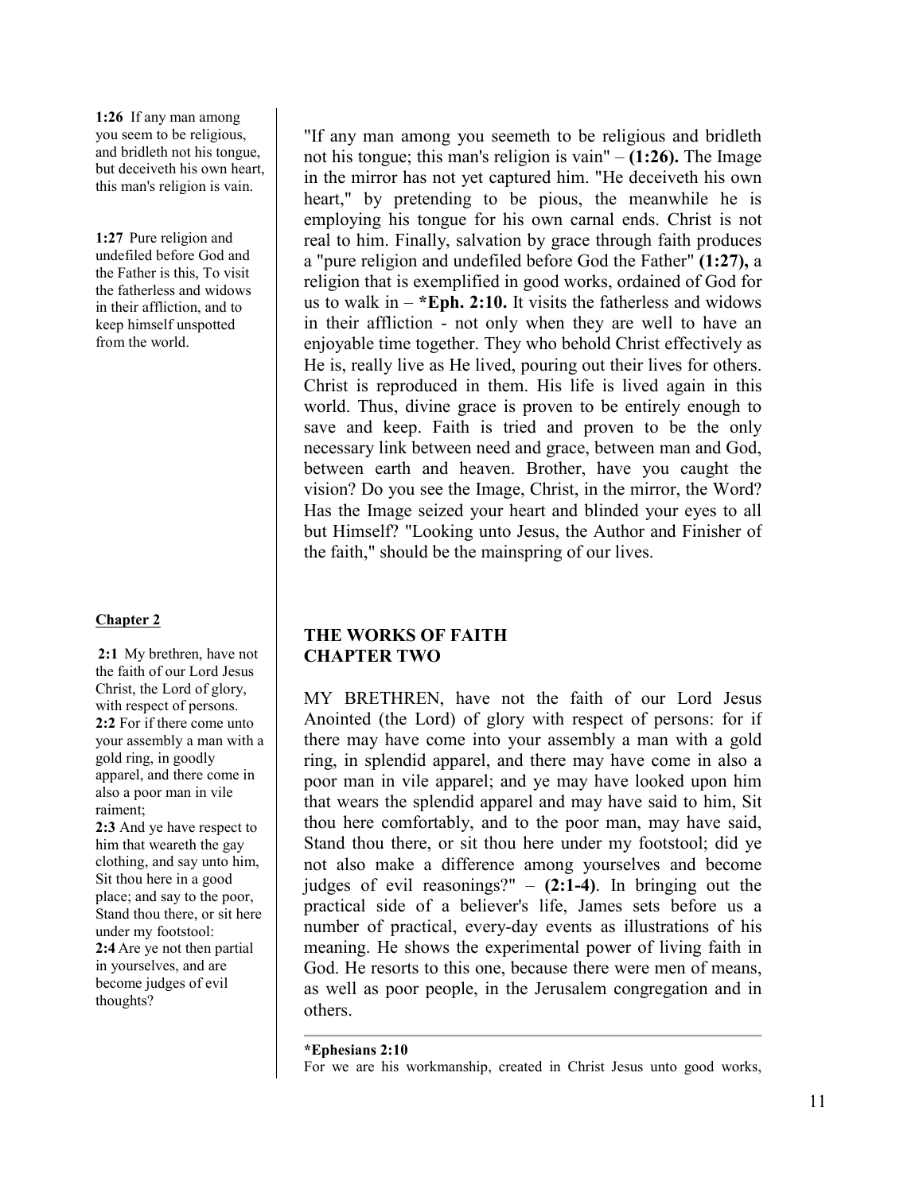**1:26** If any man among you seem to be religious, and bridleth not his tongue, but deceiveth his own heart, this man's religion is vain.

**1:27** Pure religion and undefiled before God and the Father is this, To visit the fatherless and widows in their affliction, and to keep himself unspotted from the world.

"If any man among you seemeth to be religious and bridleth not his tongue; this man's religion is vain" – **(1:26).** The Image in the mirror has not yet captured him. "He deceiveth his own heart," by pretending to be pious, the meanwhile he is employing his tongue for his own carnal ends. Christ is not real to him. Finally, salvation by grace through faith produces a "pure religion and undefiled before God the Father" **(1:27),** a religion that is exemplified in good works, ordained of God for us to walk in – ***Eph. 2:10.** It visits the fatherless and widows in their affliction - not only when they are well to have an enjoyable time together. They who behold Christ effectively as He is, really live as He lived, pouring out their lives for others. Christ is reproduced in them. His life is lived again in this world. Thus, divine grace is proven to be entirely enough to save and keep. Faith is tried and proven to be the only necessary link between need and grace, between man and God, between earth and heaven. Brother, have you caught the vision? Do you see the Image, Christ, in the mirror, the Word? Has the Image seized your heart and blinded your eyes to all but Himself? "Looking unto Jesus, the Author and Finisher of the faith," should be the mainspring of our lives.

**Chapter 2**

**2:1** My brethren, have not the faith of our Lord Jesus Christ, the Lord of glory, with respect of persons.
**2:2** For if there come unto your assembly a man with a gold ring, in goodly apparel, and there come in also a poor man in vile raiment;
**2:3** And ye have respect to him that weareth the gay clothing, and say unto him, Sit thou here in a good place; and say to the poor, Stand thou there, or sit here under my footstool:
**2:4** Are ye not then partial in yourselves, and are become judges of evil thoughts?

## THE WORKS OF FAITH
## CHAPTER TWO

MY BRETHREN, have not the faith of our Lord Jesus Anointed (the Lord) of glory with respect of persons: for if there may have come into your assembly a man with a gold ring, in splendid apparel, and there may have come in also a poor man in vile apparel; and ye may have looked upon him that wears the splendid apparel and may have said to him, Sit thou here comfortably, and to the poor man, may have said, Stand thou there, or sit thou here under my footstool; did ye not also make a difference among yourselves and become judges of evil reasonings?" – **(2:1-4)**. In bringing out the practical side of a believer's life, James sets before us a number of practical, every-day events as illustrations of his meaning. He shows the experimental power of living faith in God. He resorts to this one, because there were men of means, as well as poor people, in the Jerusalem congregation and in others.

---

***Ephesians 2:10**
For we are his workmanship, created in Christ Jesus unto good works,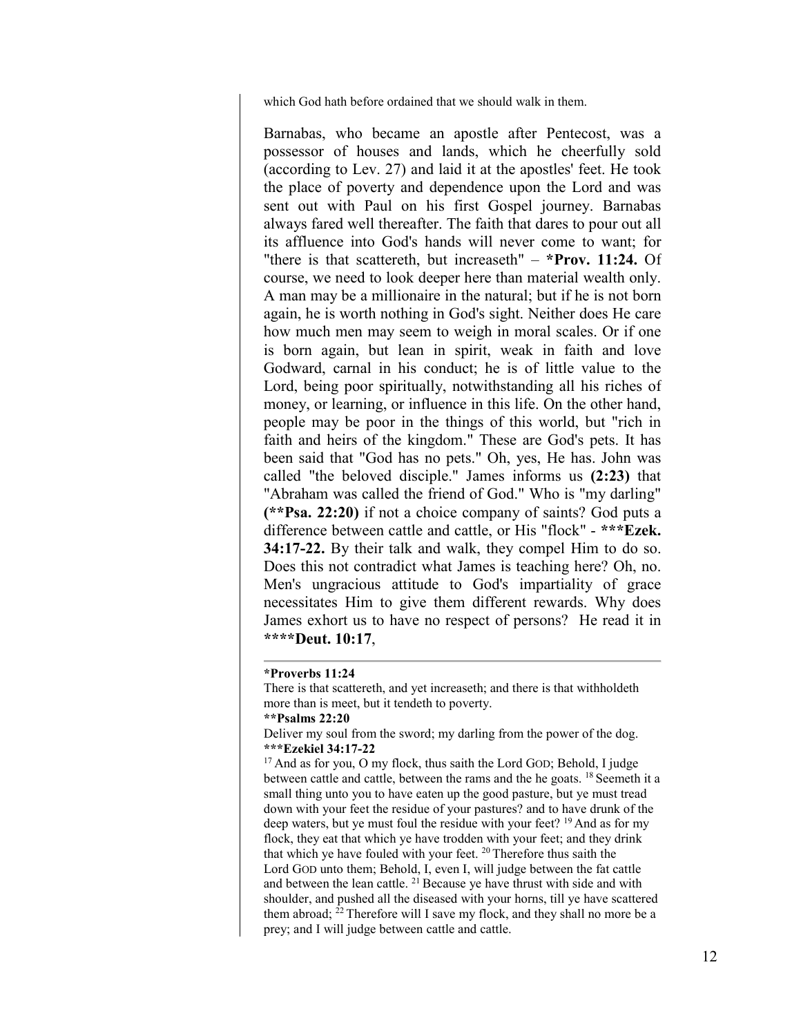which God hath before ordained that we should walk in them.

Barnabas, who became an apostle after Pentecost, was a possessor of houses and lands, which he cheerfully sold (according to Lev. 27) and laid it at the apostles' feet. He took the place of poverty and dependence upon the Lord and was sent out with Paul on his first Gospel journey. Barnabas always fared well thereafter. The faith that dares to pour out all its affluence into God's hands will never come to want; for "there is that scattereth, but increaseth" – **\*Prov. 11:24.** Of course, we need to look deeper here than material wealth only. A man may be a millionaire in the natural; but if he is not born again, he is worth nothing in God's sight. Neither does He care how much men may seem to weigh in moral scales. Or if one is born again, but lean in spirit, weak in faith and love Godward, carnal in his conduct; he is of little value to the Lord, being poor spiritually, notwithstanding all his riches of money, or learning, or influence in this life. On the other hand, people may be poor in the things of this world, but "rich in faith and heirs of the kingdom." These are God's pets. It has been said that "God has no pets." Oh, yes, He has. John was called "the beloved disciple." James informs us **(2:23)** that "Abraham was called the friend of God." Who is "my darling" **(\*\*Psa. 22:20)** if not a choice company of saints? God puts a difference between cattle and cattle, or His "flock" - **\*\*\*Ezek. 34:17-22.** By their talk and walk, they compel Him to do so. Does this not contradict what James is teaching here? Oh, no. Men's ungracious attitude to God's impartiality of grace necessitates Him to give them different rewards. Why does James exhort us to have no respect of persons? He read it in **\*\*\*\*Deut. 10:17**,

---

**\*Proverbs 11:24**

There is that scattereth, and yet increaseth; and there is that withholdeth more than is meet, but it tendeth to poverty.

**\*\*Psalms 22:20**

Deliver my soul from the sword; my darling from the power of the dog.

**\*\*\*Ezekiel 34:17-22**

[17] And as for you, O my flock, thus saith the Lord GOD; Behold, I judge between cattle and cattle, between the rams and the he goats. [18] Seemeth it a small thing unto you to have eaten up the good pasture, but ye must tread down with your feet the residue of your pastures? and to have drunk of the deep waters, but ye must foul the residue with your feet? [19] And as for my flock, they eat that which ye have trodden with your feet; and they drink that which ye have fouled with your feet. [20] Therefore thus saith the Lord GOD unto them; Behold, I, even I, will judge between the fat cattle and between the lean cattle. [21] Because ye have thrust with side and with shoulder, and pushed all the diseased with your horns, till ye have scattered them abroad; [22] Therefore will I save my flock, and they shall no more be a prey; and I will judge between cattle and cattle.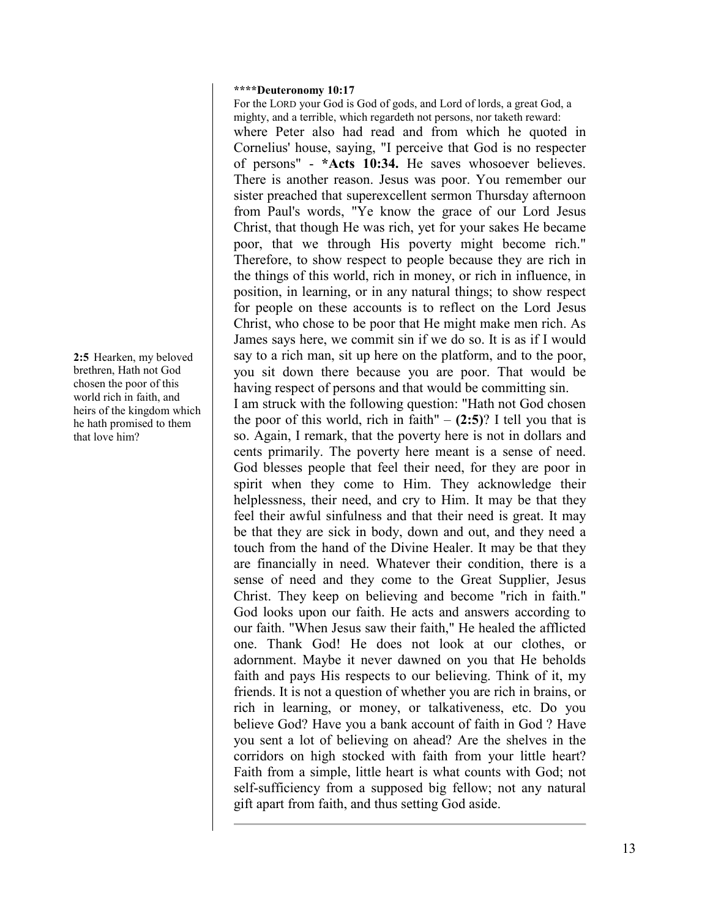**\*\*\*\*Deuteronomy 10:17**

For the LORD your God is God of gods, and Lord of lords, a great God, a mighty, and a terrible, which regardeth not persons, nor taketh reward:

where Peter also had read and from which he quoted in Cornelius' house, saying, "I perceive that God is no respecter of persons" - **\*Acts 10:34.** He saves whosoever believes. There is another reason. Jesus was poor. You remember our sister preached that superexcellent sermon Thursday afternoon from Paul's words, "Ye know the grace of our Lord Jesus Christ, that though He was rich, yet for your sakes He became poor, that we through His poverty might become rich." Therefore, to show respect to people because they are rich in the things of this world, rich in money, or rich in influence, in position, in learning, or in any natural things; to show respect for people on these accounts is to reflect on the Lord Jesus Christ, who chose to be poor that He might make men rich. As James says here, we commit sin if we do so. It is as if I would say to a rich man, sit up here on the platform, and to the poor, you sit down there because you are poor. That would be having respect of persons and that would be committing sin.

**2:5** Hearken, my beloved brethren, Hath not God chosen the poor of this world rich in faith, and heirs of the kingdom which he hath promised to them that love him?

I am struck with the following question: "Hath not God chosen the poor of this world, rich in faith" – **(2:5)**? I tell you that is so. Again, I remark, that the poverty here is not in dollars and cents primarily. The poverty here meant is a sense of need. God blesses people that feel their need, for they are poor in spirit when they come to Him. They acknowledge their helplessness, their need, and cry to Him. It may be that they feel their awful sinfulness and that their need is great. It may be that they are sick in body, down and out, and they need a touch from the hand of the Divine Healer. It may be that they are financially in need. Whatever their condition, there is a sense of need and they come to the Great Supplier, Jesus Christ. They keep on believing and become "rich in faith." God looks upon our faith. He acts and answers according to our faith. "When Jesus saw their faith," He healed the afflicted one. Thank God! He does not look at our clothes, or adornment. Maybe it never dawned on you that He beholds faith and pays His respects to our believing. Think of it, my friends. It is not a question of whether you are rich in brains, or rich in learning, or money, or talkativeness, etc. Do you believe God? Have you a bank account of faith in God ? Have you sent a lot of believing on ahead? Are the shelves in the corridors on high stocked with faith from your little heart? Faith from a simple, little heart is what counts with God; not self-sufficiency from a supposed big fellow; not any natural gift apart from faith, and thus setting God aside.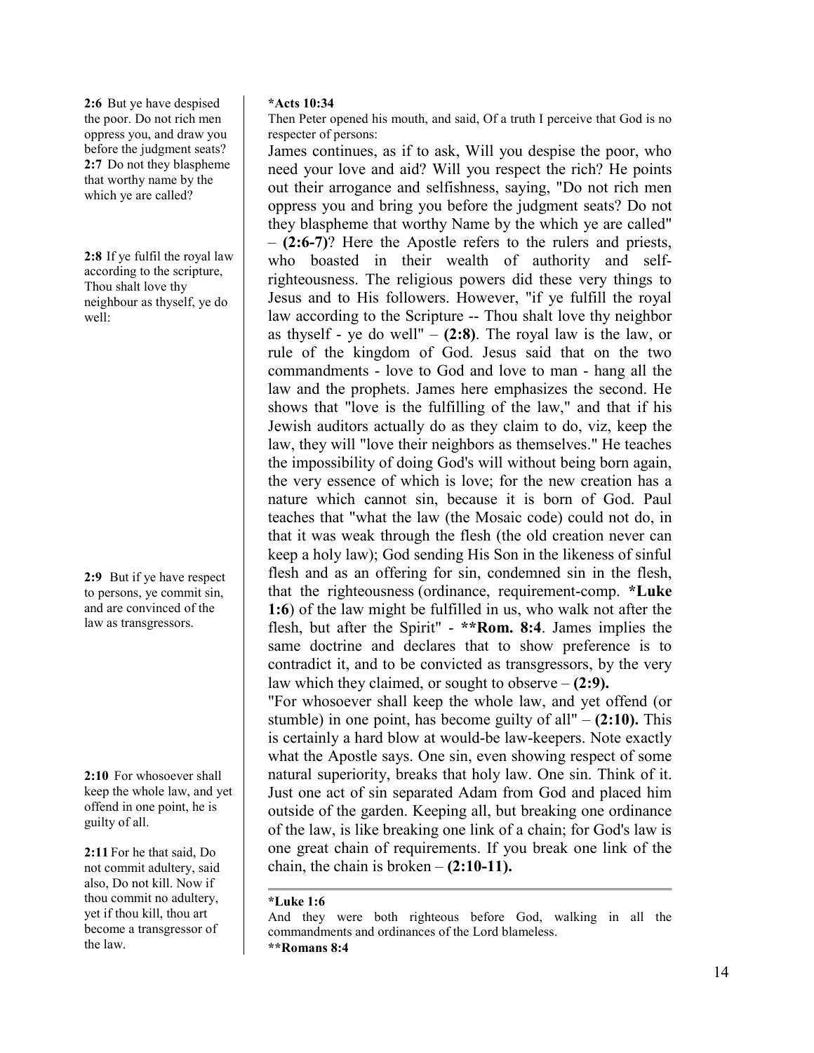**2:6** But ye have despised the poor. Do not rich men oppress you, and draw you before the judgment seats? **2:7** Do not they blaspheme that worthy name by the which ye are called?

**2:8** If ye fulfil the royal law according to the scripture, Thou shalt love thy neighbour as thyself, ye do well:

**2:9** But if ye have respect to persons, ye commit sin, and are convinced of the law as transgressors.

**2:10** For whosoever shall keep the whole law, and yet offend in one point, he is guilty of all.

**2:11** For he that said, Do not commit adultery, said also, Do not kill. Now if thou commit no adultery, yet if thou kill, thou art become a transgressor of the law.

**\*Acts 10:34**
Then Peter opened his mouth, and said, Of a truth I perceive that God is no respecter of persons:

James continues, as if to ask, Will you despise the poor, who need your love and aid? Will you respect the rich? He points out their arrogance and selfishness, saying, "Do not rich men oppress you and bring you before the judgment seats? Do not they blaspheme that worthy Name by the which ye are called" – **(2:6-7)**? Here the Apostle refers to the rulers and priests, who boasted in their wealth of authority and self-righteousness. The religious powers did these very things to Jesus and to His followers. However, "if ye fulfill the royal law according to the Scripture -- Thou shalt love thy neighbor as thyself - ye do well" – **(2:8)**. The royal law is the law, or rule of the kingdom of God. Jesus said that on the two commandments - love to God and love to man - hang all the law and the prophets. James here emphasizes the second. He shows that "love is the fulfilling of the law," and that if his Jewish auditors actually do as they claim to do, viz, keep the law, they will "love their neighbors as themselves." He teaches the impossibility of doing God's will without being born again, the very essence of which is love; for the new creation has a nature which cannot sin, because it is born of God. Paul teaches that "what the law (the Mosaic code) could not do, in that it was weak through the flesh (the old creation never can keep a holy law); God sending His Son in the likeness of sinful flesh and as an offering for sin, condemned sin in the flesh, that the righteousness (ordinance, requirement-comp. **\*Luke 1:6**) of the law might be fulfilled in us, who walk not after the flesh, but after the Spirit" - **\*\*Rom. 8:4**. James implies the same doctrine and declares that to show preference is to contradict it, and to be convicted as transgressors, by the very law which they claimed, or sought to observe – **(2:9).**

"For whosoever shall keep the whole law, and yet offend (or stumble) in one point, has become guilty of all" – **(2:10).** This is certainly a hard blow at would-be law-keepers. Note exactly what the Apostle says. One sin, even showing respect of some natural superiority, breaks that holy law. One sin. Think of it. Just one act of sin separated Adam from God and placed him outside of the garden. Keeping all, but breaking one ordinance of the law, is like breaking one link of a chain; for God's law is one great chain of requirements. If you break one link of the chain, the chain is broken – **(2:10-11).**

---

**\*Luke 1:6**
And they were both righteous before God, walking in all the commandments and ordinances of the Lord blameless.

**\*\*Romans 8:4**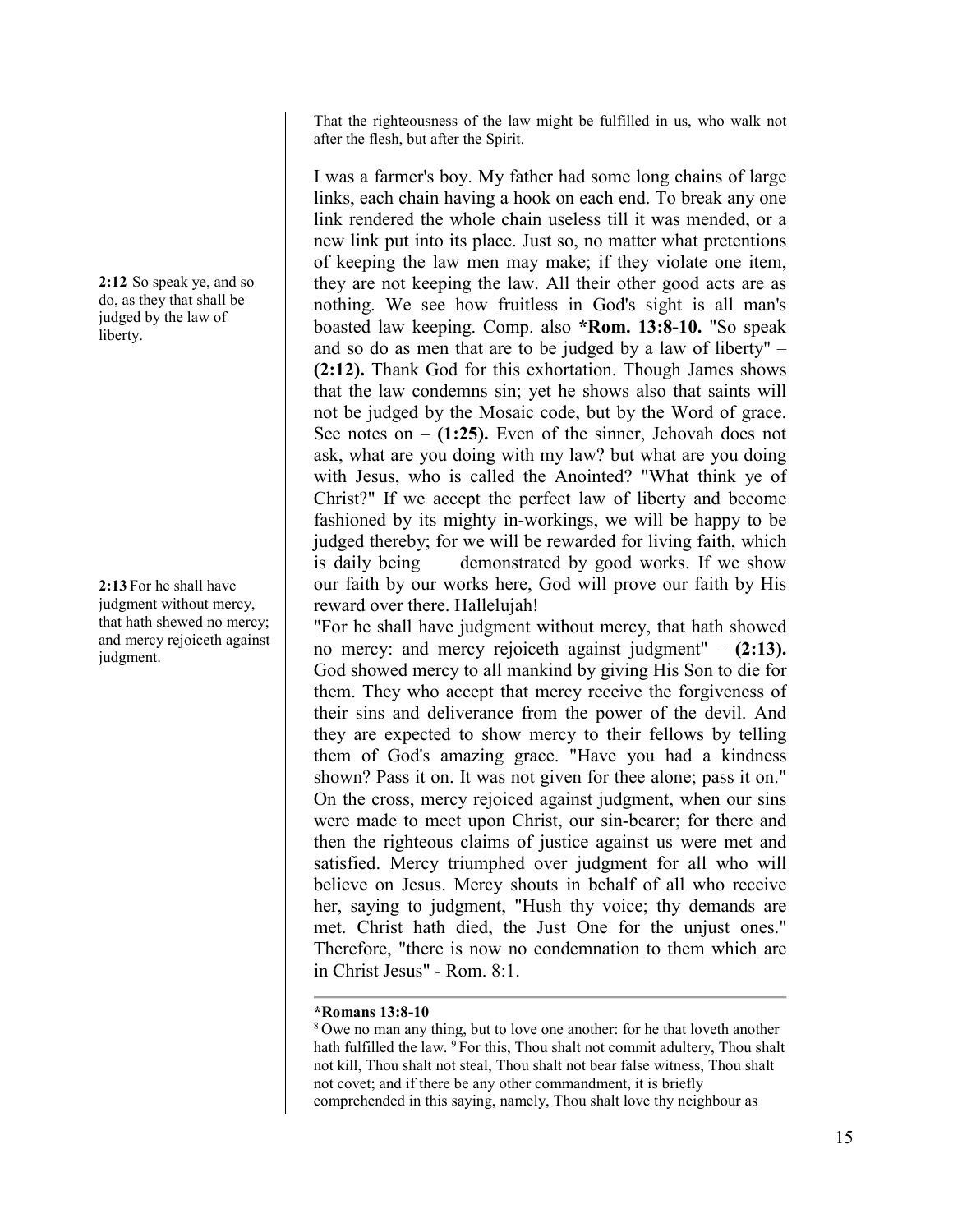That the righteousness of the law might be fulfilled in us, who walk not after the flesh, but after the Spirit.

I was a farmer's boy. My father had some long chains of large links, each chain having a hook on each end. To break any one link rendered the whole chain useless till it was mended, or a new link put into its place. Just so, no matter what pretentions of keeping the law men may make; if they violate one item, they are not keeping the law. All their other good acts are as nothing. We see how fruitless in God's sight is all man's boasted law keeping. Comp. also ***Rom. 13:8-10.** "So speak and so do as men that are to be judged by a law of liberty" – **(2:12).** Thank God for this exhortation. Though James shows that the law condemns sin; yet he shows also that saints will not be judged by the Mosaic code, but by the Word of grace. See notes on – **(1:25).** Even of the sinner, Jehovah does not ask, what are you doing with my law? but what are you doing with Jesus, who is called the Anointed? "What think ye of Christ?" If we accept the perfect law of liberty and become fashioned by its mighty in-workings, we will be happy to be judged thereby; for we will be rewarded for living faith, which is daily being demonstrated by good works. If we show our faith by our works here, God will prove our faith by His reward over there. Hallelujah!

**2:12** So speak ye, and so do, as they that shall be judged by the law of liberty.

**2:13** For he shall have judgment without mercy, that hath shewed no mercy; and mercy rejoiceth against judgment.

"For he shall have judgment without mercy, that hath showed no mercy: and mercy rejoiceth against judgment" – **(2:13).** God showed mercy to all mankind by giving His Son to die for them. They who accept that mercy receive the forgiveness of their sins and deliverance from the power of the devil. And they are expected to show mercy to their fellows by telling them of God's amazing grace. "Have you had a kindness shown? Pass it on. It was not given for thee alone; pass it on." On the cross, mercy rejoiced against judgment, when our sins were made to meet upon Christ, our sin-bearer; for there and then the righteous claims of justice against us were met and satisfied. Mercy triumphed over judgment for all who will believe on Jesus. Mercy shouts in behalf of all who receive her, saying to judgment, "Hush thy voice; thy demands are met. Christ hath died, the Just One for the unjust ones." Therefore, "there is now no condemnation to them which are in Christ Jesus" - Rom. 8:1.

---

***Romans 13:8-10**

[8] Owe no man any thing, but to love one another: for he that loveth another hath fulfilled the law. [9] For this, Thou shalt not commit adultery, Thou shalt not kill, Thou shalt not steal, Thou shalt not bear false witness, Thou shalt not covet; and if there be any other commandment, it is briefly comprehended in this saying, namely, Thou shalt love thy neighbour as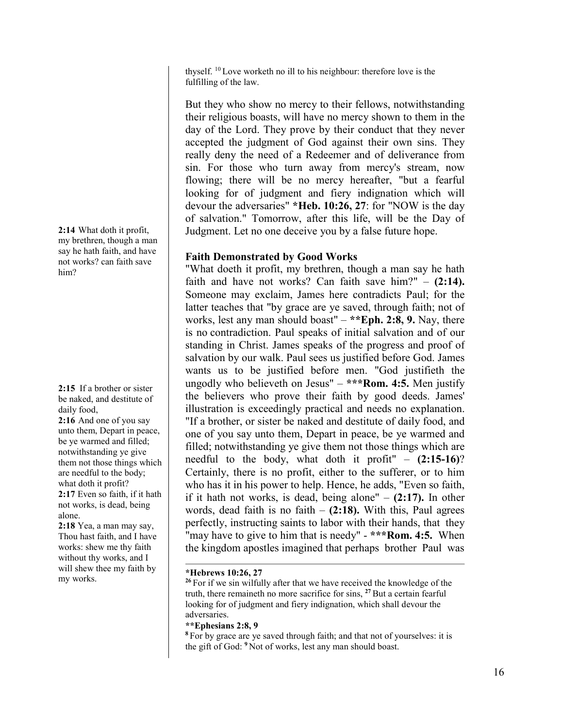thyself. [10] Love worketh no ill to his neighbour: therefore love is the fulfilling of the law.

But they who show no mercy to their fellows, notwithstanding their religious boasts, will have no mercy shown to them in the day of the Lord. They prove by their conduct that they never accepted the judgment of God against their own sins. They really deny the need of a Redeemer and of deliverance from sin. For those who turn away from mercy's stream, now flowing; there will be no mercy hereafter, "but a fearful looking for of judgment and fiery indignation which will devour the adversaries" ***Heb. 10:26, 27**: for "NOW is the day of salvation." Tomorrow, after this life, will be the Day of Judgment. Let no one deceive you by a false future hope.

**2:14** What doth it profit, my brethren, though a man say he hath faith, and have not works? can faith save him?

### Faith Demonstrated by Good Works

"What doeth it profit, my brethren, though a man say he hath faith and have not works? Can faith save him?" – **(2:14).** Someone may exclaim, James here contradicts Paul; for the latter teaches that "by grace are ye saved, through faith; not of works, lest any man should boast" – ****Eph. 2:8, 9.** Nay, there is no contradiction. Paul speaks of initial salvation and of our standing in Christ. James speaks of the progress and proof of salvation by our walk. Paul sees us justified before God. James wants us to be justified before men. "God justifieth the ungodly who believeth on Jesus" – *****Rom. 4:5.** Men justify the believers who prove their faith by good deeds. James' illustration is exceedingly practical and needs no explanation. "If a brother, or sister be naked and destitute of daily food, and one of you say unto them, Depart in peace, be ye warmed and filled; notwithstanding ye give them not those things which are needful to the body, what doth it profit" – **(2:15-16)**? Certainly, there is no profit, either to the sufferer, or to him who has it in his power to help. Hence, he adds, "Even so faith, if it hath not works, is dead, being alone" – **(2:17).** In other words, dead faith is no faith – **(2:18).** With this, Paul agrees perfectly, instructing saints to labor with their hands, that they "may have to give to him that is needy" - *****Rom. 4:5.** When the kingdom apostles imagined that perhaps brother Paul was

**2:15** If a brother or sister be naked, and destitute of daily food,
**2:16** And one of you say unto them, Depart in peace, be ye warmed and filled; notwithstanding ye give them not those things which are needful to the body; what doth it profit?
**2:17** Even so faith, if it hath not works, is dead, being alone.
**2:18** Yea, a man may say, Thou hast faith, and I have works: shew me thy faith without thy works, and I will shew thee my faith by my works.

---

***Hebrews 10:26, 27**
[26] For if we sin wilfully after that we have received the knowledge of the truth, there remaineth no more sacrifice for sins, [27] But a certain fearful looking for of judgment and fiery indignation, which shall devour the adversaries.

****Ephesians 2:8, 9**
[8] For by grace are ye saved through faith; and that not of yourselves: it is the gift of God: [9] Not of works, lest any man should boast.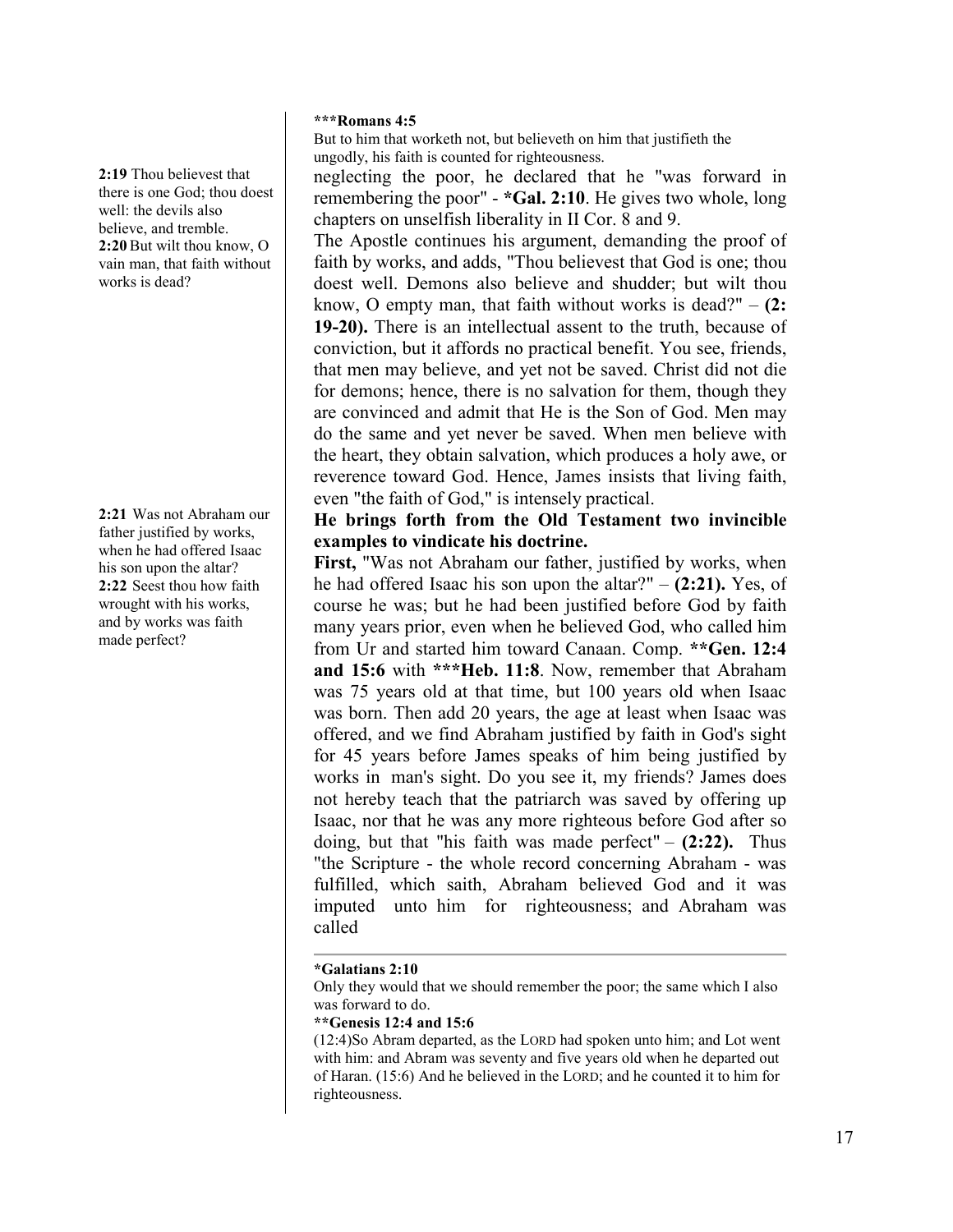**2:19** Thou believest that there is one God; thou doest well: the devils also believe, and tremble.
**2:20** But wilt thou know, O vain man, that faith without works is dead?

**2:21** Was not Abraham our father justified by works, when he had offered Isaac his son upon the altar?
**2:22** Seest thou how faith wrought with his works, and by works was faith made perfect?

**\*\*\*Romans 4:5**
But to him that worketh not, but believeth on him that justifieth the ungodly, his faith is counted for righteousness.

neglecting the poor, he declared that he "was forward in remembering the poor" - **\*Gal. 2:10**. He gives two whole, long chapters on unselfish liberality in II Cor. 8 and 9.

The Apostle continues his argument, demanding the proof of faith by works, and adds, "Thou believest that God is one; thou doest well. Demons also believe and shudder; but wilt thou know, O empty man, that faith without works is dead?" – **(2: 19-20).** There is an intellectual assent to the truth, because of conviction, but it affords no practical benefit. You see, friends, that men may believe, and yet not be saved. Christ did not die for demons; hence, there is no salvation for them, though they are convinced and admit that He is the Son of God. Men may do the same and yet never be saved. When men believe with the heart, they obtain salvation, which produces a holy awe, or reverence toward God. Hence, James insists that living faith, even "the faith of God," is intensely practical.

**He brings forth from the Old Testament two invincible examples to vindicate his doctrine.**

**First,** "Was not Abraham our father, justified by works, when he had offered Isaac his son upon the altar?" – **(2:21).** Yes, of course he was; but he had been justified before God by faith many years prior, even when he believed God, who called him from Ur and started him toward Canaan. Comp. **\*\*Gen. 12:4 and 15:6** with **\*\*\*Heb. 11:8**. Now, remember that Abraham was 75 years old at that time, but 100 years old when Isaac was born. Then add 20 years, the age at least when Isaac was offered, and we find Abraham justified by faith in God's sight for 45 years before James speaks of him being justified by works in man's sight. Do you see it, my friends? James does not hereby teach that the patriarch was saved by offering up Isaac, nor that he was any more righteous before God after so doing, but that "his faith was made perfect" – **(2:22).** Thus "the Scripture - the whole record concerning Abraham - was fulfilled, which saith, Abraham believed God and it was imputed unto him for righteousness; and Abraham was called

---

**\*Galatians 2:10**
Only they would that we should remember the poor; the same which I also was forward to do.

**\*\*Genesis 12:4 and 15:6**
(12:4)So Abram departed, as the LORD had spoken unto him; and Lot went with him: and Abram was seventy and five years old when he departed out of Haran. (15:6) And he believed in the LORD; and he counted it to him for righteousness.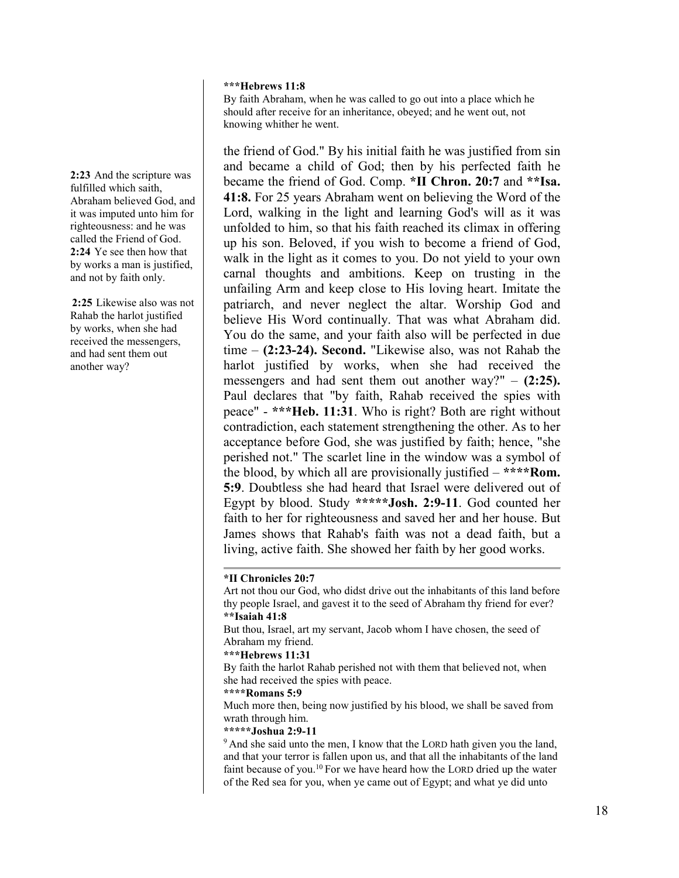**\*\*\*Hebrews 11:8**
By faith Abraham, when he was called to go out into a place which he should after receive for an inheritance, obeyed; and he went out, not knowing whither he went.

**2:23** And the scripture was fulfilled which saith, Abraham believed God, and it was imputed unto him for righteousness: and he was called the Friend of God.
**2:24** Ye see then how that by works a man is justified, and not by faith only.

**2:25** Likewise also was not Rahab the harlot justified by works, when she had received the messengers, and had sent them out another way?

the friend of God." By his initial faith he was justified from sin and became a child of God; then by his perfected faith he became the friend of God. Comp. **\*II Chron. 20:7** and **\*\*Isa. 41:8.** For 25 years Abraham went on believing the Word of the Lord, walking in the light and learning God's will as it was unfolded to him, so that his faith reached its climax in offering up his son. Beloved, if you wish to become a friend of God, walk in the light as it comes to you. Do not yield to your own carnal thoughts and ambitions. Keep on trusting in the unfailing Arm and keep close to His loving heart. Imitate the patriarch, and never neglect the altar. Worship God and believe His Word continually. That was what Abraham did. You do the same, and your faith also will be perfected in due time – **(2:23-24). Second.** "Likewise also, was not Rahab the harlot justified by works, when she had received the messengers and had sent them out another way?" – **(2:25).** Paul declares that "by faith, Rahab received the spies with peace" - **\*\*\*Heb. 11:31**. Who is right? Both are right without contradiction, each statement strengthening the other. As to her acceptance before God, she was justified by faith; hence, "she perished not." The scarlet line in the window was a symbol of the blood, by which all are provisionally justified – **\*\*\*\*Rom. 5:9**. Doubtless she had heard that Israel were delivered out of Egypt by blood. Study **\*\*\*\*\*Josh. 2:9-11**. God counted her faith to her for righteousness and saved her and her house. But James shows that Rahab's faith was not a dead faith, but a living, active faith. She showed her faith by her good works.

---

**\*II Chronicles 20:7**
Art not thou our God, who didst drive out the inhabitants of this land before thy people Israel, and gavest it to the seed of Abraham thy friend for ever?
**\*\*Isaiah 41:8**
But thou, Israel, art my servant, Jacob whom I have chosen, the seed of Abraham my friend.
**\*\*\*Hebrews 11:31**
By faith the harlot Rahab perished not with them that believed not, when she had received the spies with peace.
**\*\*\*\*Romans 5:9**
Much more then, being now justified by his blood, we shall be saved from wrath through him.
**\*\*\*\*\*Joshua 2:9-11**
[9] And she said unto the men, I know that the LORD hath given you the land, and that your terror is fallen upon us, and that all the inhabitants of the land faint because of you.[10] For we have heard how the LORD dried up the water of the Red sea for you, when ye came out of Egypt; and what ye did unto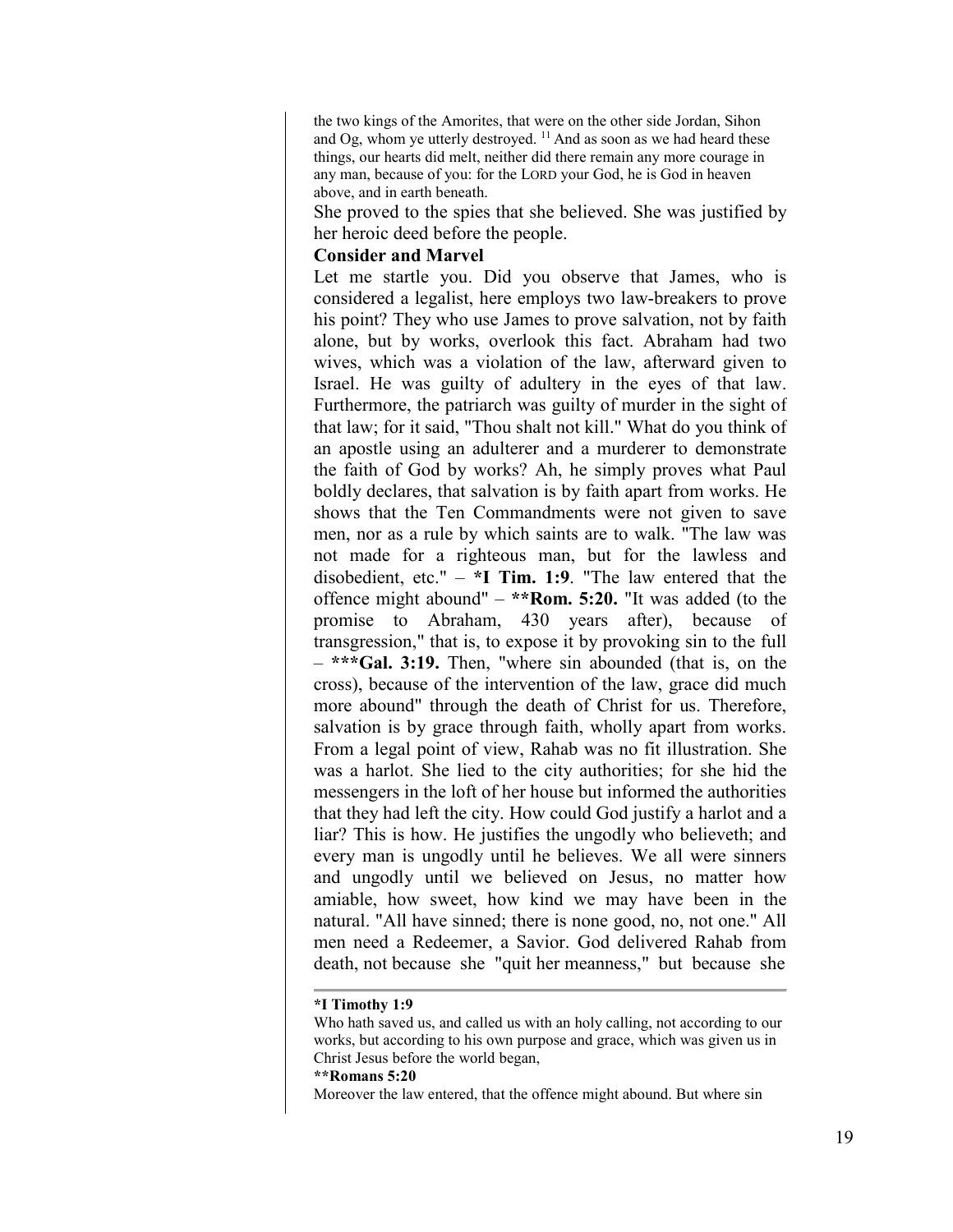the two kings of the Amorites, that were on the other side Jordan, Sihon and Og, whom ye utterly destroyed. [11] And as soon as we had heard these things, our hearts did melt, neither did there remain any more courage in any man, because of you: for the LORD your God, he is God in heaven above, and in earth beneath.

She proved to the spies that she believed. She was justified by her heroic deed before the people.

**Consider and Marvel**

Let me startle you. Did you observe that James, who is considered a legalist, here employs two law-breakers to prove his point? They who use James to prove salvation, not by faith alone, but by works, overlook this fact. Abraham had two wives, which was a violation of the law, afterward given to Israel. He was guilty of adultery in the eyes of that law. Furthermore, the patriarch was guilty of murder in the sight of that law; for it said, "Thou shalt not kill." What do you think of an apostle using an adulterer and a murderer to demonstrate the faith of God by works? Ah, he simply proves what Paul boldly declares, that salvation is by faith apart from works. He shows that the Ten Commandments were not given to save men, nor as a rule by which saints are to walk. "The law was not made for a righteous man, but for the lawless and disobedient, etc." – **\*I Tim. 1:9**. "The law entered that the offence might abound" – **\*\*Rom. 5:20.** "It was added (to the promise to Abraham, 430 years after), because of transgression," that is, to expose it by provoking sin to the full – **\*\*\*Gal. 3:19.** Then, "where sin abounded (that is, on the cross), because of the intervention of the law, grace did much more abound" through the death of Christ for us. Therefore, salvation is by grace through faith, wholly apart from works. From a legal point of view, Rahab was no fit illustration. She was a harlot. She lied to the city authorities; for she hid the messengers in the loft of her house but informed the authorities that they had left the city. How could God justify a harlot and a liar? This is how. He justifies the ungodly who believeth; and every man is ungodly until he believes. We all were sinners and ungodly until we believed on Jesus, no matter how amiable, how sweet, how kind we may have been in the natural. "All have sinned; there is none good, no, not one." All men need a Redeemer, a Savior. God delivered Rahab from death, not because she "quit her meanness," but because she

---

**\*I Timothy 1:9**

Who hath saved us, and called us with an holy calling, not according to our works, but according to his own purpose and grace, which was given us in Christ Jesus before the world began,

**\*\*Romans 5:20**

Moreover the law entered, that the offence might abound. But where sin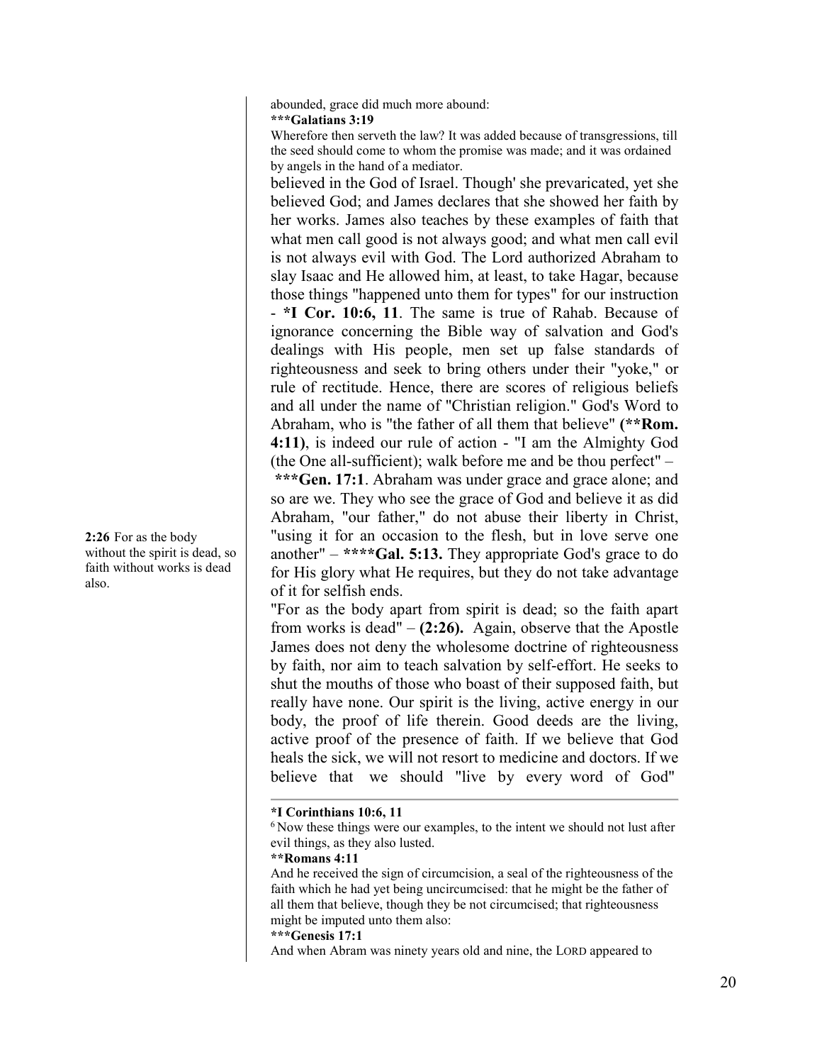abounded, grace did much more abound:

**\*\*\*Galatians 3:19**

Wherefore then serveth the law? It was added because of transgressions, till the seed should come to whom the promise was made; and it was ordained by angels in the hand of a mediator.

believed in the God of Israel. Though' she prevaricated, yet she believed God; and James declares that she showed her faith by her works. James also teaches by these examples of faith that what men call good is not always good; and what men call evil is not always evil with God. The Lord authorized Abraham to slay Isaac and He allowed him, at least, to take Hagar, because those things "happened unto them for types" for our instruction - **\*I Cor. 10:6, 11**. The same is true of Rahab. Because of ignorance concerning the Bible way of salvation and God's dealings with His people, men set up false standards of righteousness and seek to bring others under their "yoke," or rule of rectitude. Hence, there are scores of religious beliefs and all under the name of "Christian religion." God's Word to Abraham, who is "the father of all them that believe" **(\*\*Rom. 4:11)**, is indeed our rule of action - "I am the Almighty God (the One all-sufficient); walk before me and be thou perfect" – **\*\*\*Gen. 17:1**. Abraham was under grace and grace alone; and so are we. They who see the grace of God and believe it as did Abraham, "our father," do not abuse their liberty in Christ, "using it for an occasion to the flesh, but in love serve one another" – **\*\*\*\*Gal. 5:13.** They appropriate God's grace to do for His glory what He requires, but they do not take advantage of it for selfish ends.

**2:26** For as the body without the spirit is dead, so faith without works is dead also.

"For as the body apart from spirit is dead; so the faith apart from works is dead" – **(2:26).** Again, observe that the Apostle James does not deny the wholesome doctrine of righteousness by faith, nor aim to teach salvation by self-effort. He seeks to shut the mouths of those who boast of their supposed faith, but really have none. Our spirit is the living, active energy in our body, the proof of life therein. Good deeds are the living, active proof of the presence of faith. If we believe that God heals the sick, we will not resort to medicine and doctors. If we believe that we should "live by every word of God"

---

**\*I Corinthians 10:6, 11**

[6] Now these things were our examples, to the intent we should not lust after evil things, as they also lusted.

**\*\*Romans 4:11**

And he received the sign of circumcision, a seal of the righteousness of the faith which he had yet being uncircumcised: that he might be the father of all them that believe, though they be not circumcised; that righteousness might be imputed unto them also:

**\*\*\*Genesis 17:1**

And when Abram was ninety years old and nine, the LORD appeared to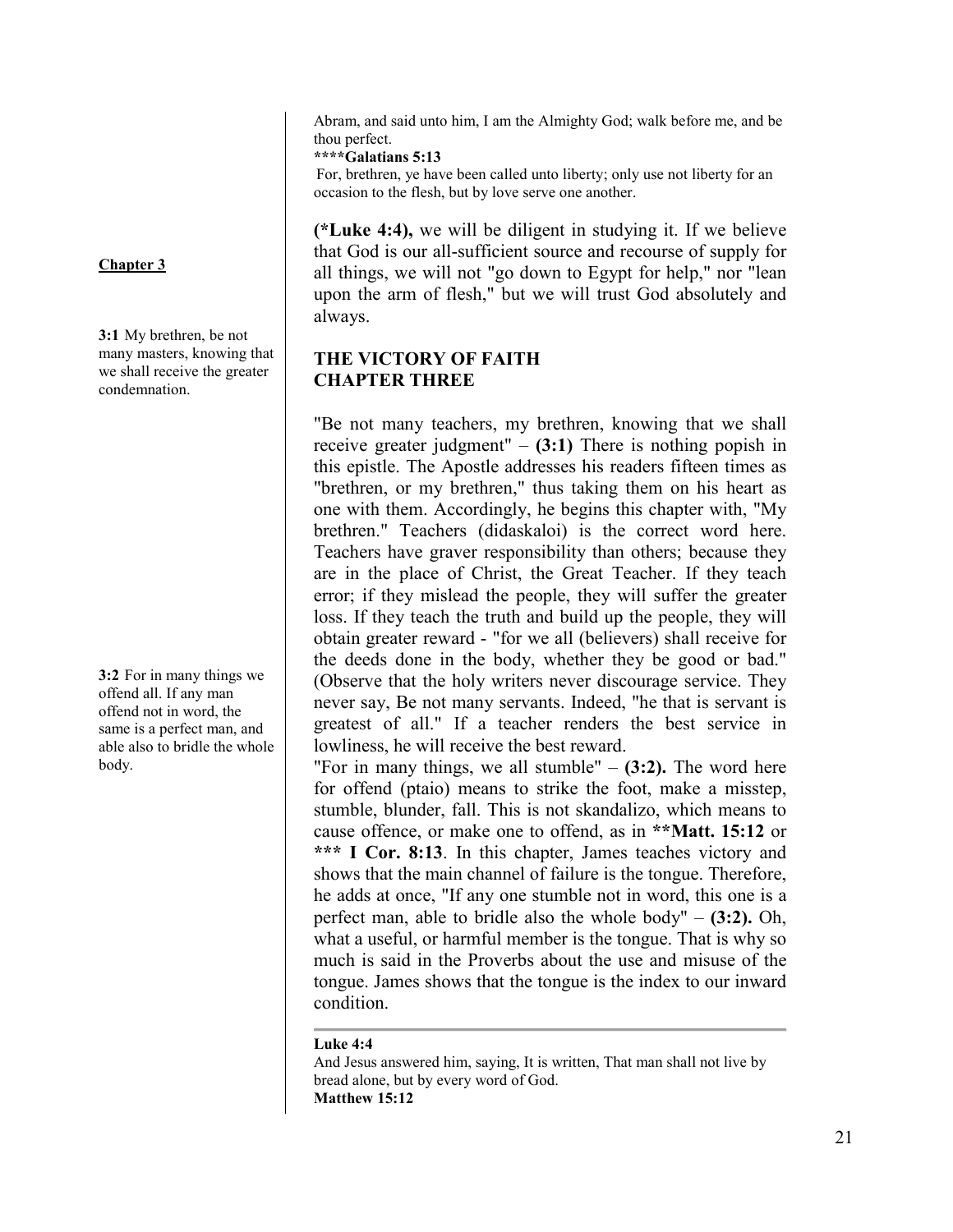Abram, and said unto him, I am the Almighty God; walk before me, and be thou perfect.

**\*\*\*\*Galatians 5:13**

For, brethren, ye have been called unto liberty; only use not liberty for an occasion to the flesh, but by love serve one another.

**(*Luke 4:4),** we will be diligent in studying it. If we believe that God is our all-sufficient source and recourse of supply for all things, we will not "go down to Egypt for help," nor "lean upon the arm of flesh," but we will trust God absolutely and always.

**Chapter 3**

**3:1** My brethren, be not many masters, knowing that we shall receive the greater condemnation.

## THE VICTORY OF FAITH CHAPTER THREE

"Be not many teachers, my brethren, knowing that we shall receive greater judgment" – **(3:1)** There is nothing popish in this epistle. The Apostle addresses his readers fifteen times as "brethren, or my brethren," thus taking them on his heart as one with them. Accordingly, he begins this chapter with, "My brethren." Teachers (didaskaloi) is the correct word here. Teachers have graver responsibility than others; because they are in the place of Christ, the Great Teacher. If they teach error; if they mislead the people, they will suffer the greater loss. If they teach the truth and build up the people, they will obtain greater reward - "for we all (believers) shall receive for the deeds done in the body, whether they be good or bad." (Observe that the holy writers never discourage service. They never say, Be not many servants. Indeed, "he that is servant is greatest of all." If a teacher renders the best service in lowliness, he will receive the best reward.

**3:2** For in many things we offend all. If any man offend not in word, the same is a perfect man, and able also to bridle the whole body.

"For in many things, we all stumble" – **(3:2).** The word here for offend (ptaio) means to strike the foot, make a misstep, stumble, blunder, fall. This is not skandalizo, which means to cause offence, or make one to offend, as in **\*\*Matt. 15:12** or **\*\*\* I Cor. 8:13**. In this chapter, James teaches victory and shows that the main channel of failure is the tongue. Therefore, he adds at once, "If any one stumble not in word, this one is a perfect man, able to bridle also the whole body" – **(3:2).** Oh, what a useful, or harmful member is the tongue. That is why so much is said in the Proverbs about the use and misuse of the tongue. James shows that the tongue is the index to our inward condition.

---

**Luke 4:4**

And Jesus answered him, saying, It is written, That man shall not live by bread alone, but by every word of God.

**Matthew 15:12**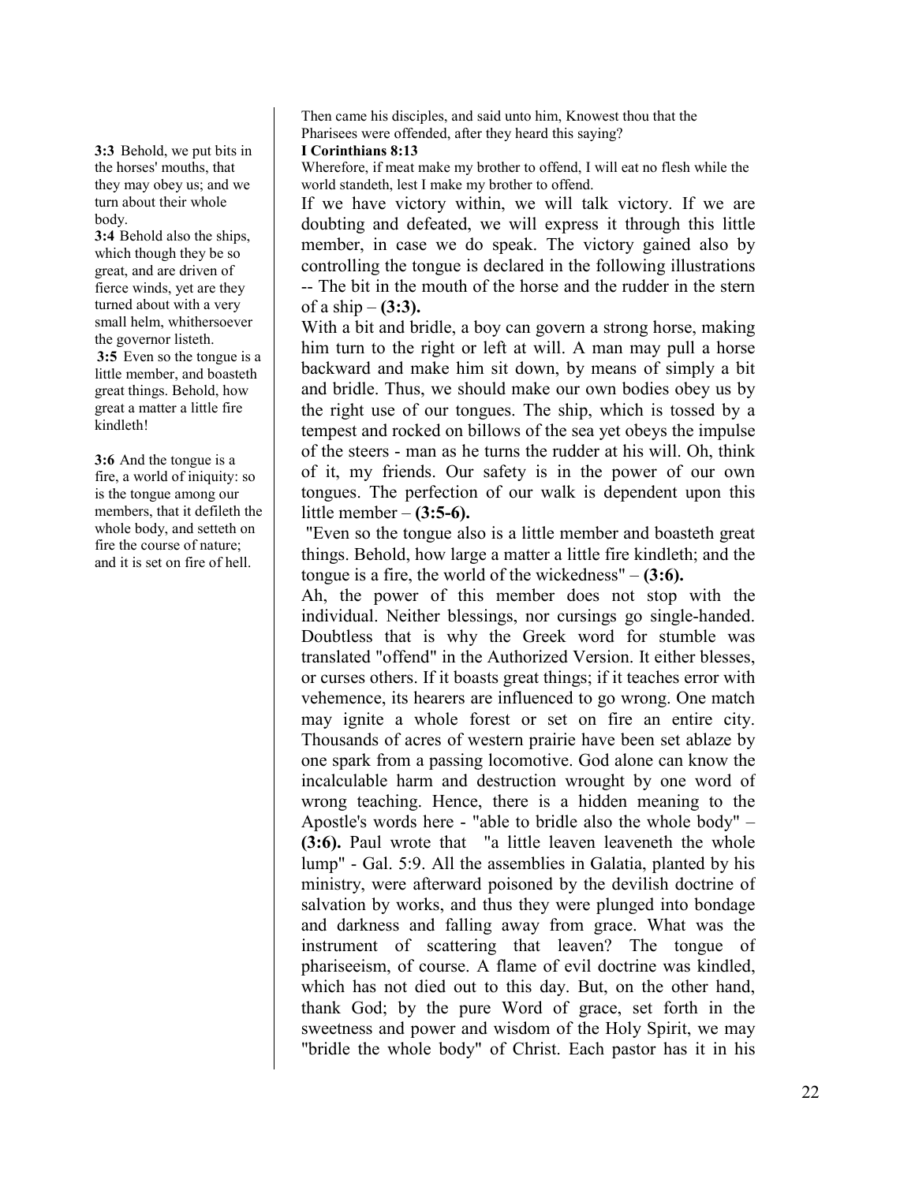**3:3** Behold, we put bits in the horses' mouths, that they may obey us; and we turn about their whole body.
**3:4** Behold also the ships, which though they be so great, and are driven of fierce winds, yet are they turned about with a very small helm, whithersoever the governor listeth.
**3:5** Even so the tongue is a little member, and boasteth great things. Behold, how great a matter a little fire kindleth!

**3:6** And the tongue is a fire, a world of iniquity: so is the tongue among our members, that it defileth the whole body, and setteth on fire the course of nature; and it is set on fire of hell.

Then came his disciples, and said unto him, Knowest thou that the Pharisees were offended, after they heard this saying?

**I Corinthians 8:13**

Wherefore, if meat make my brother to offend, I will eat no flesh while the world standeth, lest I make my brother to offend.

If we have victory within, we will talk victory. If we are doubting and defeated, we will express it through this little member, in case we do speak. The victory gained also by controlling the tongue is declared in the following illustrations -- The bit in the mouth of the horse and the rudder in the stern of a ship – **(3:3).**

With a bit and bridle, a boy can govern a strong horse, making him turn to the right or left at will. A man may pull a horse backward and make him sit down, by means of simply a bit and bridle. Thus, we should make our own bodies obey us by the right use of our tongues. The ship, which is tossed by a tempest and rocked on billows of the sea yet obeys the impulse of the steers - man as he turns the rudder at his will. Oh, think of it, my friends. Our safety is in the power of our own tongues. The perfection of our walk is dependent upon this little member – **(3:5-6).**

"Even so the tongue also is a little member and boasteth great things. Behold, how large a matter a little fire kindleth; and the tongue is a fire, the world of the wickedness" – **(3:6).**

Ah, the power of this member does not stop with the individual. Neither blessings, nor cursings go single-handed. Doubtless that is why the Greek word for stumble was translated "offend" in the Authorized Version. It either blesses, or curses others. If it boasts great things; if it teaches error with vehemence, its hearers are influenced to go wrong. One match may ignite a whole forest or set on fire an entire city. Thousands of acres of western prairie have been set ablaze by one spark from a passing locomotive. God alone can know the incalculable harm and destruction wrought by one word of wrong teaching. Hence, there is a hidden meaning to the Apostle's words here - "able to bridle also the whole body" – **(3:6).** Paul wrote that "a little leaven leaveneth the whole lump" - Gal. 5:9. All the assemblies in Galatia, planted by his ministry, were afterward poisoned by the devilish doctrine of salvation by works, and thus they were plunged into bondage and darkness and falling away from grace. What was the instrument of scattering that leaven? The tongue of phariseeism, of course. A flame of evil doctrine was kindled, which has not died out to this day. But, on the other hand, thank God; by the pure Word of grace, set forth in the sweetness and power and wisdom of the Holy Spirit, we may "bridle the whole body" of Christ. Each pastor has it in his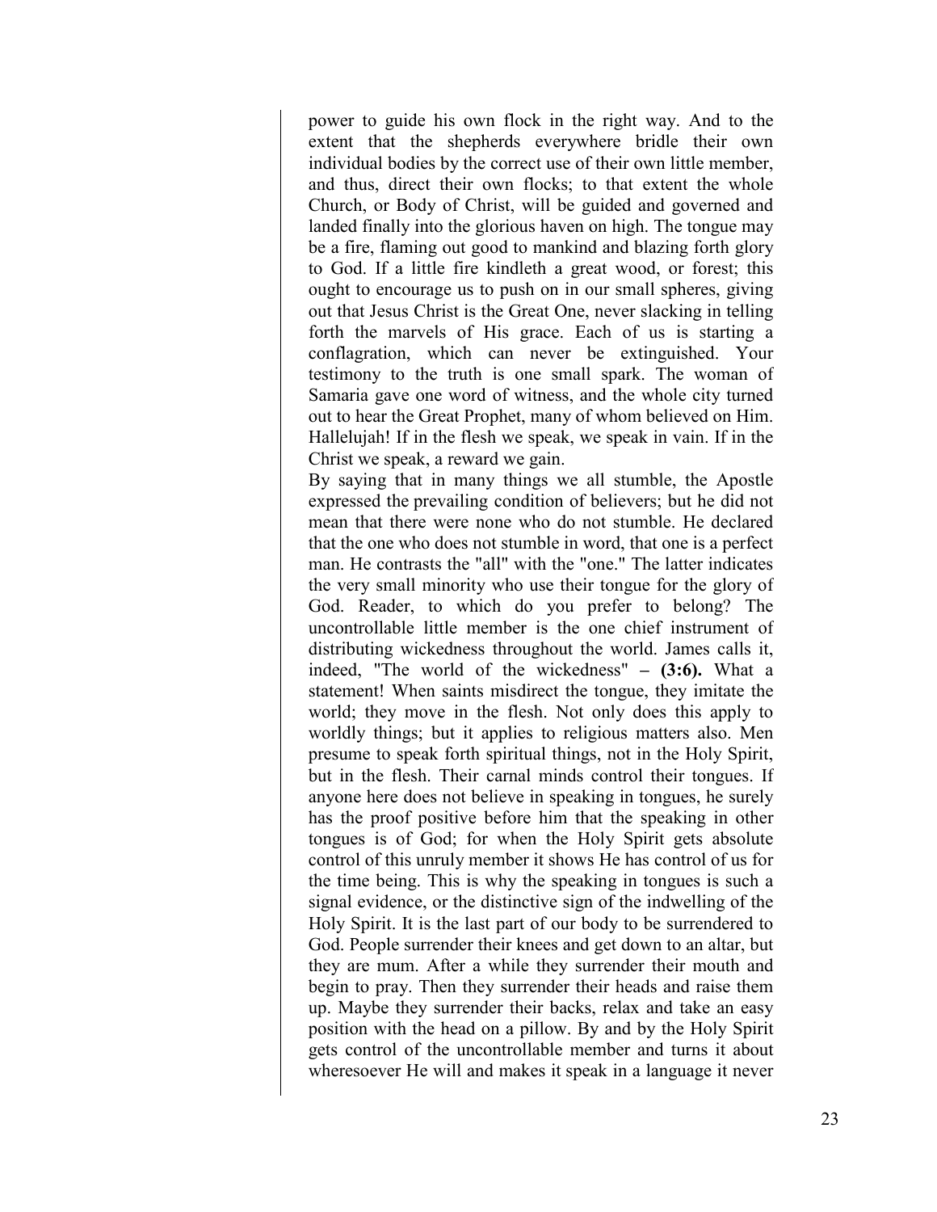power to guide his own flock in the right way. And to the extent that the shepherds everywhere bridle their own individual bodies by the correct use of their own little member, and thus, direct their own flocks; to that extent the whole Church, or Body of Christ, will be guided and governed and landed finally into the glorious haven on high. The tongue may be a fire, flaming out good to mankind and blazing forth glory to God. If a little fire kindleth a great wood, or forest; this ought to encourage us to push on in our small spheres, giving out that Jesus Christ is the Great One, never slacking in telling forth the marvels of His grace. Each of us is starting a conflagration, which can never be extinguished. Your testimony to the truth is one small spark. The woman of Samaria gave one word of witness, and the whole city turned out to hear the Great Prophet, many of whom believed on Him. Hallelujah! If in the flesh we speak, we speak in vain. If in the Christ we speak, a reward we gain.

By saying that in many things we all stumble, the Apostle expressed the prevailing condition of believers; but he did not mean that there were none who do not stumble. He declared that the one who does not stumble in word, that one is a perfect man. He contrasts the "all" with the "one." The latter indicates the very small minority who use their tongue for the glory of God. Reader, to which do you prefer to belong? The uncontrollable little member is the one chief instrument of distributing wickedness throughout the world. James calls it, indeed, "The world of the wickedness" **– (3:6).** What a statement! When saints misdirect the tongue, they imitate the world; they move in the flesh. Not only does this apply to worldly things; but it applies to religious matters also. Men presume to speak forth spiritual things, not in the Holy Spirit, but in the flesh. Their carnal minds control their tongues. If anyone here does not believe in speaking in tongues, he surely has the proof positive before him that the speaking in other tongues is of God; for when the Holy Spirit gets absolute control of this unruly member it shows He has control of us for the time being. This is why the speaking in tongues is such a signal evidence, or the distinctive sign of the indwelling of the Holy Spirit. It is the last part of our body to be surrendered to God. People surrender their knees and get down to an altar, but they are mum. After a while they surrender their mouth and begin to pray. Then they surrender their heads and raise them up. Maybe they surrender their backs, relax and take an easy position with the head on a pillow. By and by the Holy Spirit gets control of the uncontrollable member and turns it about wheresoever He will and makes it speak in a language it never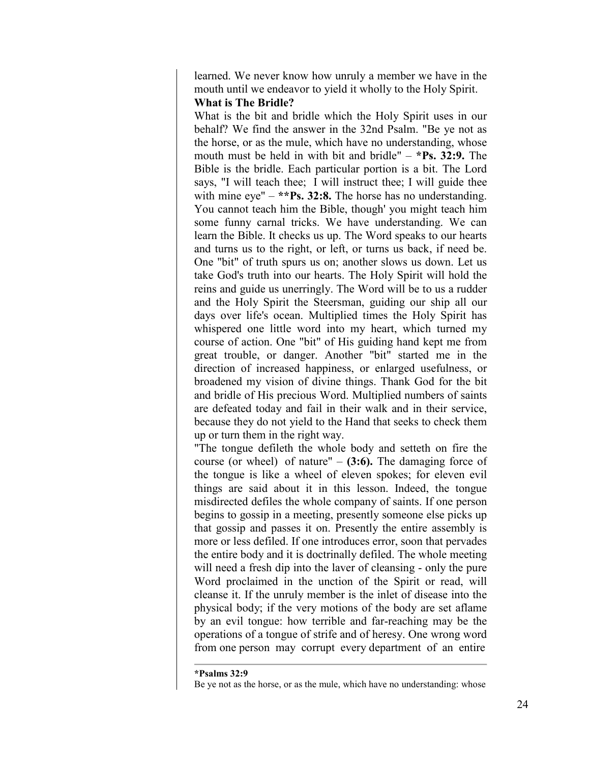learned. We never know how unruly a member we have in the mouth until we endeavor to yield it wholly to the Holy Spirit.

**What is The Bridle?**

What is the bit and bridle which the Holy Spirit uses in our behalf? We find the answer in the 32nd Psalm. "Be ye not as the horse, or as the mule, which have no understanding, whose mouth must be held in with bit and bridle" – ***Ps. 32:9.** The Bible is the bridle. Each particular portion is a bit. The Lord says, "I will teach thee; I will instruct thee; I will guide thee with mine eye" – ****Ps. 32:8.** The horse has no understanding. You cannot teach him the Bible, though' you might teach him some funny carnal tricks. We have understanding. We can learn the Bible. It checks us up. The Word speaks to our hearts and turns us to the right, or left, or turns us back, if need be. One "bit" of truth spurs us on; another slows us down. Let us take God's truth into our hearts. The Holy Spirit will hold the reins and guide us unerringly. The Word will be to us a rudder and the Holy Spirit the Steersman, guiding our ship all our days over life's ocean. Multiplied times the Holy Spirit has whispered one little word into my heart, which turned my course of action. One "bit" of His guiding hand kept me from great trouble, or danger. Another "bit" started me in the direction of increased happiness, or enlarged usefulness, or broadened my vision of divine things. Thank God for the bit and bridle of His precious Word. Multiplied numbers of saints are defeated today and fail in their walk and in their service, because they do not yield to the Hand that seeks to check them up or turn them in the right way.

"The tongue defileth the whole body and setteth on fire the course (or wheel) of nature" – **(3:6).** The damaging force of the tongue is like a wheel of eleven spokes; for eleven evil things are said about it in this lesson. Indeed, the tongue misdirected defiles the whole company of saints. If one person begins to gossip in a meeting, presently someone else picks up that gossip and passes it on. Presently the entire assembly is more or less defiled. If one introduces error, soon that pervades the entire body and it is doctrinally defiled. The whole meeting will need a fresh dip into the laver of cleansing - only the pure Word proclaimed in the unction of the Spirit or read, will cleanse it. If the unruly member is the inlet of disease into the physical body; if the very motions of the body are set aflame by an evil tongue: how terrible and far-reaching may be the operations of a tongue of strife and of heresy. One wrong word from one person may corrupt every department of an entire

---

***Psalms 32:9**

Be ye not as the horse, or as the mule, which have no understanding: whose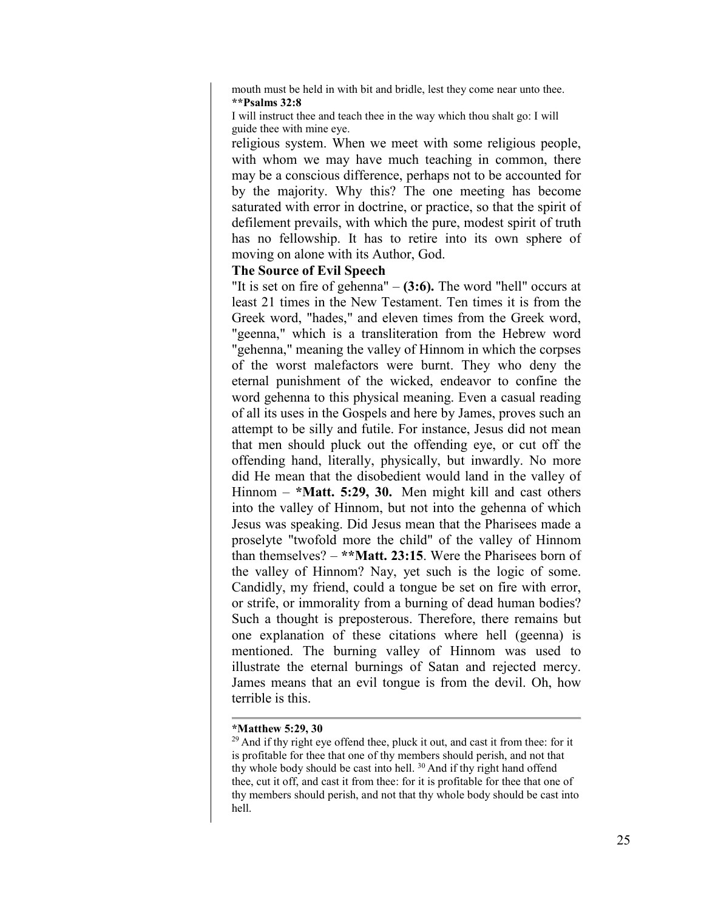mouth must be held in with bit and bridle, lest they come near unto thee.

**\*\*Psalms 32:8**

I will instruct thee and teach thee in the way which thou shalt go: I will guide thee with mine eye.

religious system. When we meet with some religious people, with whom we may have much teaching in common, there may be a conscious difference, perhaps not to be accounted for by the majority. Why this? The one meeting has become saturated with error in doctrine, or practice, so that the spirit of defilement prevails, with which the pure, modest spirit of truth has no fellowship. It has to retire into its own sphere of moving on alone with its Author, God.

**The Source of Evil Speech**

"It is set on fire of gehenna" – **(3:6).** The word "hell" occurs at least 21 times in the New Testament. Ten times it is from the Greek word, "hades," and eleven times from the Greek word, "geenna," which is a transliteration from the Hebrew word "gehenna," meaning the valley of Hinnom in which the corpses of the worst malefactors were burnt. They who deny the eternal punishment of the wicked, endeavor to confine the word gehenna to this physical meaning. Even a casual reading of all its uses in the Gospels and here by James, proves such an attempt to be silly and futile. For instance, Jesus did not mean that men should pluck out the offending eye, or cut off the offending hand, literally, physically, but inwardly. No more did He mean that the disobedient would land in the valley of Hinnom – **\*Matt. 5:29, 30.** Men might kill and cast others into the valley of Hinnom, but not into the gehenna of which Jesus was speaking. Did Jesus mean that the Pharisees made a proselyte "twofold more the child" of the valley of Hinnom than themselves? – **\*\*Matt. 23:15**. Were the Pharisees born of the valley of Hinnom? Nay, yet such is the logic of some. Candidly, my friend, could a tongue be set on fire with error, or strife, or immorality from a burning of dead human bodies? Such a thought is preposterous. Therefore, there remains but one explanation of these citations where hell (geenna) is mentioned. The burning valley of Hinnom was used to illustrate the eternal burnings of Satan and rejected mercy. James means that an evil tongue is from the devil. Oh, how terrible is this.

---

**\*Matthew 5:29, 30**

[29] And if thy right eye offend thee, pluck it out, and cast it from thee: for it is profitable for thee that one of thy members should perish, and not that thy whole body should be cast into hell. [30] And if thy right hand offend thee, cut it off, and cast it from thee: for it is profitable for thee that one of thy members should perish, and not that thy whole body should be cast into hell.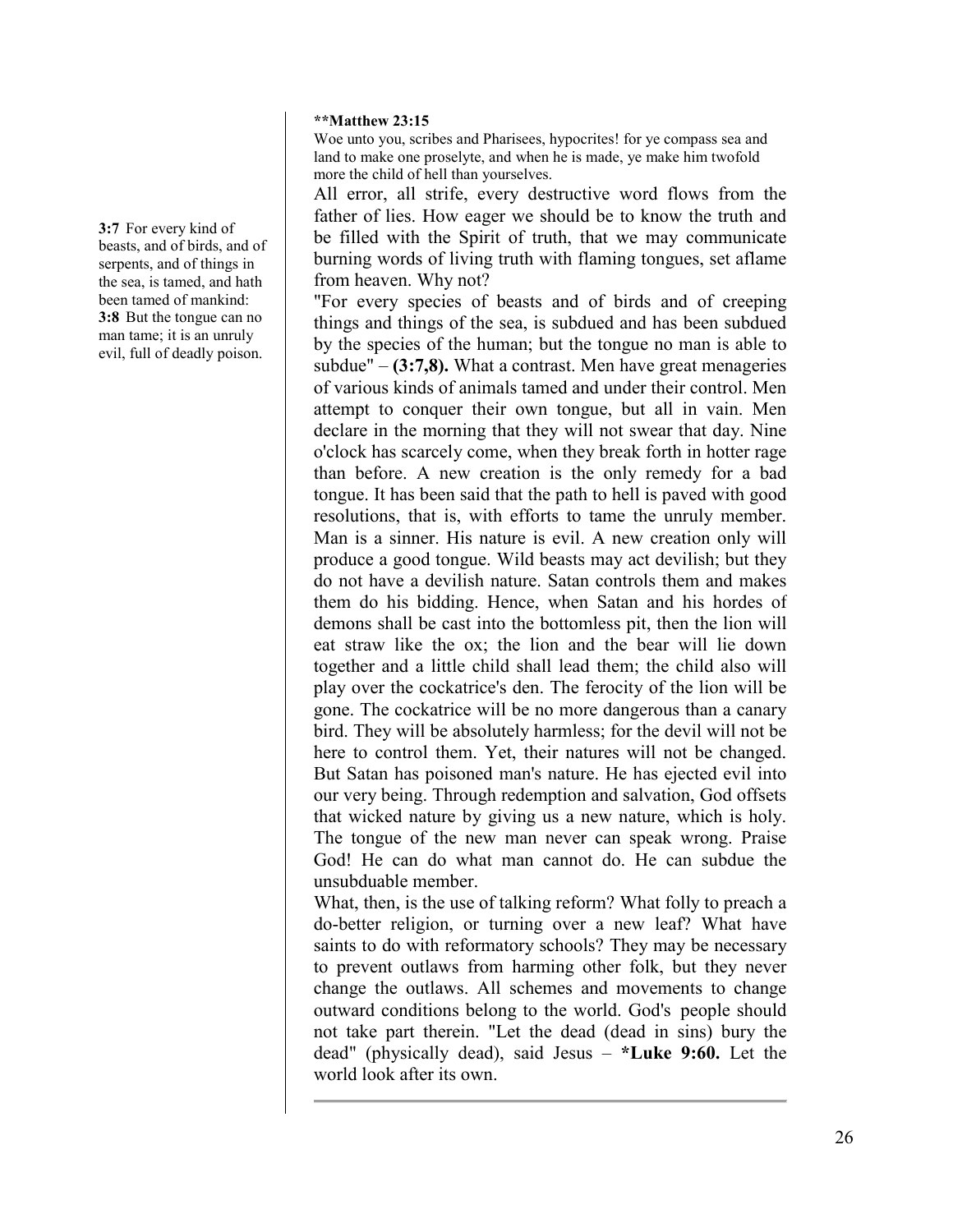**3:7** For every kind of beasts, and of birds, and of serpents, and of things in the sea, is tamed, and hath been tamed of mankind:
**3:8** But the tongue can no man tame; it is an unruly evil, full of deadly poison.

****Matthew 23:15**
Woe unto you, scribes and Pharisees, hypocrites! for ye compass sea and land to make one proselyte, and when he is made, ye make him twofold more the child of hell than yourselves.

All error, all strife, every destructive word flows from the father of lies. How eager we should be to know the truth and be filled with the Spirit of truth, that we may communicate burning words of living truth with flaming tongues, set aflame from heaven. Why not?

"For every species of beasts and of birds and of creeping things and things of the sea, is subdued and has been subdued by the species of the human; but the tongue no man is able to subdue" – **(3:7,8).** What a contrast. Men have great menageries of various kinds of animals tamed and under their control. Men attempt to conquer their own tongue, but all in vain. Men declare in the morning that they will not swear that day. Nine o'clock has scarcely come, when they break forth in hotter rage than before. A new creation is the only remedy for a bad tongue. It has been said that the path to hell is paved with good resolutions, that is, with efforts to tame the unruly member. Man is a sinner. His nature is evil. A new creation only will produce a good tongue. Wild beasts may act devilish; but they do not have a devilish nature. Satan controls them and makes them do his bidding. Hence, when Satan and his hordes of demons shall be cast into the bottomless pit, then the lion will eat straw like the ox; the lion and the bear will lie down together and a little child shall lead them; the child also will play over the cockatrice's den. The ferocity of the lion will be gone. The cockatrice will be no more dangerous than a canary bird. They will be absolutely harmless; for the devil will not be here to control them. Yet, their natures will not be changed. But Satan has poisoned man's nature. He has ejected evil into our very being. Through redemption and salvation, God offsets that wicked nature by giving us a new nature, which is holy. The tongue of the new man never can speak wrong. Praise God! He can do what man cannot do. He can subdue the unsubduable member.

What, then, is the use of talking reform? What folly to preach a do-better religion, or turning over a new leaf? What have saints to do with reformatory schools? They may be necessary to prevent outlaws from harming other folk, but they never change the outlaws. All schemes and movements to change outward conditions belong to the world. God's people should not take part therein. "Let the dead (dead in sins) bury the dead" (physically dead), said Jesus – ***Luke 9:60.** Let the world look after its own.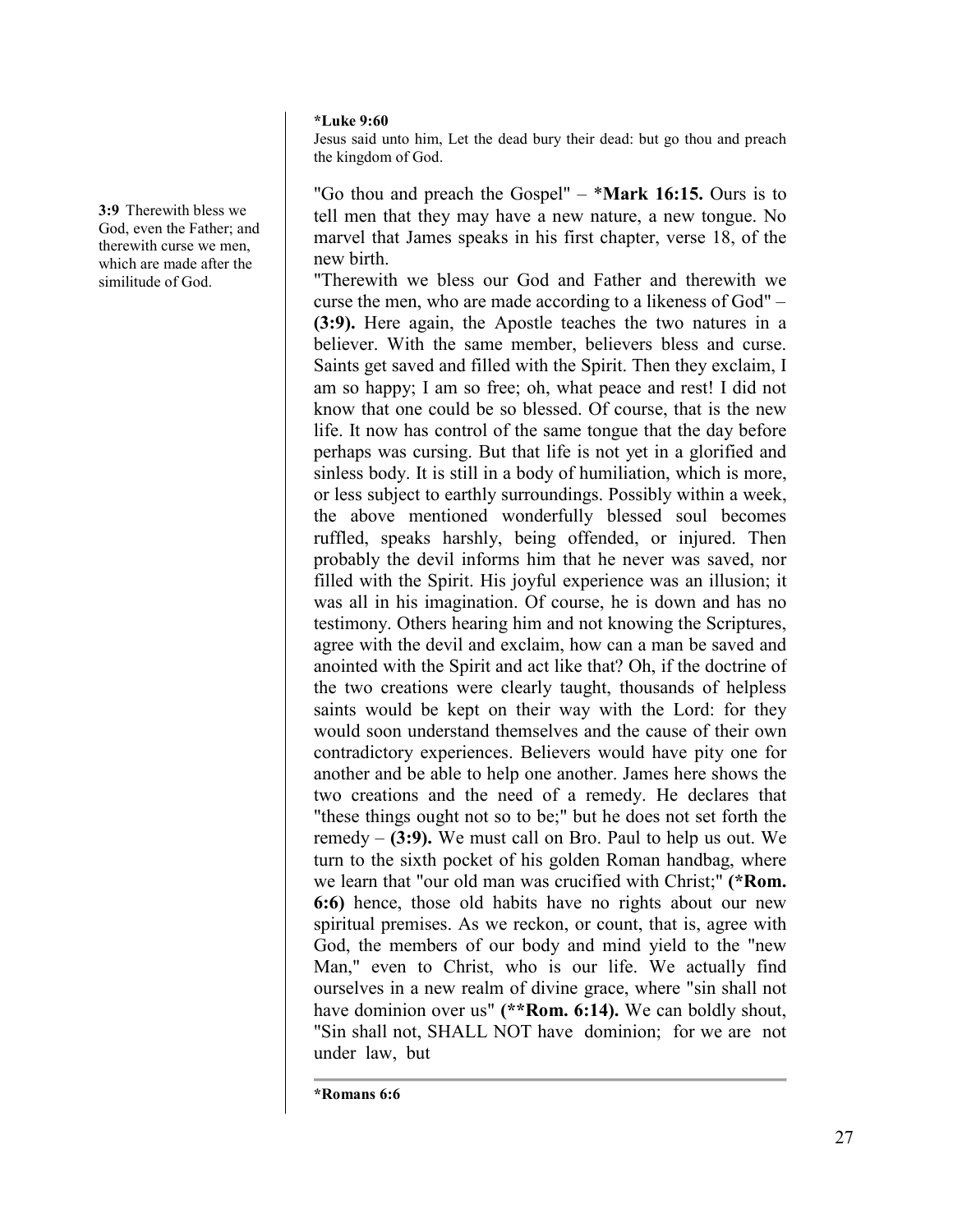**3:9** Therewith bless we God, even the Father; and therewith curse we men, which are made after the similitude of God.

**\*Luke 9:60**
Jesus said unto him, Let the dead bury their dead: but go thou and preach the kingdom of God.

"Go thou and preach the Gospel" – \***Mark 16:15.** Ours is to tell men that they may have a new nature, a new tongue. No marvel that James speaks in his first chapter, verse 18, of the new birth.

"Therewith we bless our God and Father and therewith we curse the men, who are made according to a likeness of God" – **(3:9).** Here again, the Apostle teaches the two natures in a believer. With the same member, believers bless and curse. Saints get saved and filled with the Spirit. Then they exclaim, I am so happy; I am so free; oh, what peace and rest! I did not know that one could be so blessed. Of course, that is the new life. It now has control of the same tongue that the day before perhaps was cursing. But that life is not yet in a glorified and sinless body. It is still in a body of humiliation, which is more, or less subject to earthly surroundings. Possibly within a week, the above mentioned wonderfully blessed soul becomes ruffled, speaks harshly, being offended, or injured. Then probably the devil informs him that he never was saved, nor filled with the Spirit. His joyful experience was an illusion; it was all in his imagination. Of course, he is down and has no testimony. Others hearing him and not knowing the Scriptures, agree with the devil and exclaim, how can a man be saved and anointed with the Spirit and act like that? Oh, if the doctrine of the two creations were clearly taught, thousands of helpless saints would be kept on their way with the Lord: for they would soon understand themselves and the cause of their own contradictory experiences. Believers would have pity one for another and be able to help one another. James here shows the two creations and the need of a remedy. He declares that "these things ought not so to be;" but he does not set forth the remedy – **(3:9).** We must call on Bro. Paul to help us out. We turn to the sixth pocket of his golden Roman handbag, where we learn that "our old man was crucified with Christ;" **(\*Rom. 6:6)** hence, those old habits have no rights about our new spiritual premises. As we reckon, or count, that is, agree with God, the members of our body and mind yield to the "new Man," even to Christ, who is our life. We actually find ourselves in a new realm of divine grace, where "sin shall not have dominion over us" **(\*\*Rom. 6:14).** We can boldly shout, "Sin shall not, SHALL NOT have dominion; for we are not under law, but

---

**\*Romans 6:6**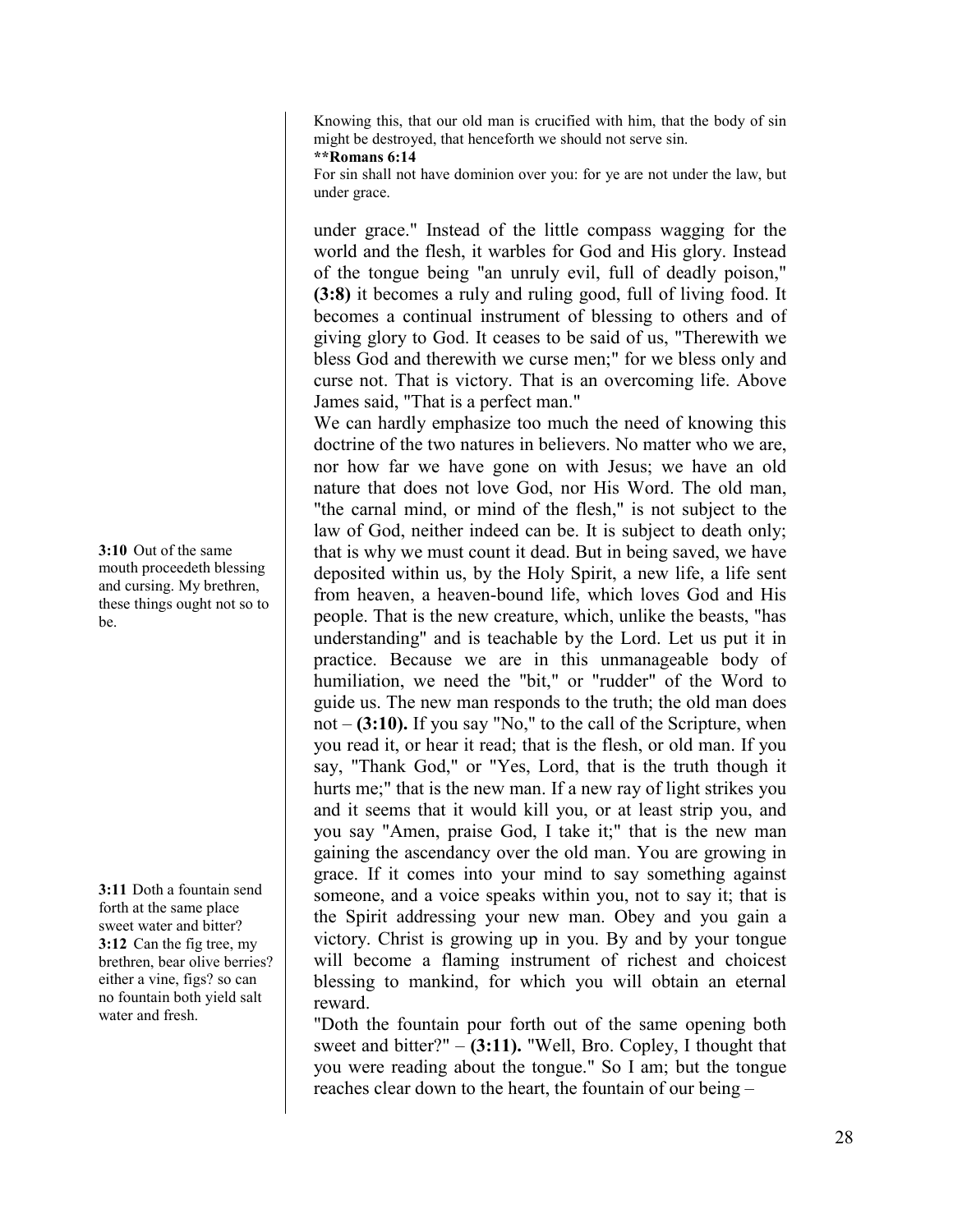Knowing this, that our old man is crucified with him, that the body of sin might be destroyed, that henceforth we should not serve sin.

****Romans 6:14**

For sin shall not have dominion over you: for ye are not under the law, but under grace.

under grace." Instead of the little compass wagging for the world and the flesh, it warbles for God and His glory. Instead of the tongue being "an unruly evil, full of deadly poison," **(3:8)** it becomes a ruly and ruling good, full of living food. It becomes a continual instrument of blessing to others and of giving glory to God. It ceases to be said of us, "Therewith we bless God and therewith we curse men;" for we bless only and curse not. That is victory. That is an overcoming life. Above James said, "That is a perfect man."

**3:10** Out of the same mouth proceedeth blessing and cursing. My brethren, these things ought not so to be.

We can hardly emphasize too much the need of knowing this doctrine of the two natures in believers. No matter who we are, nor how far we have gone on with Jesus; we have an old nature that does not love God, nor His Word. The old man, "the carnal mind, or mind of the flesh," is not subject to the law of God, neither indeed can be. It is subject to death only; that is why we must count it dead. But in being saved, we have deposited within us, by the Holy Spirit, a new life, a life sent from heaven, a heaven-bound life, which loves God and His people. That is the new creature, which, unlike the beasts, "has understanding" and is teachable by the Lord. Let us put it in practice. Because we are in this unmanageable body of humiliation, we need the "bit," or "rudder" of the Word to guide us. The new man responds to the truth; the old man does not – **(3:10).** If you say "No," to the call of the Scripture, when you read it, or hear it read; that is the flesh, or old man. If you say, "Thank God," or "Yes, Lord, that is the truth though it hurts me;" that is the new man. If a new ray of light strikes you and it seems that it would kill you, or at least strip you, and you say "Amen, praise God, I take it;" that is the new man gaining the ascendancy over the old man. You are growing in grace. If it comes into your mind to say something against someone, and a voice speaks within you, not to say it; that is the Spirit addressing your new man. Obey and you gain a victory. Christ is growing up in you. By and by your tongue will become a flaming instrument of richest and choicest blessing to mankind, for which you will obtain an eternal reward.

**3:11** Doth a fountain send forth at the same place sweet water and bitter?
**3:12** Can the fig tree, my brethren, bear olive berries? either a vine, figs? so can no fountain both yield salt water and fresh.

"Doth the fountain pour forth out of the same opening both sweet and bitter?" – **(3:11).** "Well, Bro. Copley, I thought that you were reading about the tongue." So I am; but the tongue reaches clear down to the heart, the fountain of our being –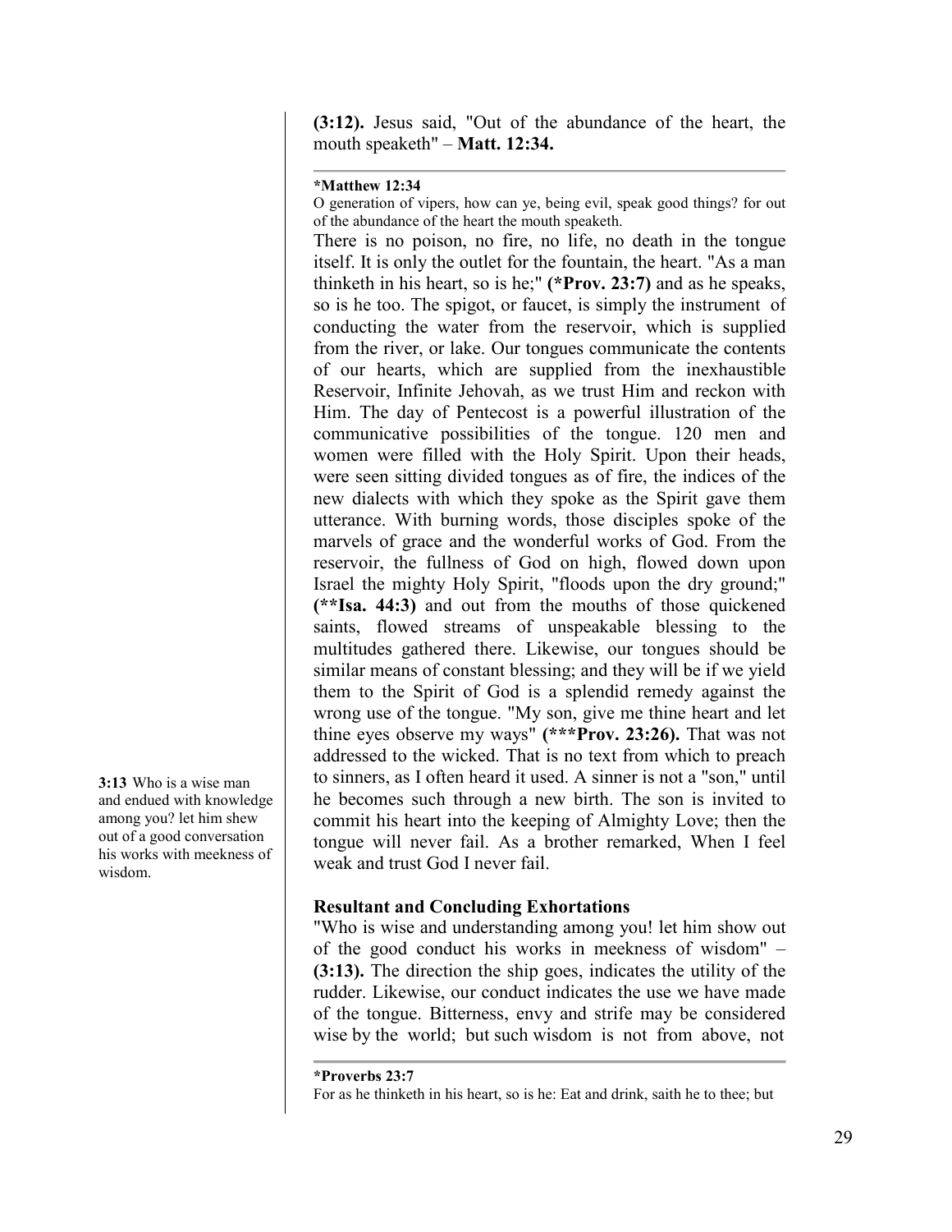**(3:12).** Jesus said, "Out of the abundance of the heart, the mouth speaketh" – **Matt. 12:34.**

---

**\*Matthew 12:34**
O generation of vipers, how can ye, being evil, speak good things? for out of the abundance of the heart the mouth speaketh.

There is no poison, no fire, no life, no death in the tongue itself. It is only the outlet for the fountain, the heart. "As a man thinketh in his heart, so is he;" **(\*Prov. 23:7)** and as he speaks, so is he too. The spigot, or faucet, is simply the instrument of conducting the water from the reservoir, which is supplied from the river, or lake. Our tongues communicate the contents of our hearts, which are supplied from the inexhaustible Reservoir, Infinite Jehovah, as we trust Him and reckon with Him. The day of Pentecost is a powerful illustration of the communicative possibilities of the tongue. 120 men and women were filled with the Holy Spirit. Upon their heads, were seen sitting divided tongues as of fire, the indices of the new dialects with which they spoke as the Spirit gave them utterance. With burning words, those disciples spoke of the marvels of grace and the wonderful works of God. From the reservoir, the fullness of God on high, flowed down upon Israel the mighty Holy Spirit, "floods upon the dry ground;" **(\*\*Isa. 44:3)** and out from the mouths of those quickened saints, flowed streams of unspeakable blessing to the multitudes gathered there. Likewise, our tongues should be similar means of constant blessing; and they will be if we yield them to the Spirit of God is a splendid remedy against the wrong use of the tongue. "My son, give me thine heart and let thine eyes observe my ways" **(\*\*\*Prov. 23:26).** That was not addressed to the wicked. That is no text from which to preach to sinners, as I often heard it used. A sinner is not a "son," until he becomes such through a new birth. The son is invited to commit his heart into the keeping of Almighty Love; then the tongue will never fail. As a brother remarked, When I feel weak and trust God I never fail.

**3:13** Who is a wise man and endued with knowledge among you? let him shew out of a good conversation his works with meekness of wisdom.

### Resultant and Concluding Exhortations

"Who is wise and understanding among you! let him show out of the good conduct his works in meekness of wisdom" – **(3:13).** The direction the ship goes, indicates the utility of the rudder. Likewise, our conduct indicates the use we have made of the tongue. Bitterness, envy and strife may be considered wise by the world; but such wisdom is not from above, not

---

**\*Proverbs 23:7**
For as he thinketh in his heart, so is he: Eat and drink, saith he to thee; but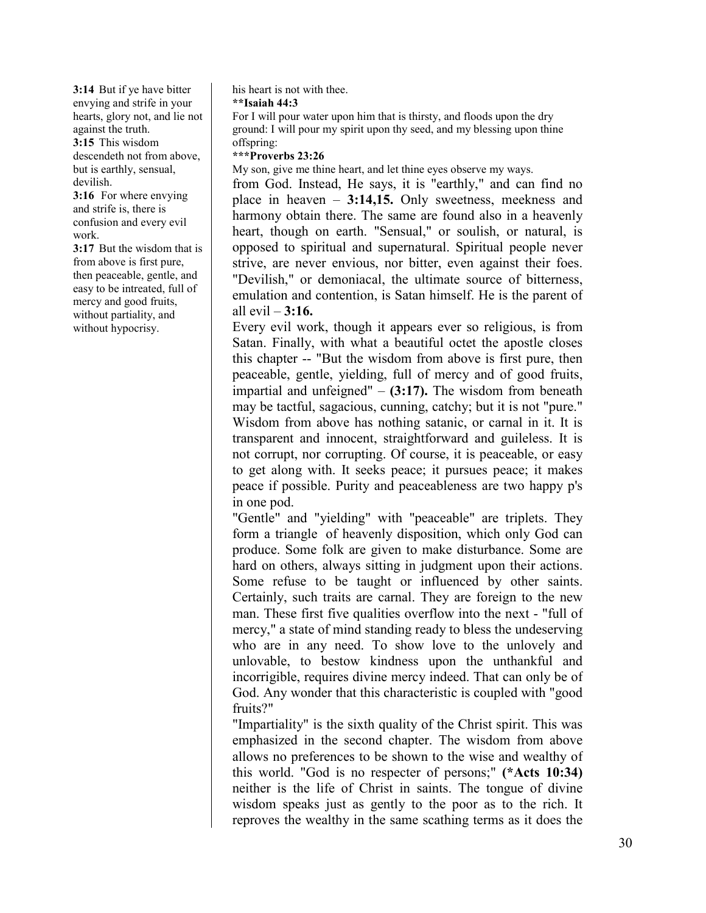**3:14** But if ye have bitter envying and strife in your hearts, glory not, and lie not against the truth.

**3:15** This wisdom descendeth not from above, but is earthly, sensual, devilish.

**3:16** For where envying and strife is, there is confusion and every evil work.

**3:17** But the wisdom that is from above is first pure, then peaceable, gentle, and easy to be intreated, full of mercy and good fruits, without partiality, and without hypocrisy.

his heart is not with thee.

**\*\*Isaiah 44:3**

For I will pour water upon him that is thirsty, and floods upon the dry ground: I will pour my spirit upon thy seed, and my blessing upon thine offspring:

**\*\*\*Proverbs 23:26**

My son, give me thine heart, and let thine eyes observe my ways.

from God. Instead, He says, it is "earthly," and can find no place in heaven – **3:14,15.** Only sweetness, meekness and harmony obtain there. The same are found also in a heavenly heart, though on earth. "Sensual," or soulish, or natural, is opposed to spiritual and supernatural. Spiritual people never strive, are never envious, nor bitter, even against their foes. "Devilish," or demoniacal, the ultimate source of bitterness, emulation and contention, is Satan himself. He is the parent of all evil – **3:16.**

Every evil work, though it appears ever so religious, is from Satan. Finally, with what a beautiful octet the apostle closes this chapter -- "But the wisdom from above is first pure, then peaceable, gentle, yielding, full of mercy and of good fruits, impartial and unfeigned" – **(3:17).** The wisdom from beneath may be tactful, sagacious, cunning, catchy; but it is not "pure." Wisdom from above has nothing satanic, or carnal in it. It is transparent and innocent, straightforward and guileless. It is not corrupt, nor corrupting. Of course, it is peaceable, or easy to get along with. It seeks peace; it pursues peace; it makes peace if possible. Purity and peaceableness are two happy p's in one pod.

"Gentle" and "yielding" with "peaceable" are triplets. They form a triangle of heavenly disposition, which only God can produce. Some folk are given to make disturbance. Some are hard on others, always sitting in judgment upon their actions. Some refuse to be taught or influenced by other saints. Certainly, such traits are carnal. They are foreign to the new man. These first five qualities overflow into the next - "full of mercy," a state of mind standing ready to bless the undeserving who are in any need. To show love to the unlovely and unlovable, to bestow kindness upon the unthankful and incorrigible, requires divine mercy indeed. That can only be of God. Any wonder that this characteristic is coupled with "good fruits?"

"Impartiality" is the sixth quality of the Christ spirit. This was emphasized in the second chapter. The wisdom from above allows no preferences to be shown to the wise and wealthy of this world. "God is no respecter of persons;" **(\*Acts 10:34)** neither is the life of Christ in saints. The tongue of divine wisdom speaks just as gently to the poor as to the rich. It reproves the wealthy in the same scathing terms as it does the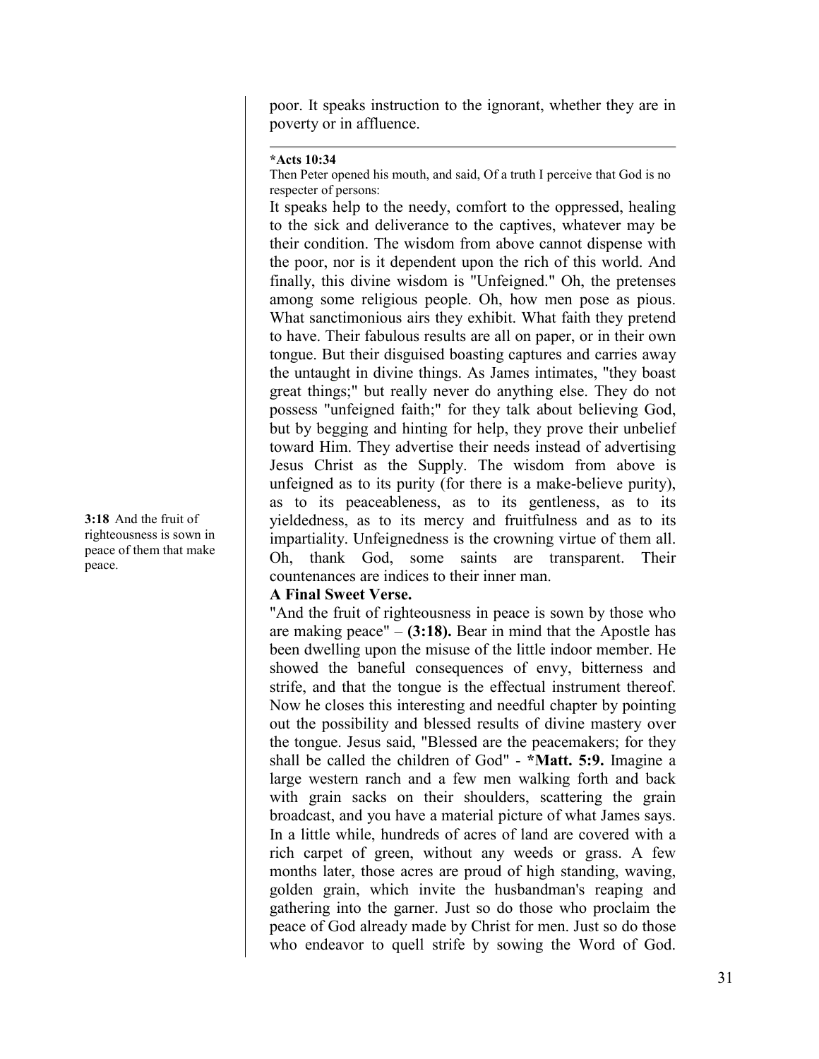poor. It speaks instruction to the ignorant, whether they are in poverty or in affluence.

---

**\*Acts 10:34**
Then Peter opened his mouth, and said, Of a truth I perceive that God is no respecter of persons:

It speaks help to the needy, comfort to the oppressed, healing to the sick and deliverance to the captives, whatever may be their condition. The wisdom from above cannot dispense with the poor, nor is it dependent upon the rich of this world. And finally, this divine wisdom is "Unfeigned." Oh, the pretenses among some religious people. Oh, how men pose as pious. What sanctimonious airs they exhibit. What faith they pretend to have. Their fabulous results are all on paper, or in their own tongue. But their disguised boasting captures and carries away the untaught in divine things. As James intimates, "they boast great things;" but really never do anything else. They do not possess "unfeigned faith;" for they talk about believing God, but by begging and hinting for help, they prove their unbelief toward Him. They advertise their needs instead of advertising Jesus Christ as the Supply. The wisdom from above is unfeigned as to its purity (for there is a make-believe purity), as to its peaceableness, as to its gentleness, as to its yieldedness, as to its mercy and fruitfulness and as to its impartiality. Unfeignedness is the crowning virtue of them all. Oh, thank God, some saints are transparent. Their countenances are indices to their inner man.

**3:18** And the fruit of righteousness is sown in peace of them that make peace.

**A Final Sweet Verse.**

"And the fruit of righteousness in peace is sown by those who are making peace" – **(3:18).** Bear in mind that the Apostle has been dwelling upon the misuse of the little indoor member. He showed the baneful consequences of envy, bitterness and strife, and that the tongue is the effectual instrument thereof. Now he closes this interesting and needful chapter by pointing out the possibility and blessed results of divine mastery over the tongue. Jesus said, "Blessed are the peacemakers; for they shall be called the children of God" - **\*Matt. 5:9.** Imagine a large western ranch and a few men walking forth and back with grain sacks on their shoulders, scattering the grain broadcast, and you have a material picture of what James says. In a little while, hundreds of acres of land are covered with a rich carpet of green, without any weeds or grass. A few months later, those acres are proud of high standing, waving, golden grain, which invite the husbandman's reaping and gathering into the garner. Just so do those who proclaim the peace of God already made by Christ for men. Just so do those who endeavor to quell strife by sowing the Word of God.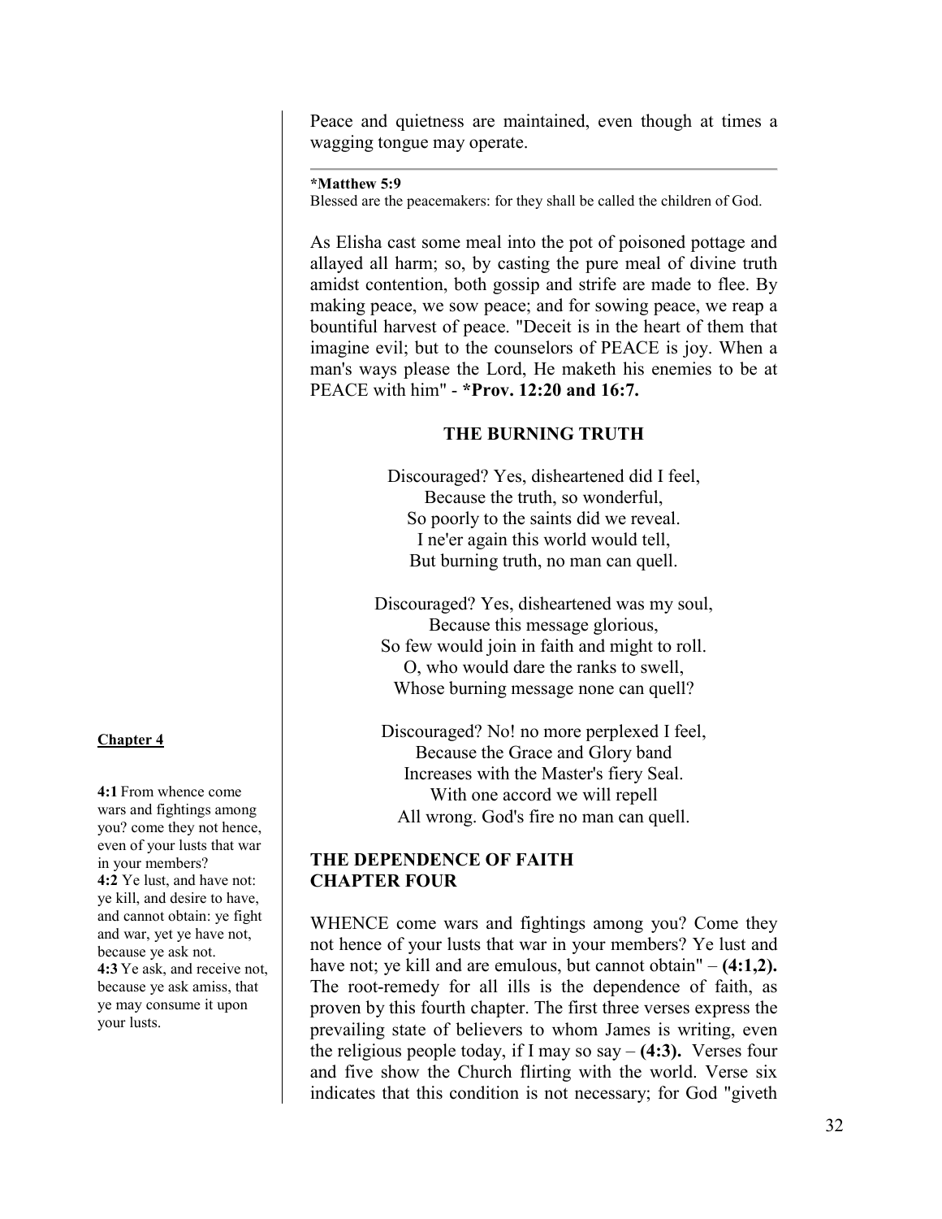Peace and quietness are maintained, even though at times a wagging tongue may operate.

---

**\*Matthew 5:9**
Blessed are the peacemakers: for they shall be called the children of God.

As Elisha cast some meal into the pot of poisoned pottage and allayed all harm; so, by casting the pure meal of divine truth amidst contention, both gossip and strife are made to flee. By making peace, we sow peace; and for sowing peace, we reap a bountiful harvest of peace. "Deceit is in the heart of them that imagine evil; but to the counselors of PEACE is joy. When a man's ways please the Lord, He maketh his enemies to be at PEACE with him" - **\*Prov. 12:20 and 16:7.**

### THE BURNING TRUTH

Discouraged? Yes, disheartened did I feel,
Because the truth, so wonderful,
So poorly to the saints did we reveal.
I ne'er again this world would tell,
But burning truth, no man can quell.

Discouraged? Yes, disheartened was my soul,
Because this message glorious,
So few would join in faith and might to roll.
O, who would dare the ranks to swell,
Whose burning message none can quell?

Discouraged? No! no more perplexed I feel,
Because the Grace and Glory band
Increases with the Master's fiery Seal.
With one accord we will repell
All wrong. God's fire no man can quell.

## THE DEPENDENCE OF FAITH CHAPTER FOUR

WHENCE come wars and fightings among you? Come they not hence of your lusts that war in your members? Ye lust and have not; ye kill and are emulous, but cannot obtain" – **(4:1,2).** The root-remedy for all ills is the dependence of faith, as proven by this fourth chapter. The first three verses express the prevailing state of believers to whom James is writing, even the religious people today, if I may so say – **(4:3).** Verses four and five show the Church flirting with the world. Verse six indicates that this condition is not necessary; for God "giveth

**Chapter 4**

**4:1** From whence come wars and fightings among you? come they not hence, even of your lusts that war in your members?
**4:2** Ye lust, and have not: ye kill, and desire to have, and cannot obtain: ye fight and war, yet ye have not, because ye ask not.
**4:3** Ye ask, and receive not, because ye ask amiss, that ye may consume it upon your lusts.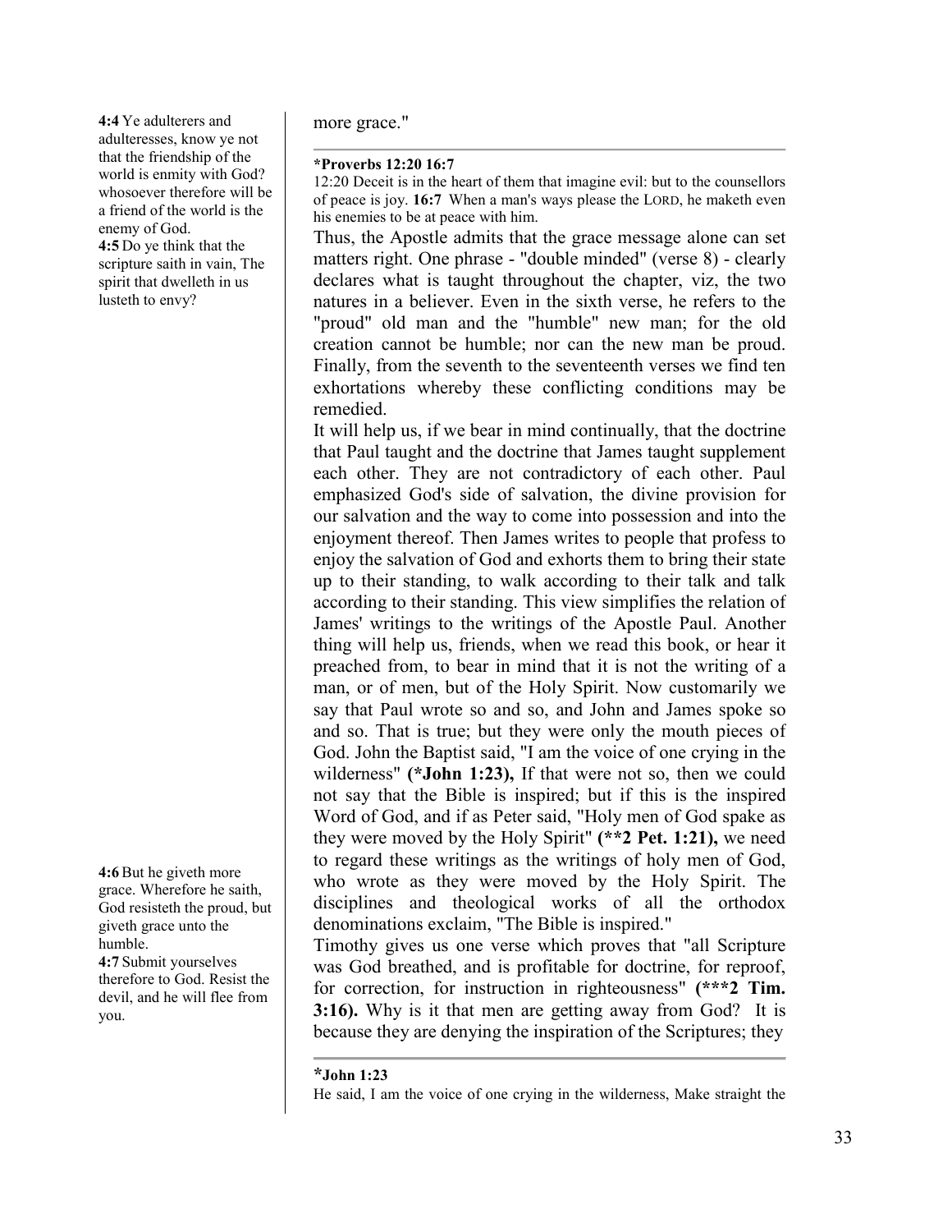more grace."

**4:4** Ye adulterers and adulteresses, know ye not that the friendship of the world is enmity with God? whosoever therefore will be a friend of the world is the enemy of God.
**4:5** Do ye think that the scripture saith in vain, The spirit that dwelleth in us lusteth to envy?

---

***Proverbs 12:20 16:7**
12:20 Deceit is in the heart of them that imagine evil: but to the counsellors of peace is joy. **16:7** When a man's ways please the LORD, he maketh even his enemies to be at peace with him.

Thus, the Apostle admits that the grace message alone can set matters right. One phrase - "double minded" (verse 8) - clearly declares what is taught throughout the chapter, viz, the two natures in a believer. Even in the sixth verse, he refers to the "proud" old man and the "humble" new man; for the old creation cannot be humble; nor can the new man be proud. Finally, from the seventh to the seventeenth verses we find ten exhortations whereby these conflicting conditions may be remedied.

It will help us, if we bear in mind continually, that the doctrine that Paul taught and the doctrine that James taught supplement each other. They are not contradictory of each other. Paul emphasized God's side of salvation, the divine provision for our salvation and the way to come into possession and into the enjoyment thereof. Then James writes to people that profess to enjoy the salvation of God and exhorts them to bring their state up to their standing, to walk according to their talk and talk according to their standing. This view simplifies the relation of James' writings to the writings of the Apostle Paul. Another thing will help us, friends, when we read this book, or hear it preached from, to bear in mind that it is not the writing of a man, or of men, but of the Holy Spirit. Now customarily we say that Paul wrote so and so, and John and James spoke so and so. That is true; but they were only the mouth pieces of God. John the Baptist said, "I am the voice of one crying in the wilderness" **(*John 1:23),** If that were not so, then we could not say that the Bible is inspired; but if this is the inspired Word of God, and if as Peter said, "Holy men of God spake as they were moved by the Holy Spirit" **(**2 Pet. 1:21),** we need to regard these writings as the writings of holy men of God, who wrote as they were moved by the Holy Spirit. The disciplines and theological works of all the orthodox denominations exclaim, "The Bible is inspired."

**4:6** But he giveth more grace. Wherefore he saith, God resisteth the proud, but giveth grace unto the humble.
**4:7** Submit yourselves therefore to God. Resist the devil, and he will flee from you.

Timothy gives us one verse which proves that "all Scripture was God breathed, and is profitable for doctrine, for reproof, for correction, for instruction in righteousness" **(***2 Tim. 3:16).** Why is it that men are getting away from God? It is because they are denying the inspiration of the Scriptures; they

---

***John 1:23**
He said, I am the voice of one crying in the wilderness, Make straight the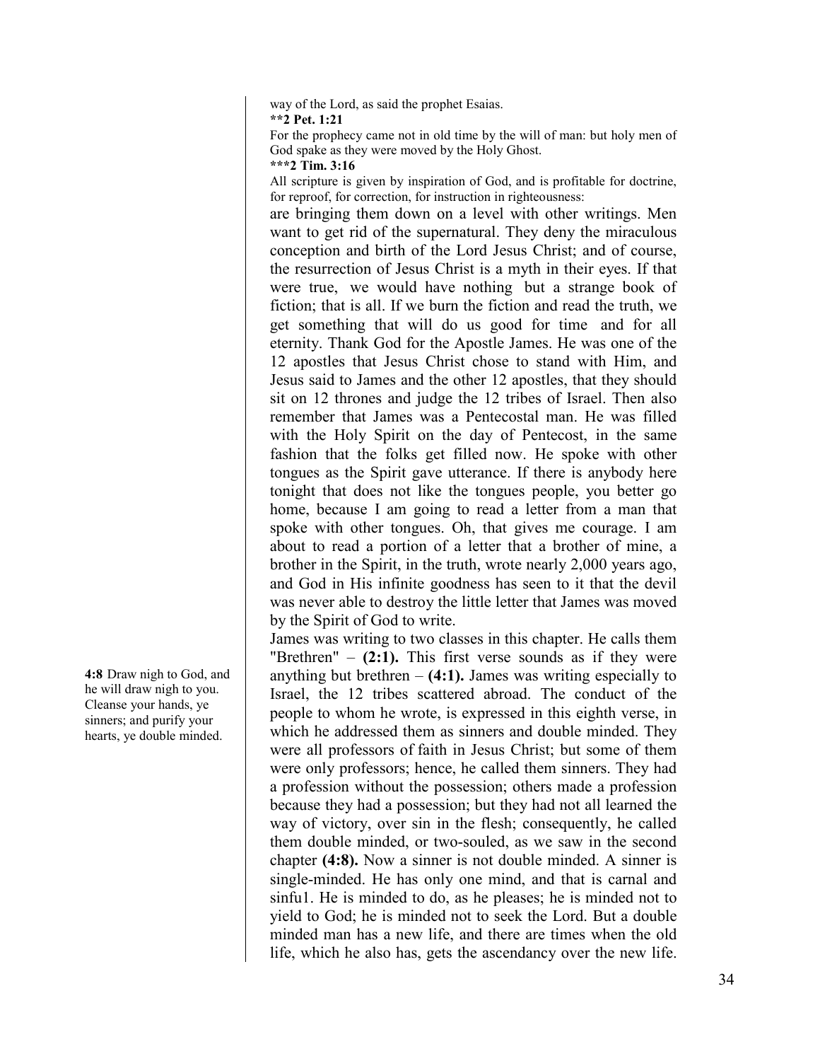way of the Lord, as said the prophet Esaias.

**\*\*2 Pet. 1:21**

For the prophecy came not in old time by the will of man: but holy men of God spake as they were moved by the Holy Ghost.

**\*\*\*2 Tim. 3:16**

All scripture is given by inspiration of God, and is profitable for doctrine, for reproof, for correction, for instruction in righteousness:

are bringing them down on a level with other writings. Men want to get rid of the supernatural. They deny the miraculous conception and birth of the Lord Jesus Christ; and of course, the resurrection of Jesus Christ is a myth in their eyes. If that were true, we would have nothing but a strange book of fiction; that is all. If we burn the fiction and read the truth, we get something that will do us good for time and for all eternity. Thank God for the Apostle James. He was one of the 12 apostles that Jesus Christ chose to stand with Him, and Jesus said to James and the other 12 apostles, that they should sit on 12 thrones and judge the 12 tribes of Israel. Then also remember that James was a Pentecostal man. He was filled with the Holy Spirit on the day of Pentecost, in the same fashion that the folks get filled now. He spoke with other tongues as the Spirit gave utterance. If there is anybody here tonight that does not like the tongues people, you better go home, because I am going to read a letter from a man that spoke with other tongues. Oh, that gives me courage. I am about to read a portion of a letter that a brother of mine, a brother in the Spirit, in the truth, wrote nearly 2,000 years ago, and God in His infinite goodness has seen to it that the devil was never able to destroy the little letter that James was moved by the Spirit of God to write.

**4:8** Draw nigh to God, and he will draw nigh to you. Cleanse your hands, ye sinners; and purify your hearts, ye double minded.

James was writing to two classes in this chapter. He calls them "Brethren" – **(2:1).** This first verse sounds as if they were anything but brethren – **(4:1).** James was writing especially to Israel, the 12 tribes scattered abroad. The conduct of the people to whom he wrote, is expressed in this eighth verse, in which he addressed them as sinners and double minded. They were all professors of faith in Jesus Christ; but some of them were only professors; hence, he called them sinners. They had a profession without the possession; others made a profession because they had a possession; but they had not all learned the way of victory, over sin in the flesh; consequently, he called them double minded, or two-souled, as we saw in the second chapter **(4:8).** Now a sinner is not double minded. A sinner is single-minded. He has only one mind, and that is carnal and sinfu1. He is minded to do, as he pleases; he is minded not to yield to God; he is minded not to seek the Lord. But a double minded man has a new life, and there are times when the old life, which he also has, gets the ascendancy over the new life.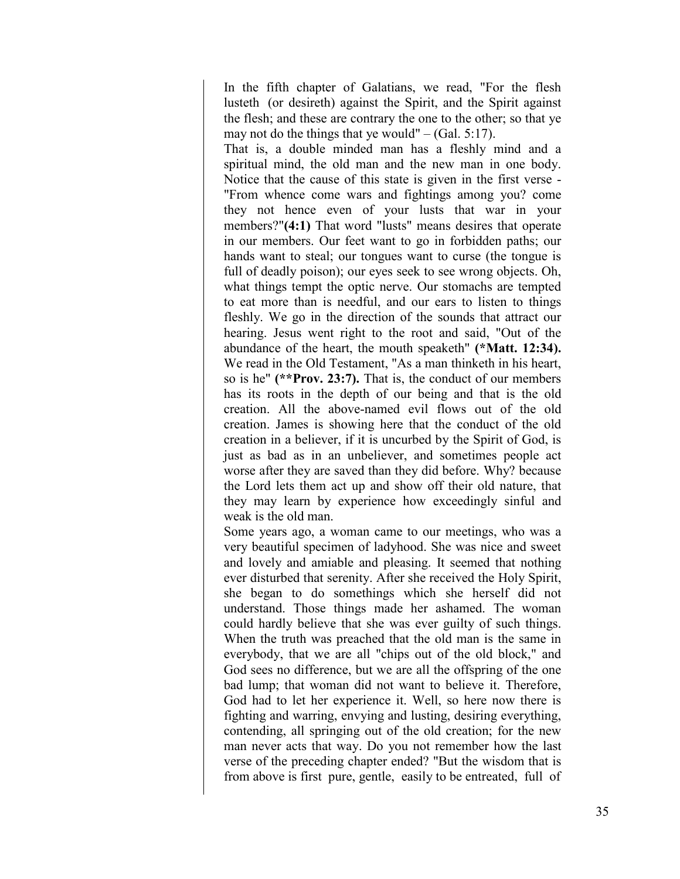In the fifth chapter of Galatians, we read, "For the flesh lusteth (or desireth) against the Spirit, and the Spirit against the flesh; and these are contrary the one to the other; so that ye may not do the things that ye would" – (Gal. 5:17).

That is, a double minded man has a fleshly mind and a spiritual mind, the old man and the new man in one body. Notice that the cause of this state is given in the first verse - "From whence come wars and fightings among you? come they not hence even of your lusts that war in your members?"**(4:1)** That word "lusts" means desires that operate in our members. Our feet want to go in forbidden paths; our hands want to steal; our tongues want to curse (the tongue is full of deadly poison); our eyes seek to see wrong objects. Oh, what things tempt the optic nerve. Our stomachs are tempted to eat more than is needful, and our ears to listen to things fleshly. We go in the direction of the sounds that attract our hearing. Jesus went right to the root and said, "Out of the abundance of the heart, the mouth speaketh" **(*Matt. 12:34).** We read in the Old Testament, "As a man thinketh in his heart, so is he" **(**Prov. 23:7).** That is, the conduct of our members has its roots in the depth of our being and that is the old creation. All the above-named evil flows out of the old creation. James is showing here that the conduct of the old creation in a believer, if it is uncurbed by the Spirit of God, is just as bad as in an unbeliever, and sometimes people act worse after they are saved than they did before. Why? because the Lord lets them act up and show off their old nature, that they may learn by experience how exceedingly sinful and weak is the old man.

Some years ago, a woman came to our meetings, who was a very beautiful specimen of ladyhood. She was nice and sweet and lovely and amiable and pleasing. It seemed that nothing ever disturbed that serenity. After she received the Holy Spirit, she began to do somethings which she herself did not understand. Those things made her ashamed. The woman could hardly believe that she was ever guilty of such things. When the truth was preached that the old man is the same in everybody, that we are all "chips out of the old block," and God sees no difference, but we are all the offspring of the one bad lump; that woman did not want to believe it. Therefore, God had to let her experience it. Well, so here now there is fighting and warring, envying and lusting, desiring everything, contending, all springing out of the old creation; for the new man never acts that way. Do you not remember how the last verse of the preceding chapter ended? "But the wisdom that is from above is first pure, gentle, easily to be entreated, full of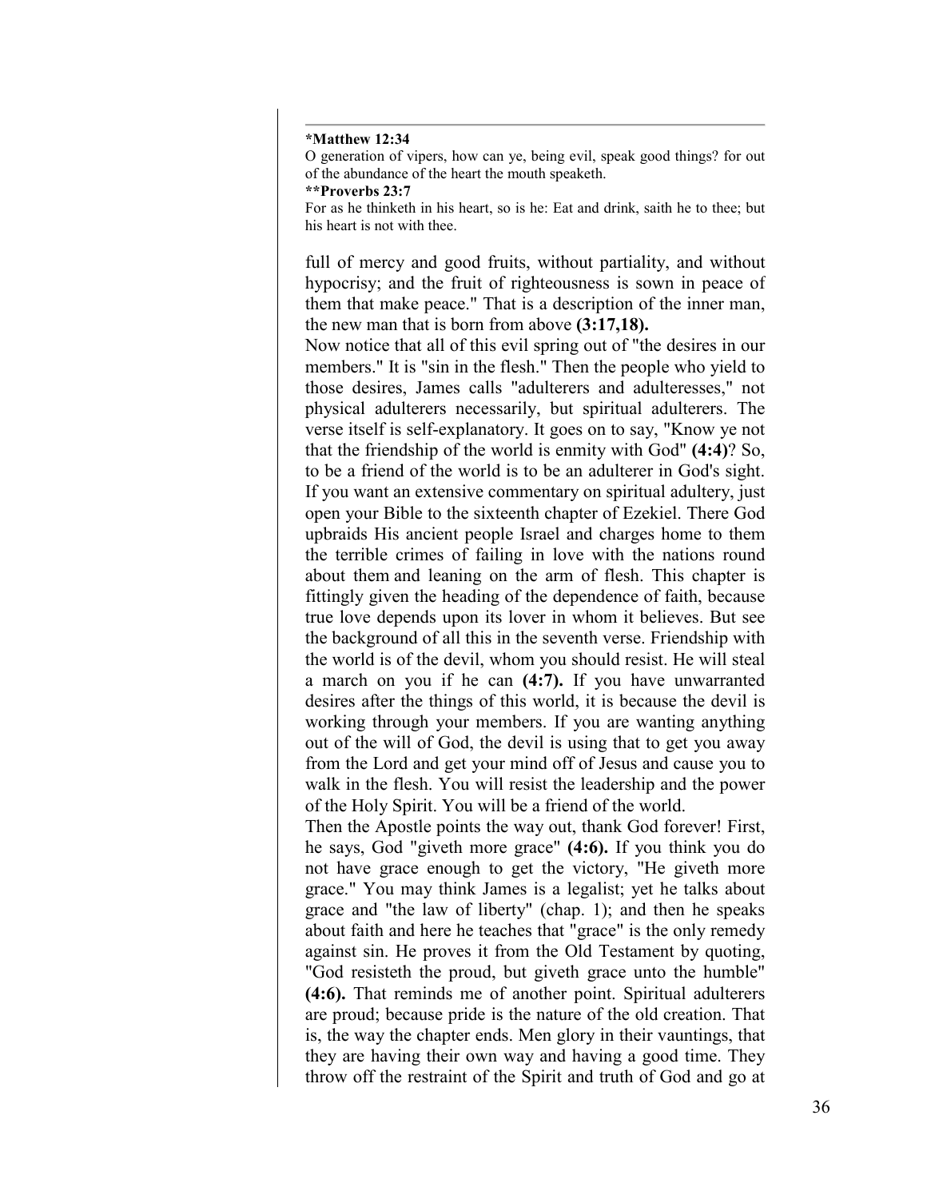**\*Matthew 12:34**
O generation of vipers, how can ye, being evil, speak good things? for out of the abundance of the heart the mouth speaketh.
**\*\*Proverbs 23:7**
For as he thinketh in his heart, so is he: Eat and drink, saith he to thee; but his heart is not with thee.

---

full of mercy and good fruits, without partiality, and without hypocrisy; and the fruit of righteousness is sown in peace of them that make peace." That is a description of the inner man, the new man that is born from above **(3:17,18).**

Now notice that all of this evil spring out of "the desires in our members." It is "sin in the flesh." Then the people who yield to those desires, James calls "adulterers and adulteresses," not physical adulterers necessarily, but spiritual adulterers. The verse itself is self-explanatory. It goes on to say, "Know ye not that the friendship of the world is enmity with God" **(4:4)**? So, to be a friend of the world is to be an adulterer in God's sight. If you want an extensive commentary on spiritual adultery, just open your Bible to the sixteenth chapter of Ezekiel. There God upbraids His ancient people Israel and charges home to them the terrible crimes of failing in love with the nations round about them and leaning on the arm of flesh. This chapter is fittingly given the heading of the dependence of faith, because true love depends upon its lover in whom it believes. But see the background of all this in the seventh verse. Friendship with the world is of the devil, whom you should resist. He will steal a march on you if he can **(4:7).** If you have unwarranted desires after the things of this world, it is because the devil is working through your members. If you are wanting anything out of the will of God, the devil is using that to get you away from the Lord and get your mind off of Jesus and cause you to walk in the flesh. You will resist the leadership and the power of the Holy Spirit. You will be a friend of the world.

Then the Apostle points the way out, thank God forever! First, he says, God "giveth more grace" **(4:6).** If you think you do not have grace enough to get the victory, "He giveth more grace." You may think James is a legalist; yet he talks about grace and "the law of liberty" (chap. 1); and then he speaks about faith and here he teaches that "grace" is the only remedy against sin. He proves it from the Old Testament by quoting, "God resisteth the proud, but giveth grace unto the humble" **(4:6).** That reminds me of another point. Spiritual adulterers are proud; because pride is the nature of the old creation. That is, the way the chapter ends. Men glory in their vauntings, that they are having their own way and having a good time. They throw off the restraint of the Spirit and truth of God and go at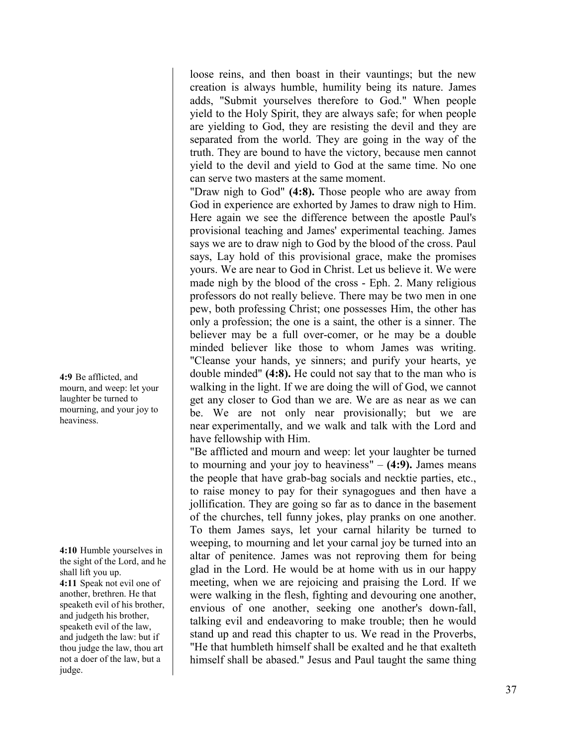loose reins, and then boast in their vauntings; but the new creation is always humble, humility being its nature. James adds, "Submit yourselves therefore to God." When people yield to the Holy Spirit, they are always safe; for when people are yielding to God, they are resisting the devil and they are separated from the world. They are going in the way of the truth. They are bound to have the victory, because men cannot yield to the devil and yield to God at the same time. No one can serve two masters at the same moment.

"Draw nigh to God" **(4:8).** Those people who are away from God in experience are exhorted by James to draw nigh to Him. Here again we see the difference between the apostle Paul's provisional teaching and James' experimental teaching. James says we are to draw nigh to God by the blood of the cross. Paul says, Lay hold of this provisional grace, make the promises yours. We are near to God in Christ. Let us believe it. We were made nigh by the blood of the cross - Eph. 2. Many religious professors do not really believe. There may be two men in one pew, both professing Christ; one possesses Him, the other has only a profession; the one is a saint, the other is a sinner. The believer may be a full over-comer, or he may be a double minded believer like those to whom James was writing. "Cleanse your hands, ye sinners; and purify your hearts, ye double minded" **(4:8).** He could not say that to the man who is walking in the light. If we are doing the will of God, we cannot get any closer to God than we are. We are as near as we can be. We are not only near provisionally; but we are near experimentally, and we walk and talk with the Lord and have fellowship with Him.

**4:9** Be afflicted, and mourn, and weep: let your laughter be turned to mourning, and your joy to heaviness.

"Be afflicted and mourn and weep: let your laughter be turned to mourning and your joy to heaviness" – **(4:9).** James means the people that have grab-bag socials and necktie parties, etc., to raise money to pay for their synagogues and then have a jollification. They are going so far as to dance in the basement of the churches, tell funny jokes, play pranks on one another. To them James says, let your carnal hilarity be turned to weeping, to mourning and let your carnal joy be turned into an altar of penitence. James was not reproving them for being glad in the Lord. He would be at home with us in our happy meeting, when we are rejoicing and praising the Lord. If we were walking in the flesh, fighting and devouring one another, envious of one another, seeking one another's down-fall, talking evil and endeavoring to make trouble; then he would stand up and read this chapter to us. We read in the Proverbs, "He that humbleth himself shall be exalted and he that exalteth himself shall be abased." Jesus and Paul taught the same thing

**4:10** Humble yourselves in the sight of the Lord, and he shall lift you up.
**4:11** Speak not evil one of another, brethren. He that speaketh evil of his brother, and judgeth his brother, speaketh evil of the law, and judgeth the law: but if thou judge the law, thou art not a doer of the law, but a judge.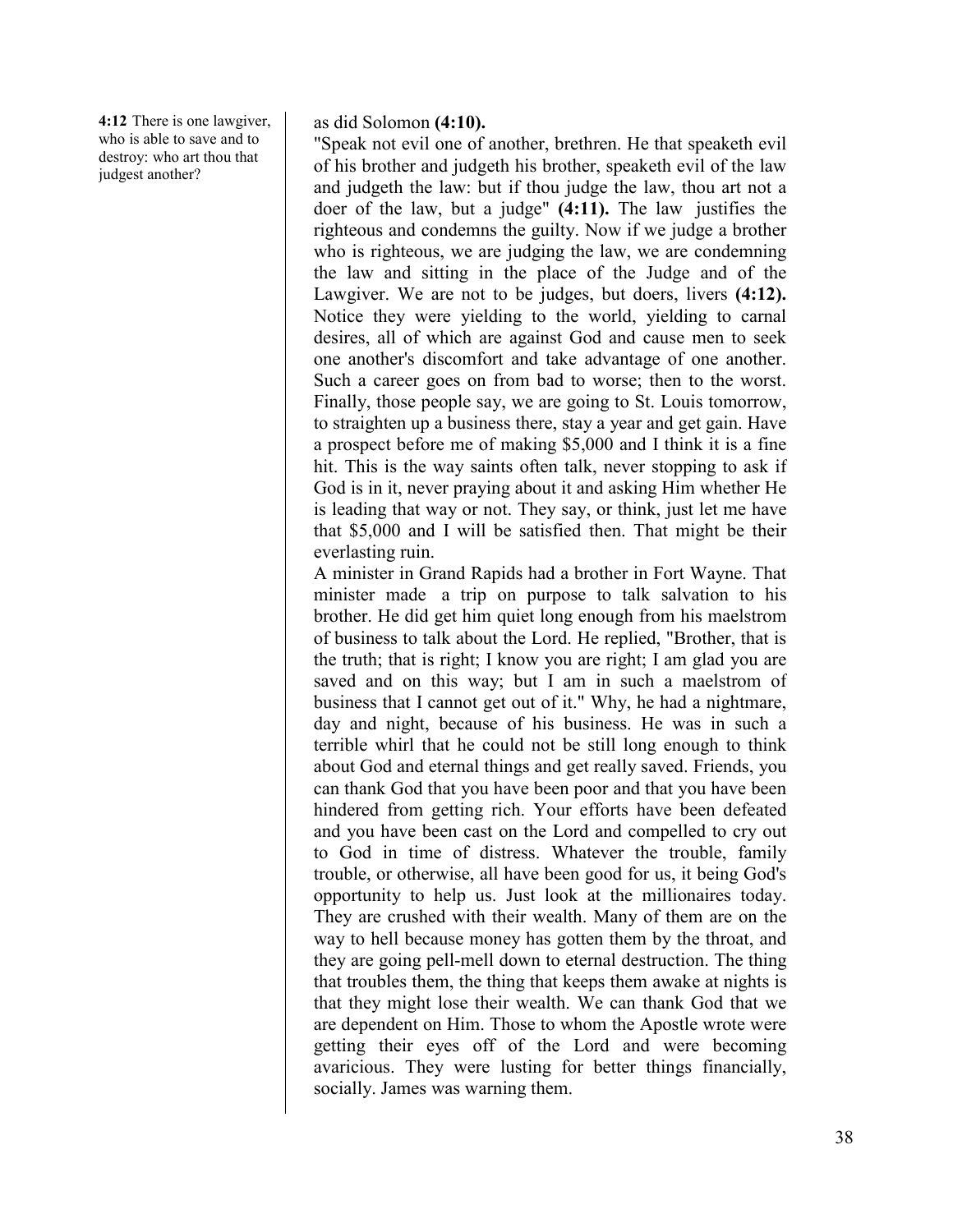**4:12** There is one lawgiver, who is able to save and to destroy: who art thou that judgest another?

as did Solomon **(4:10).**

"Speak not evil one of another, brethren. He that speaketh evil of his brother and judgeth his brother, speaketh evil of the law and judgeth the law: but if thou judge the law, thou art not a doer of the law, but a judge" **(4:11).** The law justifies the righteous and condemns the guilty. Now if we judge a brother who is righteous, we are judging the law, we are condemning the law and sitting in the place of the Judge and of the Lawgiver. We are not to be judges, but doers, livers **(4:12).** Notice they were yielding to the world, yielding to carnal desires, all of which are against God and cause men to seek one another's discomfort and take advantage of one another. Such a career goes on from bad to worse; then to the worst. Finally, those people say, we are going to St. Louis tomorrow, to straighten up a business there, stay a year and get gain. Have a prospect before me of making $5,000 and I think it is a fine hit. This is the way saints often talk, never stopping to ask if God is in it, never praying about it and asking Him whether He is leading that way or not. They say, or think, just let me have that $5,000 and I will be satisfied then. That might be their everlasting ruin.

A minister in Grand Rapids had a brother in Fort Wayne. That minister made a trip on purpose to talk salvation to his brother. He did get him quiet long enough from his maelstrom of business to talk about the Lord. He replied, "Brother, that is the truth; that is right; I know you are right; I am glad you are saved and on this way; but I am in such a maelstrom of business that I cannot get out of it." Why, he had a nightmare, day and night, because of his business. He was in such a terrible whirl that he could not be still long enough to think about God and eternal things and get really saved. Friends, you can thank God that you have been poor and that you have been hindered from getting rich. Your efforts have been defeated and you have been cast on the Lord and compelled to cry out to God in time of distress. Whatever the trouble, family trouble, or otherwise, all have been good for us, it being God's opportunity to help us. Just look at the millionaires today. They are crushed with their wealth. Many of them are on the way to hell because money has gotten them by the throat, and they are going pell-mell down to eternal destruction. The thing that troubles them, the thing that keeps them awake at nights is that they might lose their wealth. We can thank God that we are dependent on Him. Those to whom the Apostle wrote were getting their eyes off of the Lord and were becoming avaricious. They were lusting for better things financially, socially. James was warning them.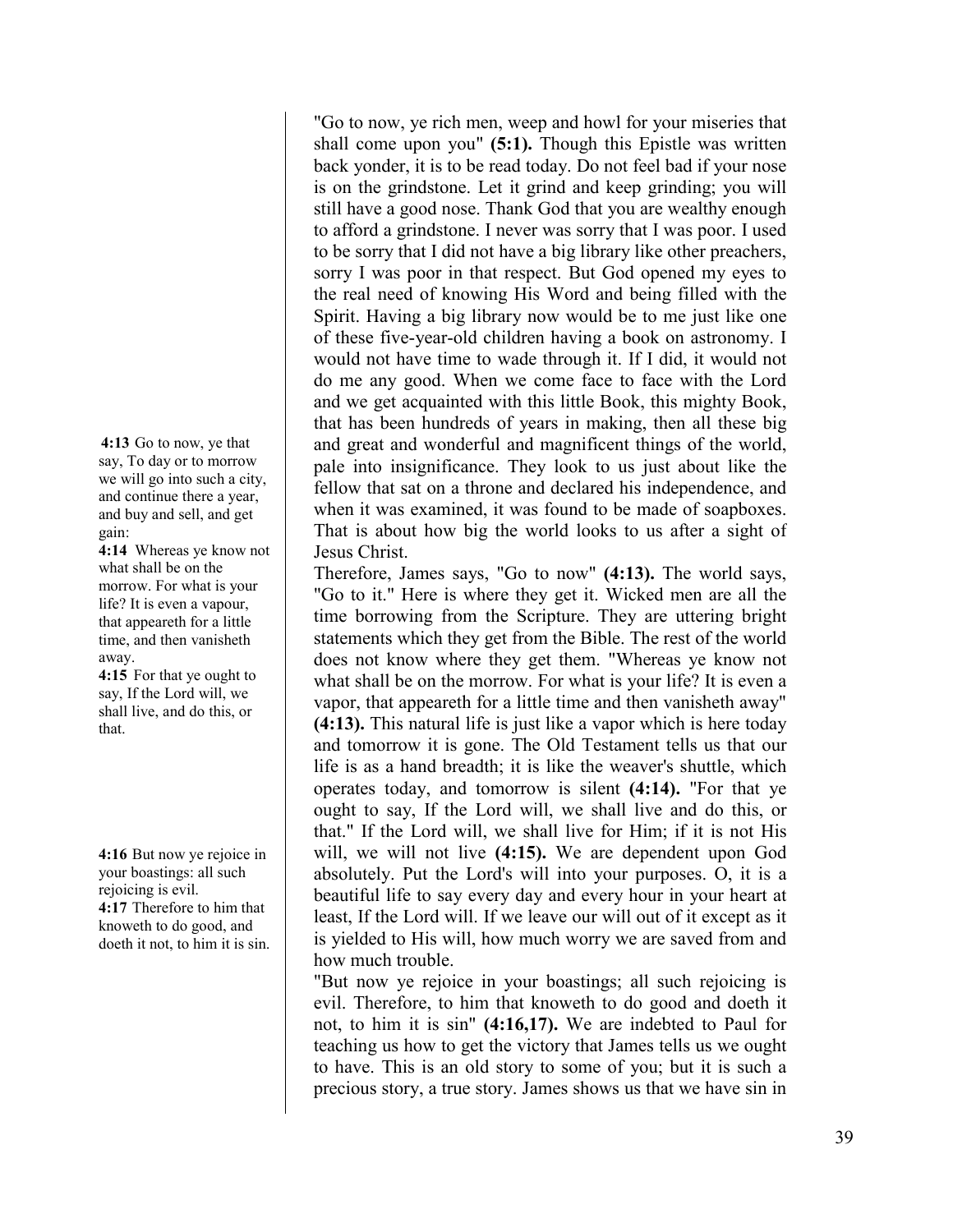"Go to now, ye rich men, weep and howl for your miseries that shall come upon you" **(5:1).** Though this Epistle was written back yonder, it is to be read today. Do not feel bad if your nose is on the grindstone. Let it grind and keep grinding; you will still have a good nose. Thank God that you are wealthy enough to afford a grindstone. I never was sorry that I was poor. I used to be sorry that I did not have a big library like other preachers, sorry I was poor in that respect. But God opened my eyes to the real need of knowing His Word and being filled with the Spirit. Having a big library now would be to me just like one of these five-year-old children having a book on astronomy. I would not have time to wade through it. If I did, it would not do me any good. When we come face to face with the Lord and we get acquainted with this little Book, this mighty Book, that has been hundreds of years in making, then all these big and great and wonderful and magnificent things of the world, pale into insignificance. They look to us just about like the fellow that sat on a throne and declared his independence, and when it was examined, it was found to be made of soapboxes. That is about how big the world looks to us after a sight of Jesus Christ.

**4:13** Go to now, ye that say, To day or to morrow we will go into such a city, and continue there a year, and buy and sell, and get gain:
**4:14** Whereas ye know not what shall be on the morrow. For what is your life? It is even a vapour, that appeareth for a little time, and then vanisheth away.
**4:15** For that ye ought to say, If the Lord will, we shall live, and do this, or that.

Therefore, James says, "Go to now" **(4:13).** The world says, "Go to it." Here is where they get it. Wicked men are all the time borrowing from the Scripture. They are uttering bright statements which they get from the Bible. The rest of the world does not know where they get them. "Whereas ye know not what shall be on the morrow. For what is your life? It is even a vapor, that appeareth for a little time and then vanisheth away" **(4:13).** This natural life is just like a vapor which is here today and tomorrow it is gone. The Old Testament tells us that our life is as a hand breadth; it is like the weaver's shuttle, which operates today, and tomorrow is silent **(4:14).** "For that ye ought to say, If the Lord will, we shall live and do this, or that." If the Lord will, we shall live for Him; if it is not His will, we will not live **(4:15).** We are dependent upon God absolutely. Put the Lord's will into your purposes. O, it is a beautiful life to say every day and every hour in your heart at least, If the Lord will. If we leave our will out of it except as it is yielded to His will, how much worry we are saved from and how much trouble.

**4:16** But now ye rejoice in your boastings: all such rejoicing is evil.
**4:17** Therefore to him that knoweth to do good, and doeth it not, to him it is sin.

"But now ye rejoice in your boastings; all such rejoicing is evil. Therefore, to him that knoweth to do good and doeth it not, to him it is sin" **(4:16,17).** We are indebted to Paul for teaching us how to get the victory that James tells us we ought to have. This is an old story to some of you; but it is such a precious story, a true story. James shows us that we have sin in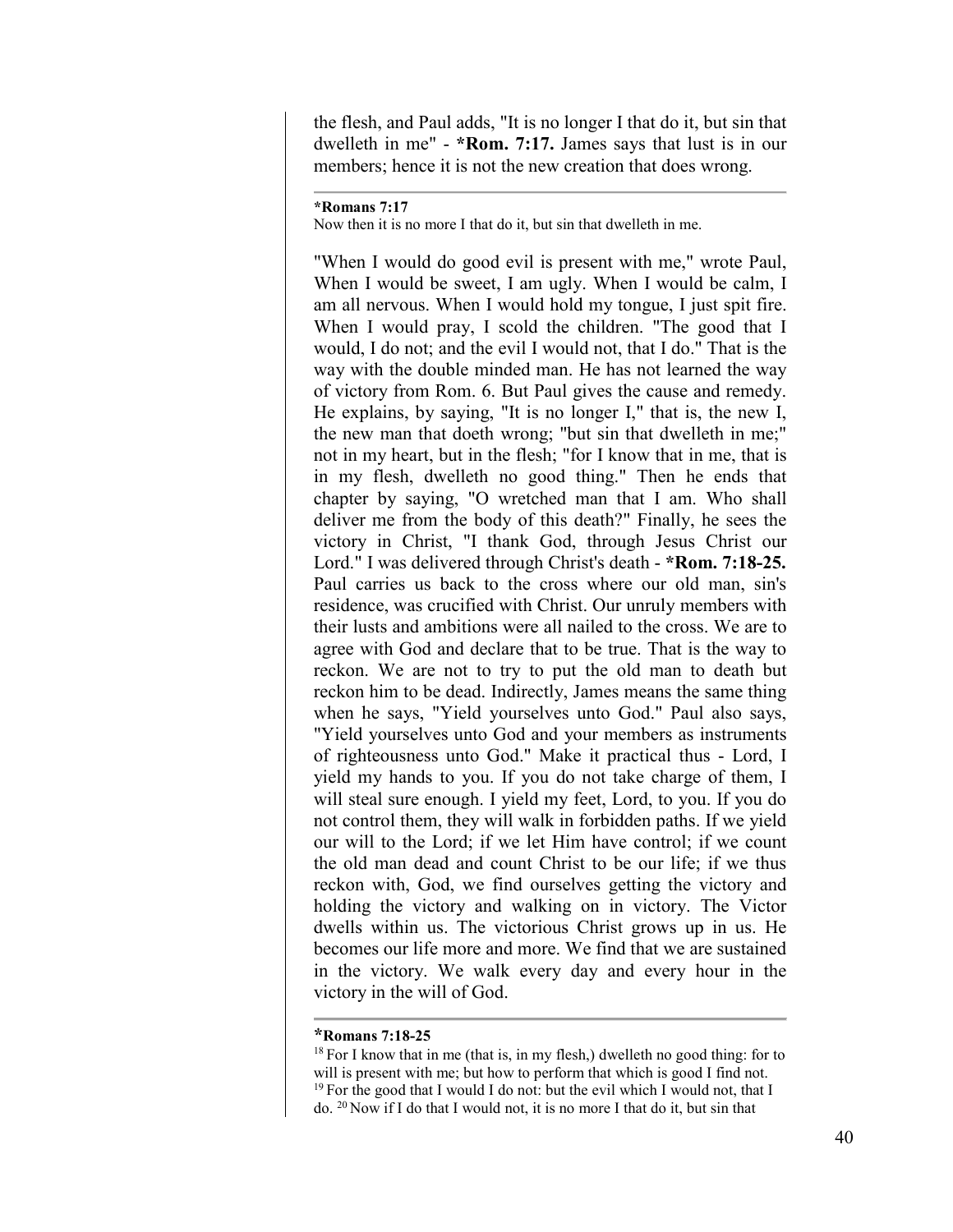the flesh, and Paul adds, "It is no longer I that do it, but sin that dwelleth in me" - ***Rom. 7:17.** James says that lust is in our members; hence it is not the new creation that does wrong.

---

**\*Romans 7:17**
Now then it is no more I that do it, but sin that dwelleth in me.

"When I would do good evil is present with me," wrote Paul, When I would be sweet, I am ugly. When I would be calm, I am all nervous. When I would hold my tongue, I just spit fire. When I would pray, I scold the children. "The good that I would, I do not; and the evil I would not, that I do." That is the way with the double minded man. He has not learned the way of victory from Rom. 6. But Paul gives the cause and remedy. He explains, by saying, "It is no longer I," that is, the new I, the new man that doeth wrong; "but sin that dwelleth in me;" not in my heart, but in the flesh; "for I know that in me, that is in my flesh, dwelleth no good thing." Then he ends that chapter by saying, "O wretched man that I am. Who shall deliver me from the body of this death?" Finally, he sees the victory in Christ, "I thank God, through Jesus Christ our Lord." I was delivered through Christ's death - ***Rom. 7:18-25.** Paul carries us back to the cross where our old man, sin's residence, was crucified with Christ. Our unruly members with their lusts and ambitions were all nailed to the cross. We are to agree with God and declare that to be true. That is the way to reckon. We are not to try to put the old man to death but reckon him to be dead. Indirectly, James means the same thing when he says, "Yield yourselves unto God." Paul also says, "Yield yourselves unto God and your members as instruments of righteousness unto God." Make it practical thus - Lord, I yield my hands to you. If you do not take charge of them, I will steal sure enough. I yield my feet, Lord, to you. If you do not control them, they will walk in forbidden paths. If we yield our will to the Lord; if we let Him have control; if we count the old man dead and count Christ to be our life; if we thus reckon with, God, we find ourselves getting the victory and holding the victory and walking on in victory. The Victor dwells within us. The victorious Christ grows up in us. He becomes our life more and more. We find that we are sustained in the victory. We walk every day and every hour in the victory in the will of God.

---

**\*Romans 7:18-25**
[18] For I know that in me (that is, in my flesh,) dwelleth no good thing: for to will is present with me; but how to perform that which is good I find not. [19] For the good that I would I do not: but the evil which I would not, that I do. [20] Now if I do that I would not, it is no more I that do it, but sin that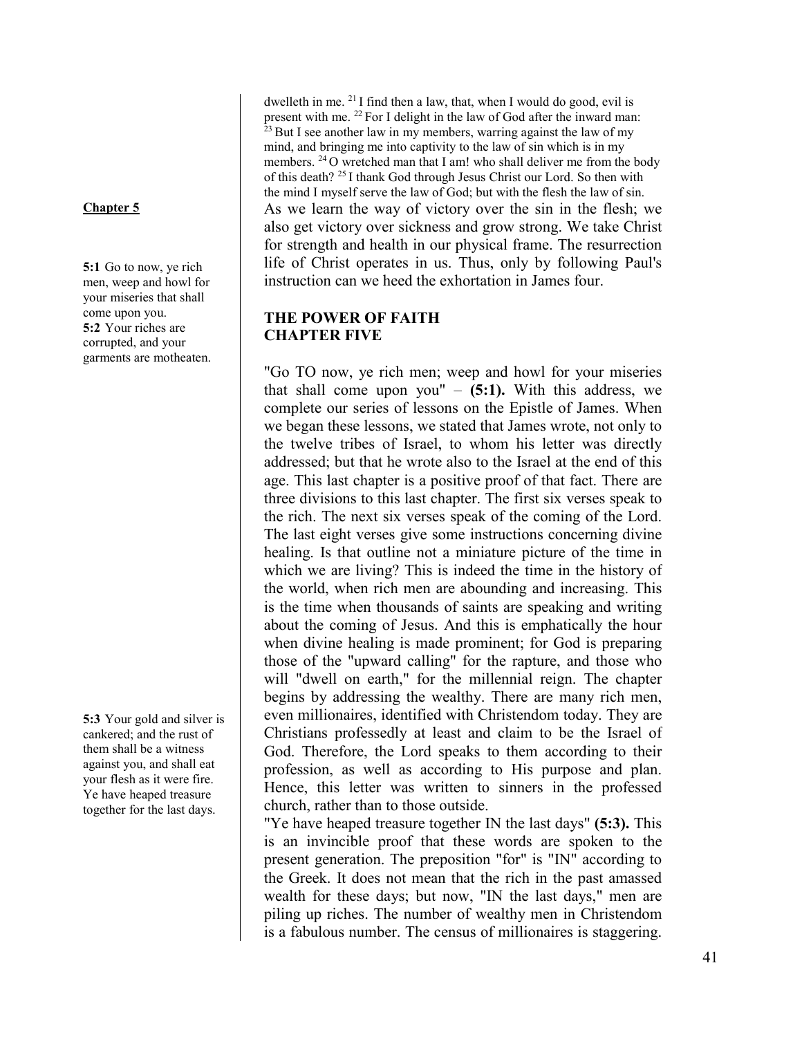dwelleth in me. [21] I find then a law, that, when I would do good, evil is present with me. [22] For I delight in the law of God after the inward man: [23] But I see another law in my members, warring against the law of my mind, and bringing me into captivity to the law of sin which is in my members. [24] O wretched man that I am! who shall deliver me from the body of this death? [25] I thank God through Jesus Christ our Lord. So then with the mind I myself serve the law of God; but with the flesh the law of sin.

As we learn the way of victory over the sin in the flesh; we also get victory over sickness and grow strong. We take Christ for strength and health in our physical frame. The resurrection life of Christ operates in us. Thus, only by following Paul's instruction can we heed the exhortation in James four.

**Chapter 5**

**5:1** Go to now, ye rich men, weep and howl for your miseries that shall come upon you.
**5:2** Your riches are corrupted, and your garments are motheaten.
**5:3** Your gold and silver is cankered; and the rust of them shall be a witness against you, and shall eat your flesh as it were fire. Ye have heaped treasure together for the last days.

## THE POWER OF FAITH
## CHAPTER FIVE

"Go TO now, ye rich men; weep and howl for your miseries that shall come upon you" – **(5:1).** With this address, we complete our series of lessons on the Epistle of James. When we began these lessons, we stated that James wrote, not only to the twelve tribes of Israel, to whom his letter was directly addressed; but that he wrote also to the Israel at the end of this age. This last chapter is a positive proof of that fact. There are three divisions to this last chapter. The first six verses speak to the rich. The next six verses speak of the coming of the Lord. The last eight verses give some instructions concerning divine healing. Is that outline not a miniature picture of the time in which we are living? This is indeed the time in the history of the world, when rich men are abounding and increasing. This is the time when thousands of saints are speaking and writing about the coming of Jesus. And this is emphatically the hour when divine healing is made prominent; for God is preparing those of the "upward calling" for the rapture, and those who will "dwell on earth," for the millennial reign. The chapter begins by addressing the wealthy. There are many rich men, even millionaires, identified with Christendom today. They are Christians professedly at least and claim to be the Israel of God. Therefore, the Lord speaks to them according to their profession, as well as according to His purpose and plan. Hence, this letter was written to sinners in the professed church, rather than to those outside.

"Ye have heaped treasure together IN the last days" **(5:3).** This is an invincible proof that these words are spoken to the present generation. The preposition "for" is "IN" according to the Greek. It does not mean that the rich in the past amassed wealth for these days; but now, "IN the last days," men are piling up riches. The number of wealthy men in Christendom is a fabulous number. The census of millionaires is staggering.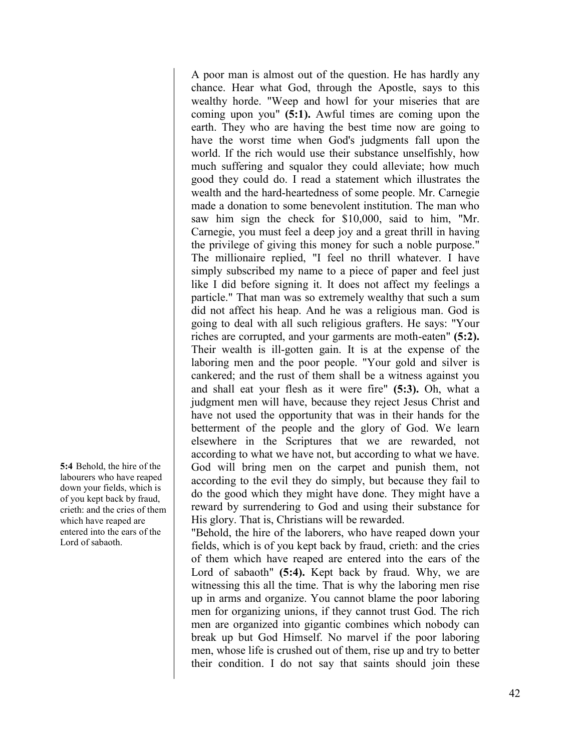**5:4** Behold, the hire of the labourers who have reaped down your fields, which is of you kept back by fraud, crieth: and the cries of them which have reaped are entered into the ears of the Lord of sabaoth.

A poor man is almost out of the question. He has hardly any chance. Hear what God, through the Apostle, says to this wealthy horde. "Weep and howl for your miseries that are coming upon you" **(5:1).** Awful times are coming upon the earth. They who are having the best time now are going to have the worst time when God's judgments fall upon the world. If the rich would use their substance unselfishly, how much suffering and squalor they could alleviate; how much good they could do. I read a statement which illustrates the wealth and the hard-heartedness of some people. Mr. Carnegie made a donation to some benevolent institution. The man who saw him sign the check for $10,000, said to him, "Mr. Carnegie, you must feel a deep joy and a great thrill in having the privilege of giving this money for such a noble purpose." The millionaire replied, "I feel no thrill whatever. I have simply subscribed my name to a piece of paper and feel just like I did before signing it. It does not affect my feelings a particle." That man was so extremely wealthy that such a sum did not affect his heap. And he was a religious man. God is going to deal with all such religious grafters. He says: "Your riches are corrupted, and your garments are moth-eaten" **(5:2).** Their wealth is ill-gotten gain. It is at the expense of the laboring men and the poor people. "Your gold and silver is cankered; and the rust of them shall be a witness against you and shall eat your flesh as it were fire" **(5:3).** Oh, what a judgment men will have, because they reject Jesus Christ and have not used the opportunity that was in their hands for the betterment of the people and the glory of God. We learn elsewhere in the Scriptures that we are rewarded, not according to what we have not, but according to what we have. God will bring men on the carpet and punish them, not according to the evil they do simply, but because they fail to do the good which they might have done. They might have a reward by surrendering to God and using their substance for His glory. That is, Christians will be rewarded.

"Behold, the hire of the laborers, who have reaped down your fields, which is of you kept back by fraud, crieth: and the cries of them which have reaped are entered into the ears of the Lord of sabaoth" **(5:4).** Kept back by fraud. Why, we are witnessing this all the time. That is why the laboring men rise up in arms and organize. You cannot blame the poor laboring men for organizing unions, if they cannot trust God. The rich men are organized into gigantic combines which nobody can break up but God Himself. No marvel if the poor laboring men, whose life is crushed out of them, rise up and try to better their condition. I do not say that saints should join these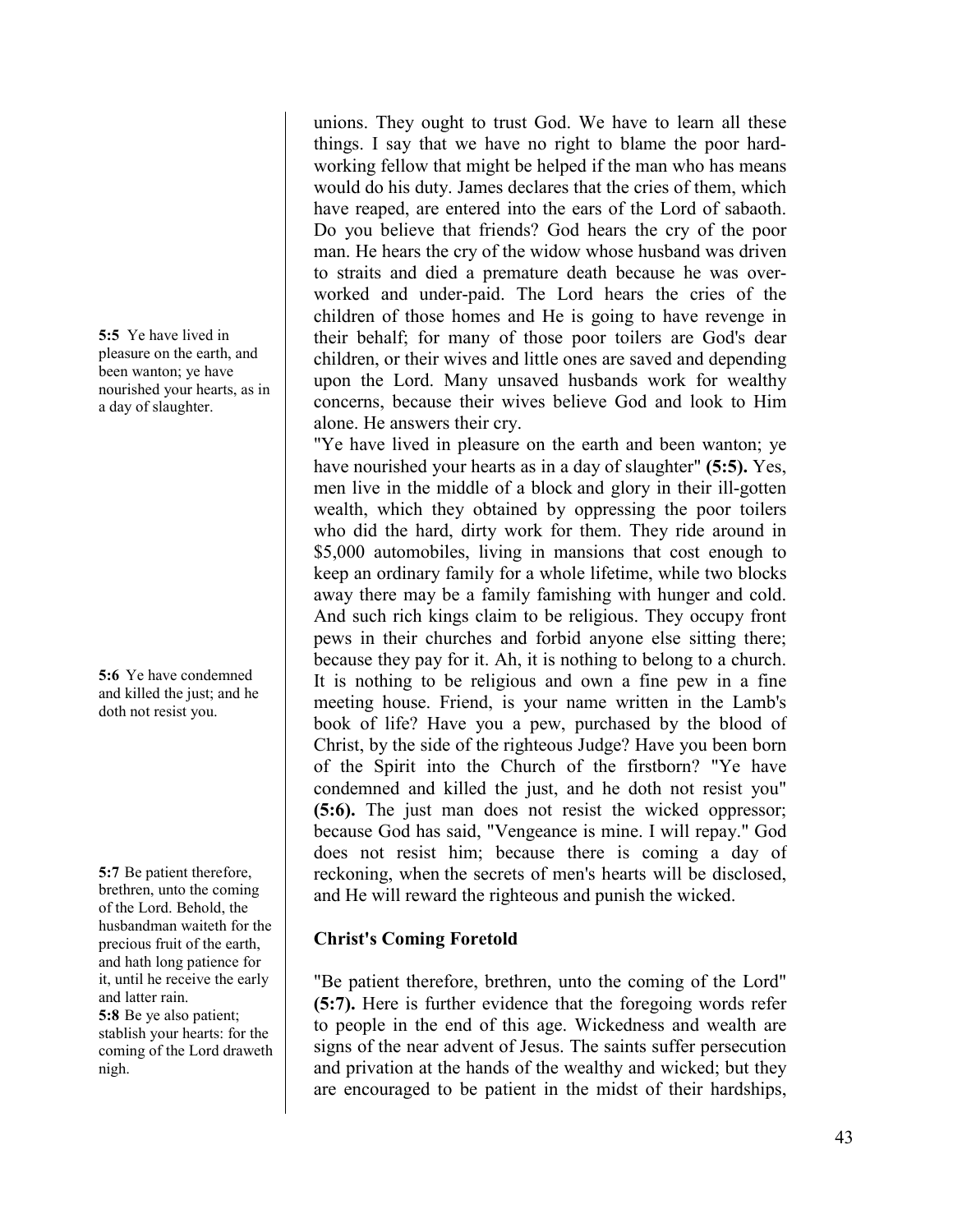unions. They ought to trust God. We have to learn all these things. I say that we have no right to blame the poor hard-working fellow that might be helped if the man who has means would do his duty. James declares that the cries of them, which have reaped, are entered into the ears of the Lord of sabaoth. Do you believe that friends? God hears the cry of the poor man. He hears the cry of the widow whose husband was driven to straits and died a premature death because he was over-worked and under-paid. The Lord hears the cries of the children of those homes and He is going to have revenge in their behalf; for many of those poor toilers are God's dear children, or their wives and little ones are saved and depending upon the Lord. Many unsaved husbands work for wealthy concerns, because their wives believe God and look to Him alone. He answers their cry.

**5:5** Ye have lived in pleasure on the earth, and been wanton; ye have nourished your hearts, as in a day of slaughter.

"Ye have lived in pleasure on the earth and been wanton; ye have nourished your hearts as in a day of slaughter" **(5:5).** Yes, men live in the middle of a block and glory in their ill-gotten wealth, which they obtained by oppressing the poor toilers who did the hard, dirty work for them. They ride around in $5,000 automobiles, living in mansions that cost enough to keep an ordinary family for a whole lifetime, while two blocks away there may be a family famishing with hunger and cold. And such rich kings claim to be religious. They occupy front pews in their churches and forbid anyone else sitting there; because they pay for it. Ah, it is nothing to belong to a church. It is nothing to be religious and own a fine pew in a fine meeting house. Friend, is your name written in the Lamb's book of life? Have you a pew, purchased by the blood of Christ, by the side of the righteous Judge? Have you been born of the Spirit into the Church of the firstborn?

**5:6** Ye have condemned and killed the just; and he doth not resist you.

"Ye have condemned and killed the just, and he doth not resist you" **(5:6).** The just man does not resist the wicked oppressor; because God has said, "Vengeance is mine. I will repay." God does not resist him; because there is coming a day of reckoning, when the secrets of men's hearts will be disclosed, and He will reward the righteous and punish the wicked.

### Christ's Coming Foretold

**5:7** Be patient therefore, brethren, unto the coming of the Lord. Behold, the husbandman waiteth for the precious fruit of the earth, and hath long patience for it, until he receive the early and latter rain.
**5:8** Be ye also patient; stablish your hearts: for the coming of the Lord draweth nigh.

"Be patient therefore, brethren, unto the coming of the Lord" **(5:7).** Here is further evidence that the foregoing words refer to people in the end of this age. Wickedness and wealth are signs of the near advent of Jesus. The saints suffer persecution and privation at the hands of the wealthy and wicked; but they are encouraged to be patient in the midst of their hardships,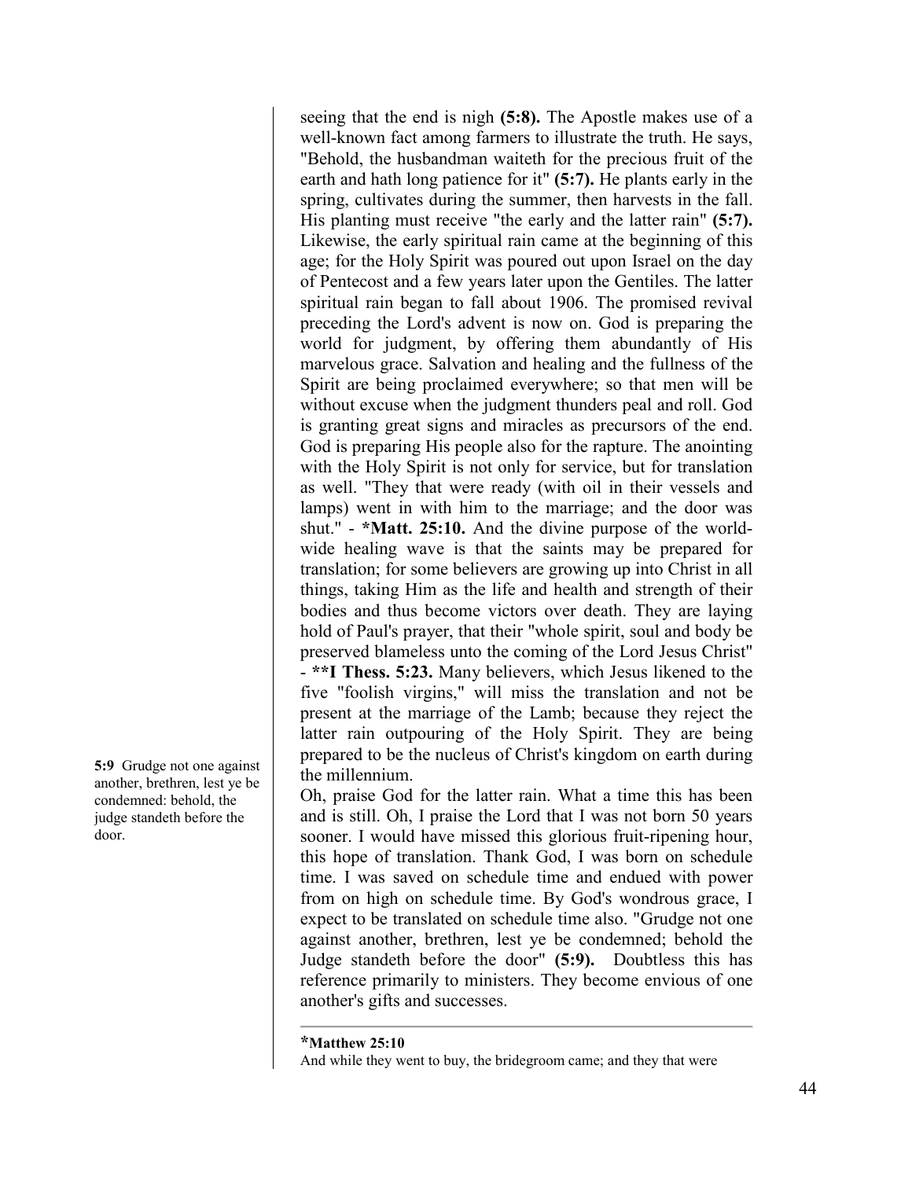seeing that the end is nigh **(5:8).** The Apostle makes use of a well-known fact among farmers to illustrate the truth. He says, "Behold, the husbandman waiteth for the precious fruit of the earth and hath long patience for it" **(5:7).** He plants early in the spring, cultivates during the summer, then harvests in the fall. His planting must receive "the early and the latter rain" **(5:7).** Likewise, the early spiritual rain came at the beginning of this age; for the Holy Spirit was poured out upon Israel on the day of Pentecost and a few years later upon the Gentiles. The latter spiritual rain began to fall about 1906. The promised revival preceding the Lord's advent is now on. God is preparing the world for judgment, by offering them abundantly of His marvelous grace. Salvation and healing and the fullness of the Spirit are being proclaimed everywhere; so that men will be without excuse when the judgment thunders peal and roll. God is granting great signs and miracles as precursors of the end. God is preparing His people also for the rapture. The anointing with the Holy Spirit is not only for service, but for translation as well. "They that were ready (with oil in their vessels and lamps) went in with him to the marriage; and the door was shut." - ***Matt. 25:10.** And the divine purpose of the world-wide healing wave is that the saints may be prepared for translation; for some believers are growing up into Christ in all things, taking Him as the life and health and strength of their bodies and thus become victors over death. They are laying hold of Paul's prayer, that their "whole spirit, soul and body be preserved blameless unto the coming of the Lord Jesus Christ" - ****I Thess. 5:23.** Many believers, which Jesus likened to the five "foolish virgins," will miss the translation and not be present at the marriage of the Lamb; because they reject the latter rain outpouring of the Holy Spirit. They are being prepared to be the nucleus of Christ's kingdom on earth during the millennium.

**5:9** Grudge not one against another, brethren, lest ye be condemned: behold, the judge standeth before the door.

Oh, praise God for the latter rain. What a time this has been and is still. Oh, I praise the Lord that I was not born 50 years sooner. I would have missed this glorious fruit-ripening hour, this hope of translation. Thank God, I was born on schedule time. I was saved on schedule time and endued with power from on high on schedule time. By God's wondrous grace, I expect to be translated on schedule time also. "Grudge not one against another, brethren, lest ye be condemned; behold the Judge standeth before the door" **(5:9).** Doubtless this has reference primarily to ministers. They become envious of one another's gifts and successes.

---

***Matthew 25:10**
And while they went to buy, the bridegroom came; and they that were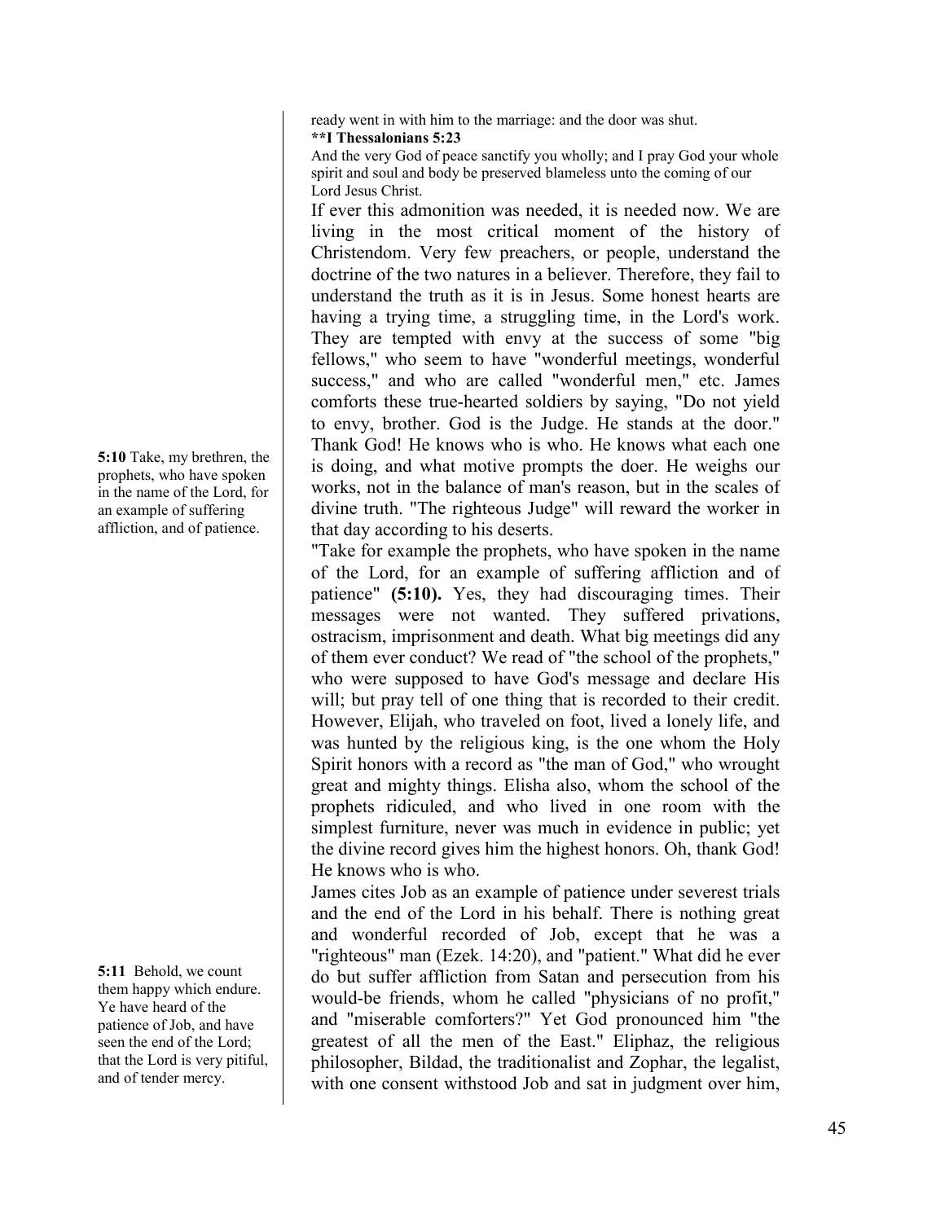ready went in with him to the marriage: and the door was shut.

**\*\*I Thessalonians 5:23**

And the very God of peace sanctify you wholly; and I pray God your whole spirit and soul and body be preserved blameless unto the coming of our Lord Jesus Christ.

If ever this admonition was needed, it is needed now. We are living in the most critical moment of the history of Christendom. Very few preachers, or people, understand the doctrine of the two natures in a believer. Therefore, they fail to understand the truth as it is in Jesus. Some honest hearts are having a trying time, a struggling time, in the Lord's work. They are tempted with envy at the success of some "big fellows," who seem to have "wonderful meetings, wonderful success," and who are called "wonderful men," etc. James comforts these true-hearted soldiers by saying, "Do not yield to envy, brother. God is the Judge. He stands at the door." Thank God! He knows who is who. He knows what each one is doing, and what motive prompts the doer. He weighs our works, not in the balance of man's reason, but in the scales of divine truth. "The righteous Judge" will reward the worker in that day according to his deserts.

**5:10** Take, my brethren, the prophets, who have spoken in the name of the Lord, for an example of suffering affliction, and of patience.

"Take for example the prophets, who have spoken in the name of the Lord, for an example of suffering affliction and of patience" **(5:10).** Yes, they had discouraging times. Their messages were not wanted. They suffered privations, ostracism, imprisonment and death. What big meetings did any of them ever conduct? We read of "the school of the prophets," who were supposed to have God's message and declare His will; but pray tell of one thing that is recorded to their credit. However, Elijah, who traveled on foot, lived a lonely life, and was hunted by the religious king, is the one whom the Holy Spirit honors with a record as "the man of God," who wrought great and mighty things. Elisha also, whom the school of the prophets ridiculed, and who lived in one room with the simplest furniture, never was much in evidence in public; yet the divine record gives him the highest honors. Oh, thank God! He knows who is who.

**5:11** Behold, we count them happy which endure. Ye have heard of the patience of Job, and have seen the end of the Lord; that the Lord is very pitiful, and of tender mercy.

James cites Job as an example of patience under severest trials and the end of the Lord in his behalf. There is nothing great and wonderful recorded of Job, except that he was a "righteous" man (Ezek. 14:20), and "patient." What did he ever do but suffer affliction from Satan and persecution from his would-be friends, whom he called "physicians of no profit," and "miserable comforters?" Yet God pronounced him "the greatest of all the men of the East." Eliphaz, the religious philosopher, Bildad, the traditionalist and Zophar, the legalist, with one consent withstood Job and sat in judgment over him,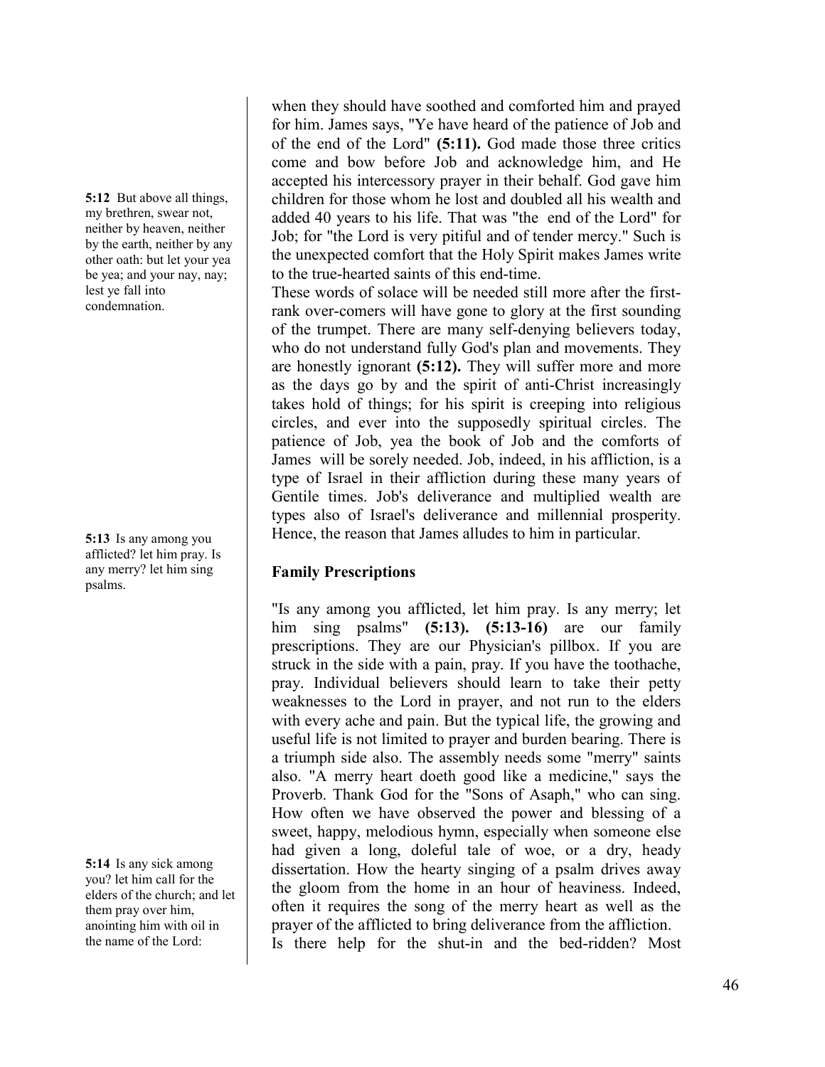when they should have soothed and comforted him and prayed for him. James says, "Ye have heard of the patience of Job and of the end of the Lord" **(5:11).** God made those three critics come and bow before Job and acknowledge him, and He accepted his intercessory prayer in their behalf. God gave him children for those whom he lost and doubled all his wealth and added 40 years to his life. That was "the end of the Lord" for Job; for "the Lord is very pitiful and of tender mercy." Such is the unexpected comfort that the Holy Spirit makes James write to the true-hearted saints of this end-time.

**5:12** But above all things, my brethren, swear not, neither by heaven, neither by the earth, neither by any other oath: but let your yea be yea; and your nay, nay; lest ye fall into condemnation.

These words of solace will be needed still more after the first-rank over-comers will have gone to glory at the first sounding of the trumpet. There are many self-denying believers today, who do not understand fully God's plan and movements. They are honestly ignorant **(5:12).** They will suffer more and more as the days go by and the spirit of anti-Christ increasingly takes hold of things; for his spirit is creeping into religious circles, and ever into the supposedly spiritual circles. The patience of Job, yea the book of Job and the comforts of James will be sorely needed. Job, indeed, in his affliction, is a type of Israel in their affliction during these many years of Gentile times. Job's deliverance and multiplied wealth are types also of Israel's deliverance and millennial prosperity. Hence, the reason that James alludes to him in particular.

**5:13** Is any among you afflicted? let him pray. Is any merry? let him sing psalms.

### Family Prescriptions

"Is any among you afflicted, let him pray. Is any merry; let him sing psalms" **(5:13). (5:13-16)** are our family prescriptions. They are our Physician's pillbox. If you are struck in the side with a pain, pray. If you have the toothache, pray. Individual believers should learn to take their petty weaknesses to the Lord in prayer, and not run to the elders with every ache and pain. But the typical life, the growing and useful life is not limited to prayer and burden bearing. There is a triumph side also. The assembly needs some "merry" saints also. "A merry heart doeth good like a medicine," says the Proverb. Thank God for the "Sons of Asaph," who can sing. How often we have observed the power and blessing of a sweet, happy, melodious hymn, especially when someone else had given a long, doleful tale of woe, or a dry, heady dissertation. How the hearty singing of a psalm drives away the gloom from the home in an hour of heaviness. Indeed, often it requires the song of the merry heart as well as the prayer of the afflicted to bring deliverance from the affliction.

**5:14** Is any sick among you? let him call for the elders of the church; and let them pray over him, anointing him with oil in the name of the Lord:

Is there help for the shut-in and the bed-ridden? Most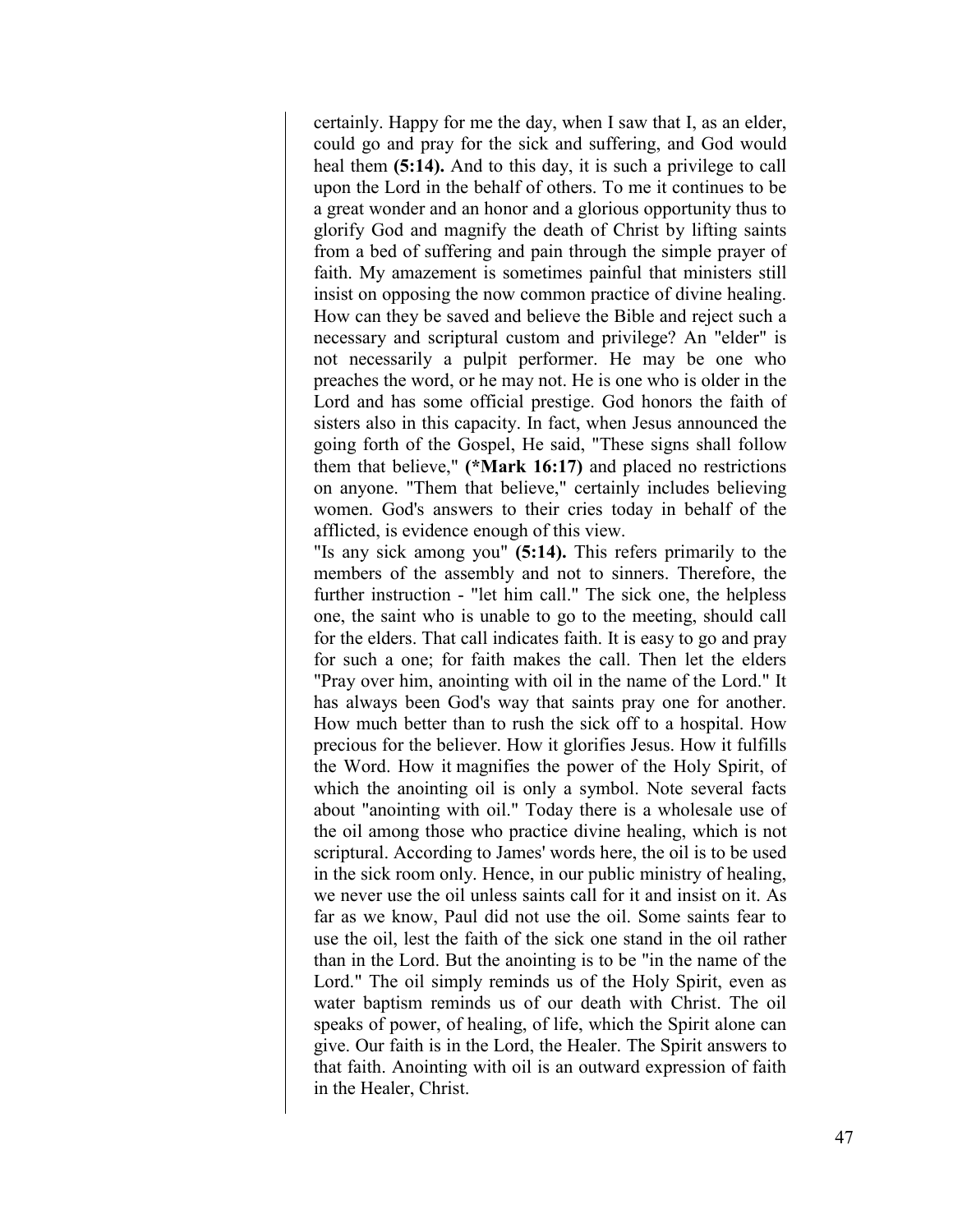certainly. Happy for me the day, when I saw that I, as an elder, could go and pray for the sick and suffering, and God would heal them **(5:14).** And to this day, it is such a privilege to call upon the Lord in the behalf of others. To me it continues to be a great wonder and an honor and a glorious opportunity thus to glorify God and magnify the death of Christ by lifting saints from a bed of suffering and pain through the simple prayer of faith. My amazement is sometimes painful that ministers still insist on opposing the now common practice of divine healing. How can they be saved and believe the Bible and reject such a necessary and scriptural custom and privilege? An "elder" is not necessarily a pulpit performer. He may be one who preaches the word, or he may not. He is one who is older in the Lord and has some official prestige. God honors the faith of sisters also in this capacity. In fact, when Jesus announced the going forth of the Gospel, He said, "These signs shall follow them that believe," **(*Mark 16:17)** and placed no restrictions on anyone. "Them that believe," certainly includes believing women. God's answers to their cries today in behalf of the afflicted, is evidence enough of this view.

"Is any sick among you" **(5:14).** This refers primarily to the members of the assembly and not to sinners. Therefore, the further instruction - "let him call." The sick one, the helpless one, the saint who is unable to go to the meeting, should call for the elders. That call indicates faith. It is easy to go and pray for such a one; for faith makes the call. Then let the elders "Pray over him, anointing with oil in the name of the Lord." It has always been God's way that saints pray one for another. How much better than to rush the sick off to a hospital. How precious for the believer. How it glorifies Jesus. How it fulfills the Word. How it magnifies the power of the Holy Spirit, of which the anointing oil is only a symbol. Note several facts about "anointing with oil." Today there is a wholesale use of the oil among those who practice divine healing, which is not scriptural. According to James' words here, the oil is to be used in the sick room only. Hence, in our public ministry of healing, we never use the oil unless saints call for it and insist on it. As far as we know, Paul did not use the oil. Some saints fear to use the oil, lest the faith of the sick one stand in the oil rather than in the Lord. But the anointing is to be "in the name of the Lord." The oil simply reminds us of the Holy Spirit, even as water baptism reminds us of our death with Christ. The oil speaks of power, of healing, of life, which the Spirit alone can give. Our faith is in the Lord, the Healer. The Spirit answers to that faith. Anointing with oil is an outward expression of faith in the Healer, Christ.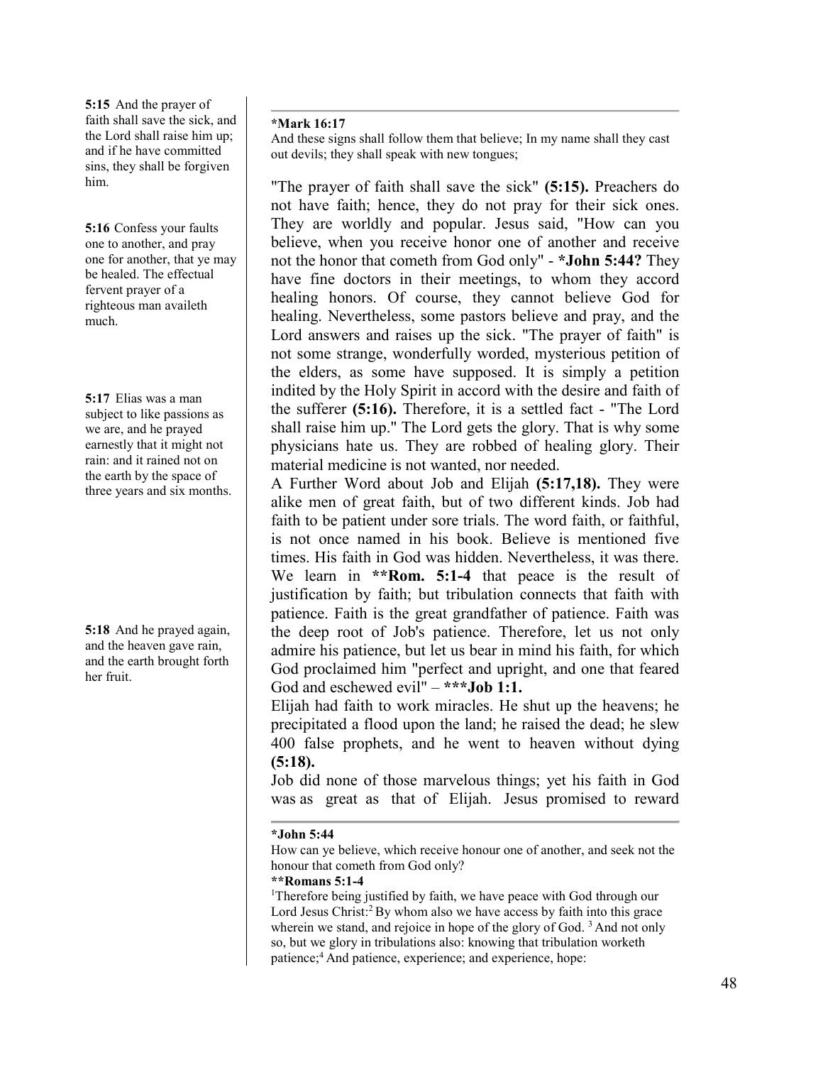**5:15** And the prayer of faith shall save the sick, and the Lord shall raise him up; and if he have committed sins, they shall be forgiven him.

**5:16** Confess your faults one to another, and pray one for another, that ye may be healed. The effectual fervent prayer of a righteous man availeth much.

**5:17** Elias was a man subject to like passions as we are, and he prayed earnestly that it might not rain: and it rained not on the earth by the space of three years and six months.

**5:18** And he prayed again, and the heaven gave rain, and the earth brought forth her fruit.

---

**\*Mark 16:17**
And these signs shall follow them that believe; In my name shall they cast out devils; they shall speak with new tongues;

"The prayer of faith shall save the sick" **(5:15).** Preachers do not have faith; hence, they do not pray for their sick ones. They are worldly and popular. Jesus said, "How can you believe, when you receive honor one of another and receive not the honor that cometh from God only" - **\*John 5:44?** They have fine doctors in their meetings, to whom they accord healing honors. Of course, they cannot believe God for healing. Nevertheless, some pastors believe and pray, and the Lord answers and raises up the sick. "The prayer of faith" is not some strange, wonderfully worded, mysterious petition of the elders, as some have supposed. It is simply a petition indited by the Holy Spirit in accord with the desire and faith of the sufferer **(5:16).** Therefore, it is a settled fact - "The Lord shall raise him up." The Lord gets the glory. That is why some physicians hate us. They are robbed of healing glory. Their material medicine is not wanted, nor needed.

A Further Word about Job and Elijah **(5:17,18).** They were alike men of great faith, but of two different kinds. Job had faith to be patient under sore trials. The word faith, or faithful, is not once named in his book. Believe is mentioned five times. His faith in God was hidden. Nevertheless, it was there. We learn in **\*\*Rom. 5:1-4** that peace is the result of justification by faith; but tribulation connects that faith with patience. Faith is the great grandfather of patience. Faith was the deep root of Job's patience. Therefore, let us not only admire his patience, but let us bear in mind his faith, for which God proclaimed him "perfect and upright, and one that feared God and eschewed evil" – **\*\*\*Job 1:1.**

Elijah had faith to work miracles. He shut up the heavens; he precipitated a flood upon the land; he raised the dead; he slew 400 false prophets, and he went to heaven without dying **(5:18).**

Job did none of those marvelous things; yet his faith in God was as great as that of Elijah. Jesus promised to reward

---

**\*John 5:44**
How can ye believe, which receive honour one of another, and seek not the honour that cometh from God only?

**\*\*Romans 5:1-4**
[1]Therefore being justified by faith, we have peace with God through our Lord Jesus Christ:[2] By whom also we have access by faith into this grace wherein we stand, and rejoice in hope of the glory of God. [3] And not only so, but we glory in tribulations also: knowing that tribulation worketh patience;[4] And patience, experience; and experience, hope: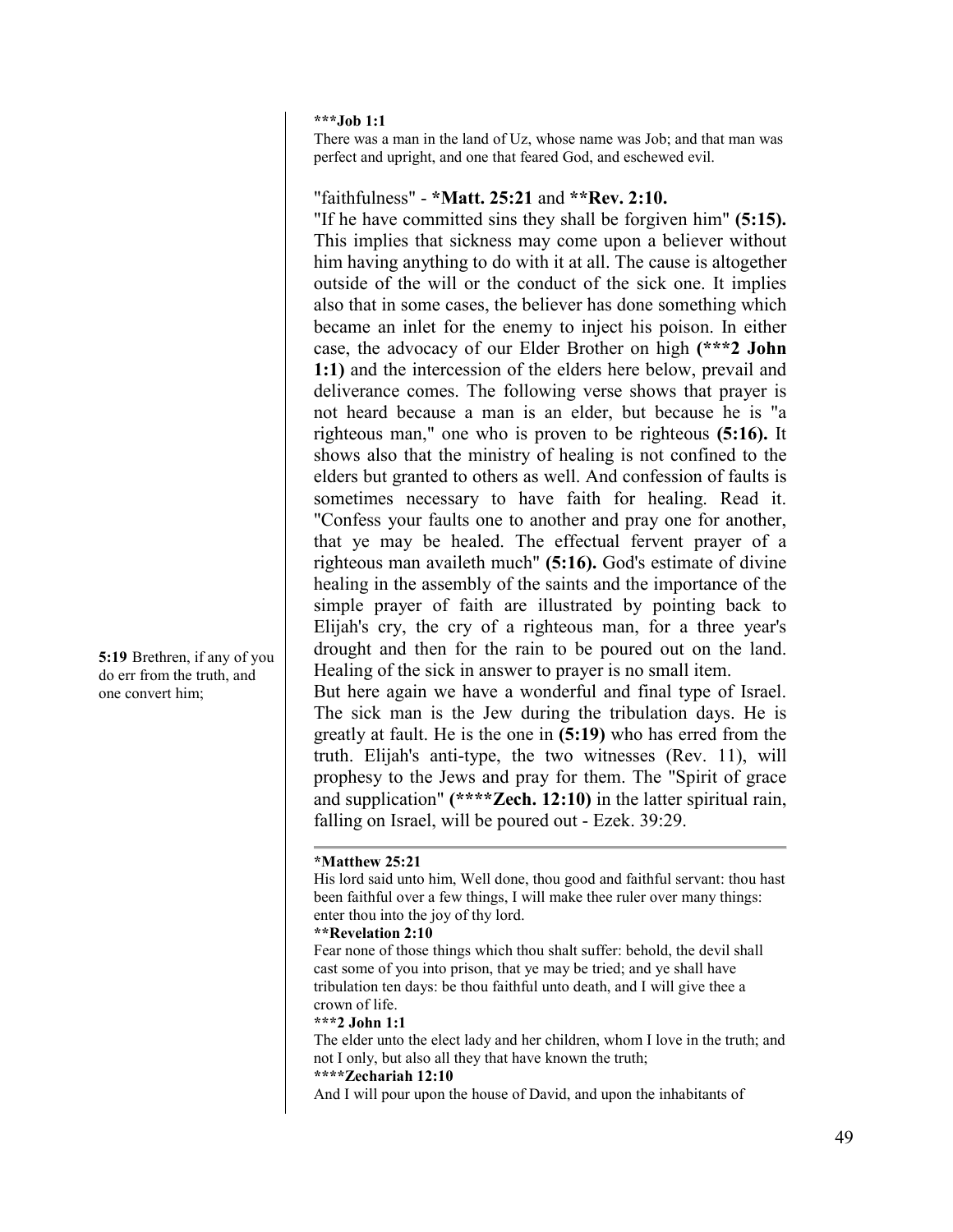**\*\*\*Job 1:1**
There was a man in the land of Uz, whose name was Job; and that man was perfect and upright, and one that feared God, and eschewed evil.

"faithfulness" - **\*Matt. 25:21** and **\*\*Rev. 2:10.**

"If he have committed sins they shall be forgiven him" **(5:15).** This implies that sickness may come upon a believer without him having anything to do with it at all. The cause is altogether outside of the will or the conduct of the sick one. It implies also that in some cases, the believer has done something which became an inlet for the enemy to inject his poison. In either case, the advocacy of our Elder Brother on high **(\*\*\*2 John 1:1)** and the intercession of the elders here below, prevail and deliverance comes. The following verse shows that prayer is not heard because a man is an elder, but because he is "a righteous man," one who is proven to be righteous **(5:16).** It shows also that the ministry of healing is not confined to the elders but granted to others as well. And confession of faults is sometimes necessary to have faith for healing. Read it. "Confess your faults one to another and pray one for another, that ye may be healed. The effectual fervent prayer of a righteous man availeth much" **(5:16).** God's estimate of divine healing in the assembly of the saints and the importance of the simple prayer of faith are illustrated by pointing back to Elijah's cry, the cry of a righteous man, for a three year's drought and then for the rain to be poured out on the land. Healing of the sick in answer to prayer is no small item.

**5:19** Brethren, if any of you do err from the truth, and one convert him;

But here again we have a wonderful and final type of Israel. The sick man is the Jew during the tribulation days. He is greatly at fault. He is the one in **(5:19)** who has erred from the truth. Elijah's anti-type, the two witnesses (Rev. 11), will prophesy to the Jews and pray for them. The "Spirit of grace and supplication" **(\*\*\*\*Zech. 12:10)** in the latter spiritual rain, falling on Israel, will be poured out - Ezek. 39:29.

---

**\*Matthew 25:21**
His lord said unto him, Well done, thou good and faithful servant: thou hast been faithful over a few things, I will make thee ruler over many things: enter thou into the joy of thy lord.

**\*\*Revelation 2:10**
Fear none of those things which thou shalt suffer: behold, the devil shall cast some of you into prison, that ye may be tried; and ye shall have tribulation ten days: be thou faithful unto death, and I will give thee a crown of life.

**\*\*\*2 John 1:1**
The elder unto the elect lady and her children, whom I love in the truth; and not I only, but also all they that have known the truth;

**\*\*\*\*Zechariah 12:10**
And I will pour upon the house of David, and upon the inhabitants of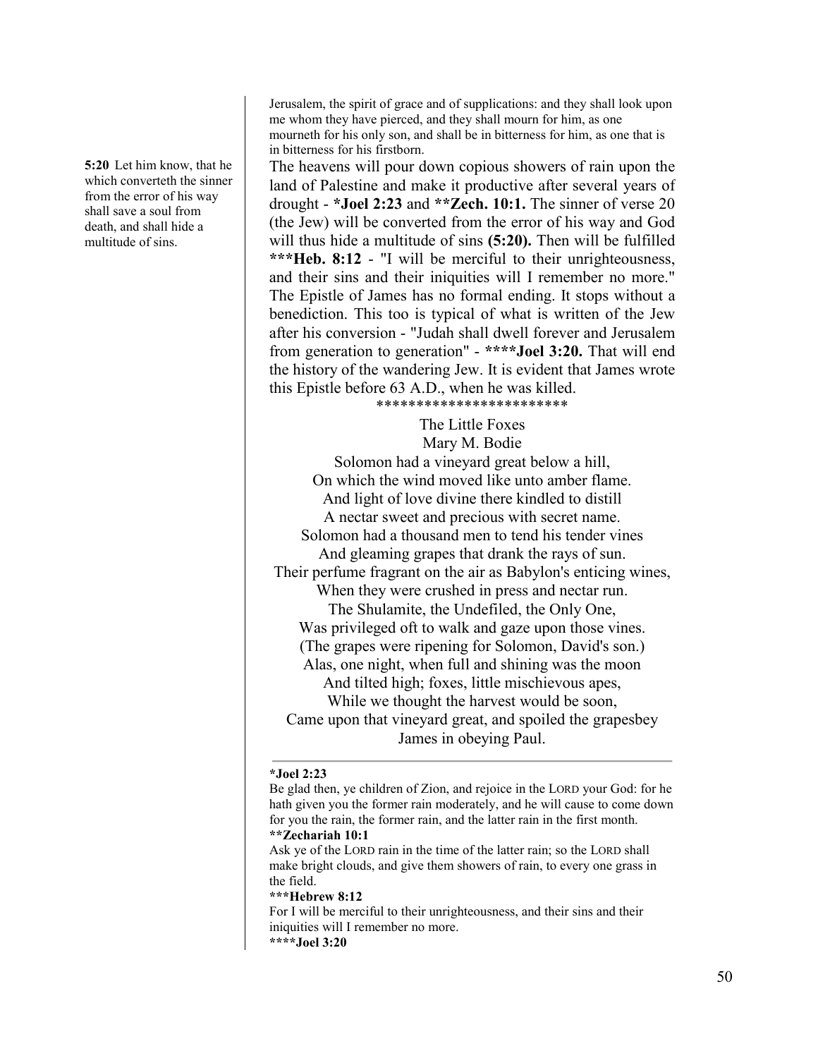Jerusalem, the spirit of grace and of supplications: and they shall look upon me whom they have pierced, and they shall mourn for him, as one mourneth for his only son, and shall be in bitterness for him, as one that is in bitterness for his firstborn.

**5:20** Let him know, that he which converteth the sinner from the error of his way shall save a soul from death, and shall hide a multitude of sins.

The heavens will pour down copious showers of rain upon the land of Palestine and make it productive after several years of drought - ***Joel 2:23** and ****Zech. 10:1.** The sinner of verse 20 (the Jew) will be converted from the error of his way and God will thus hide a multitude of sins **(5:20).** Then will be fulfilled *****Heb. 8:12** - "I will be merciful to their unrighteousness, and their sins and their iniquities will I remember no more." The Epistle of James has no formal ending. It stops without a benediction. This too is typical of what is written of the Jew after his conversion - "Judah shall dwell forever and Jerusalem from generation to generation" - ******Joel 3:20.** That will end the history of the wandering Jew. It is evident that James wrote this Epistle before 63 A.D., when he was killed.

************************

The Little Foxes
Mary M. Bodie

Solomon had a vineyard great below a hill,
On which the wind moved like unto amber flame.
And light of love divine there kindled to distill
A nectar sweet and precious with secret name.
Solomon had a thousand men to tend his tender vines
And gleaming grapes that drank the rays of sun.
Their perfume fragrant on the air as Babylon's enticing wines,
When they were crushed in press and nectar run.
The Shulamite, the Undefiled, the Only One,
Was privileged oft to walk and gaze upon those vines.
(The grapes were ripening for Solomon, David's son.)
Alas, one night, when full and shining was the moon
And tilted high; foxes, little mischievous apes,
While we thought the harvest would be soon,
Came upon that vineyard great, and spoiled the grapesbey
James in obeying Paul.

---

***Joel 2:23**
Be glad then, ye children of Zion, and rejoice in the LORD your God: for he hath given you the former rain moderately, and he will cause to come down for you the rain, the former rain, and the latter rain in the first month.

****Zechariah 10:1**
Ask ye of the LORD rain in the time of the latter rain; so the LORD shall make bright clouds, and give them showers of rain, to every one grass in the field.

*****Hebrew 8:12**
For I will be merciful to their unrighteousness, and their sins and their iniquities will I remember no more.

******Joel 3:20**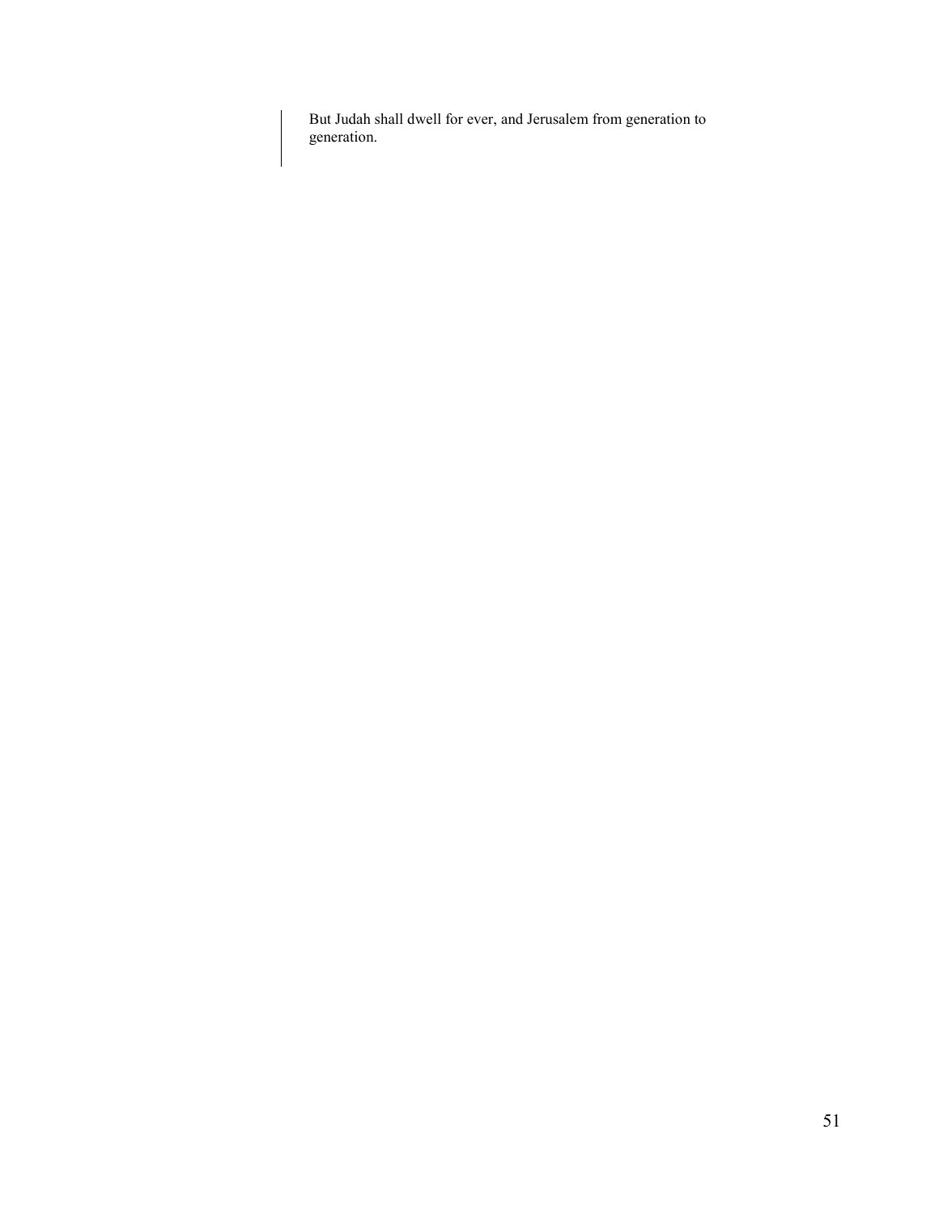> But Judah shall dwell for ever, and Jerusalem from generation to generation.